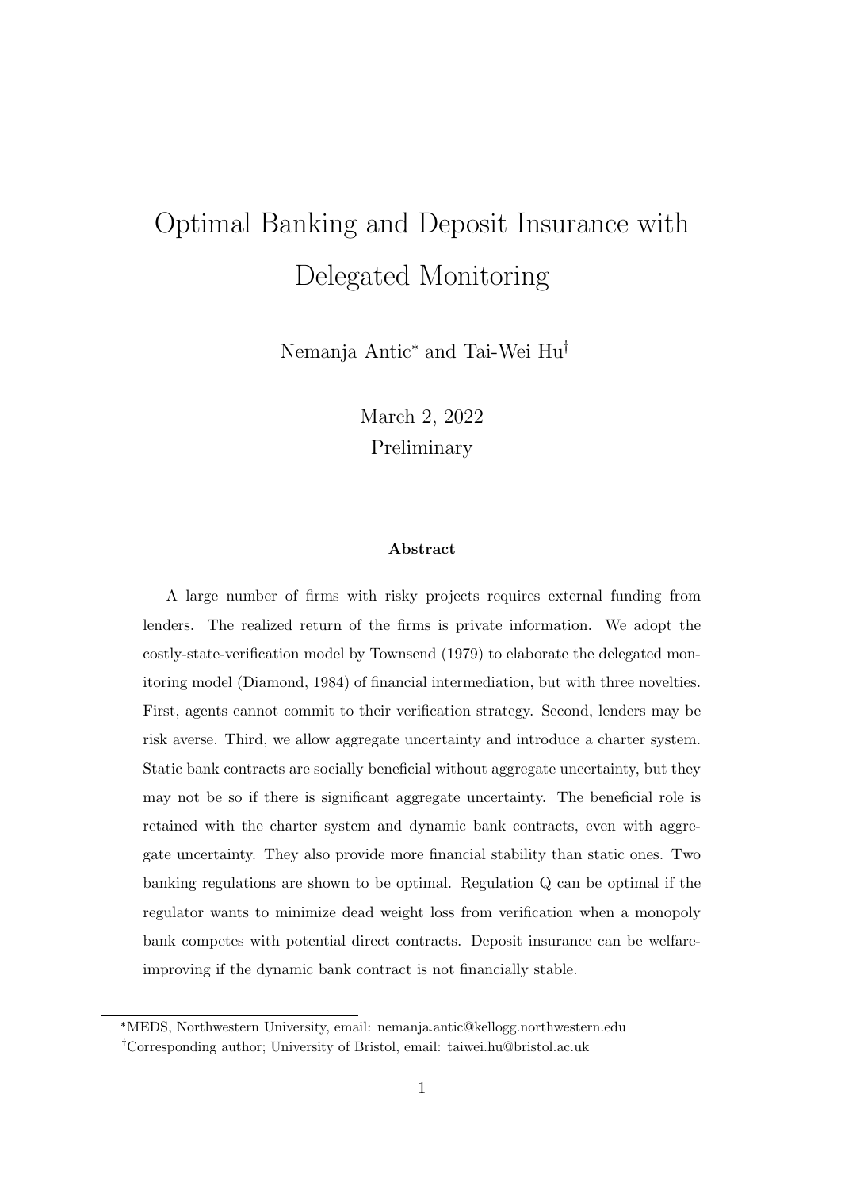# Optimal Banking and Deposit Insurance with Delegated Monitoring

Nemanja Antic[*] and Tai-Wei Hu[†]

March 2, 2022

Preliminary

**Abstract**

A large number of firms with risky projects requires external funding from lenders. The realized return of the firms is private information. We adopt the costly-state-verification model by Townsend (1979) to elaborate the delegated monitoring model (Diamond, 1984) of financial intermediation, but with three novelties. First, agents cannot commit to their verification strategy. Second, lenders may be risk averse. Third, we allow aggregate uncertainty and introduce a charter system. Static bank contracts are socially beneficial without aggregate uncertainty, but they may not be so if there is significant aggregate uncertainty. The beneficial role is retained with the charter system and dynamic bank contracts, even with aggregate uncertainty. They also provide more financial stability than static ones. Two banking regulations are shown to be optimal. Regulation Q can be optimal if the regulator wants to minimize dead weight loss from verification when a monopoly bank competes with potential direct contracts. Deposit insurance can be welfare-improving if the dynamic bank contract is not financially stable.

---

[*] MEDS, Northwestern University, email: nemanja.antic@kellogg.northwestern.edu

[†] Corresponding author; University of Bristol, email: taiwei.hu@bristol.ac.uk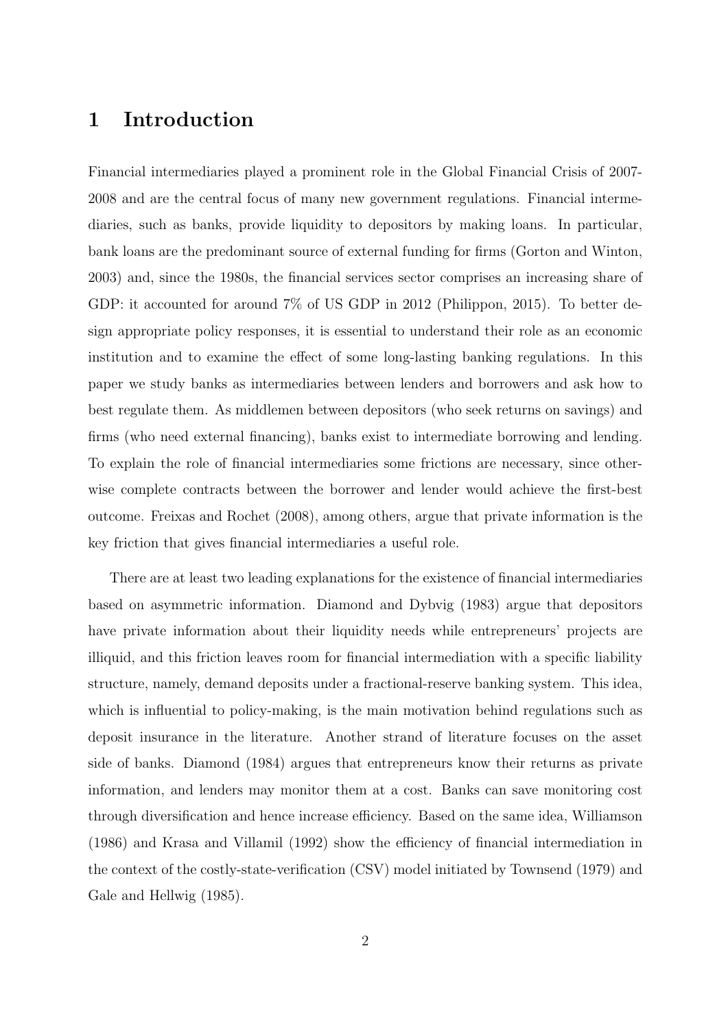# 1 Introduction

Financial intermediaries played a prominent role in the Global Financial Crisis of 2007-2008 and are the central focus of many new government regulations. Financial intermediaries, such as banks, provide liquidity to depositors by making loans. In particular, bank loans are the predominant source of external funding for firms (Gorton and Winton, 2003) and, since the 1980s, the financial services sector comprises an increasing share of GDP: it accounted for around 7% of US GDP in 2012 (Philippon, 2015). To better design appropriate policy responses, it is essential to understand their role as an economic institution and to examine the effect of some long-lasting banking regulations. In this paper we study banks as intermediaries between lenders and borrowers and ask how to best regulate them. As middlemen between depositors (who seek returns on savings) and firms (who need external financing), banks exist to intermediate borrowing and lending. To explain the role of financial intermediaries some frictions are necessary, since otherwise complete contracts between the borrower and lender would achieve the first-best outcome. Freixas and Rochet (2008), among others, argue that private information is the key friction that gives financial intermediaries a useful role.

There are at least two leading explanations for the existence of financial intermediaries based on asymmetric information. Diamond and Dybvig (1983) argue that depositors have private information about their liquidity needs while entrepreneurs' projects are illiquid, and this friction leaves room for financial intermediation with a specific liability structure, namely, demand deposits under a fractional-reserve banking system. This idea, which is influential to policy-making, is the main motivation behind regulations such as deposit insurance in the literature. Another strand of literature focuses on the asset side of banks. Diamond (1984) argues that entrepreneurs know their returns as private information, and lenders may monitor them at a cost. Banks can save monitoring cost through diversification and hence increase efficiency. Based on the same idea, Williamson (1986) and Krasa and Villamil (1992) show the efficiency of financial intermediation in the context of the costly-state-verification (CSV) model initiated by Townsend (1979) and Gale and Hellwig (1985).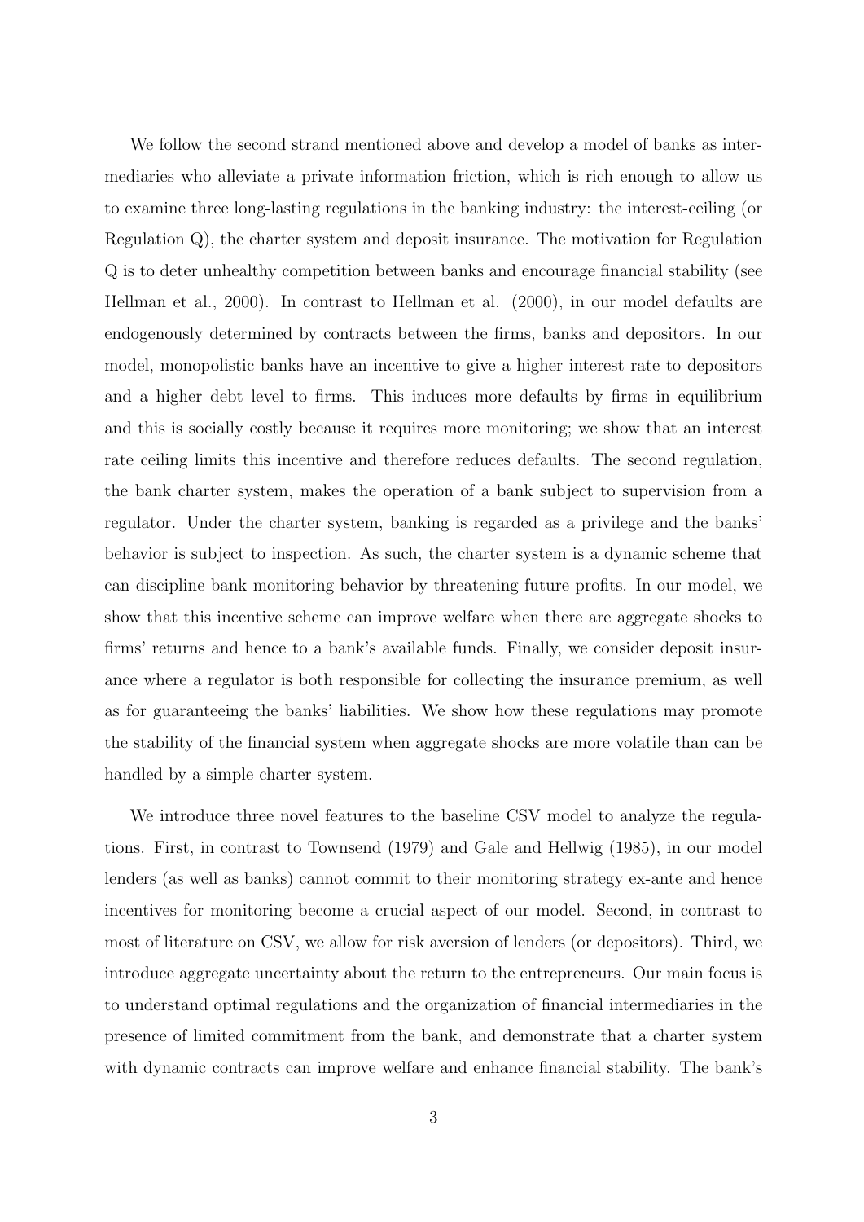We follow the second strand mentioned above and develop a model of banks as intermediaries who alleviate a private information friction, which is rich enough to allow us to examine three long-lasting regulations in the banking industry: the interest-ceiling (or Regulation Q), the charter system and deposit insurance. The motivation for Regulation Q is to deter unhealthy competition between banks and encourage financial stability (see Hellman et al., 2000). In contrast to Hellman et al. (2000), in our model defaults are endogenously determined by contracts between the firms, banks and depositors. In our model, monopolistic banks have an incentive to give a higher interest rate to depositors and a higher debt level to firms. This induces more defaults by firms in equilibrium and this is socially costly because it requires more monitoring; we show that an interest rate ceiling limits this incentive and therefore reduces defaults. The second regulation, the bank charter system, makes the operation of a bank subject to supervision from a regulator. Under the charter system, banking is regarded as a privilege and the banks' behavior is subject to inspection. As such, the charter system is a dynamic scheme that can discipline bank monitoring behavior by threatening future profits. In our model, we show that this incentive scheme can improve welfare when there are aggregate shocks to firms' returns and hence to a bank's available funds. Finally, we consider deposit insurance where a regulator is both responsible for collecting the insurance premium, as well as for guaranteeing the banks' liabilities. We show how these regulations may promote the stability of the financial system when aggregate shocks are more volatile than can be handled by a simple charter system.

We introduce three novel features to the baseline CSV model to analyze the regulations. First, in contrast to Townsend (1979) and Gale and Hellwig (1985), in our model lenders (as well as banks) cannot commit to their monitoring strategy ex-ante and hence incentives for monitoring become a crucial aspect of our model. Second, in contrast to most of literature on CSV, we allow for risk aversion of lenders (or depositors). Third, we introduce aggregate uncertainty about the return to the entrepreneurs. Our main focus is to understand optimal regulations and the organization of financial intermediaries in the presence of limited commitment from the bank, and demonstrate that a charter system with dynamic contracts can improve welfare and enhance financial stability. The bank's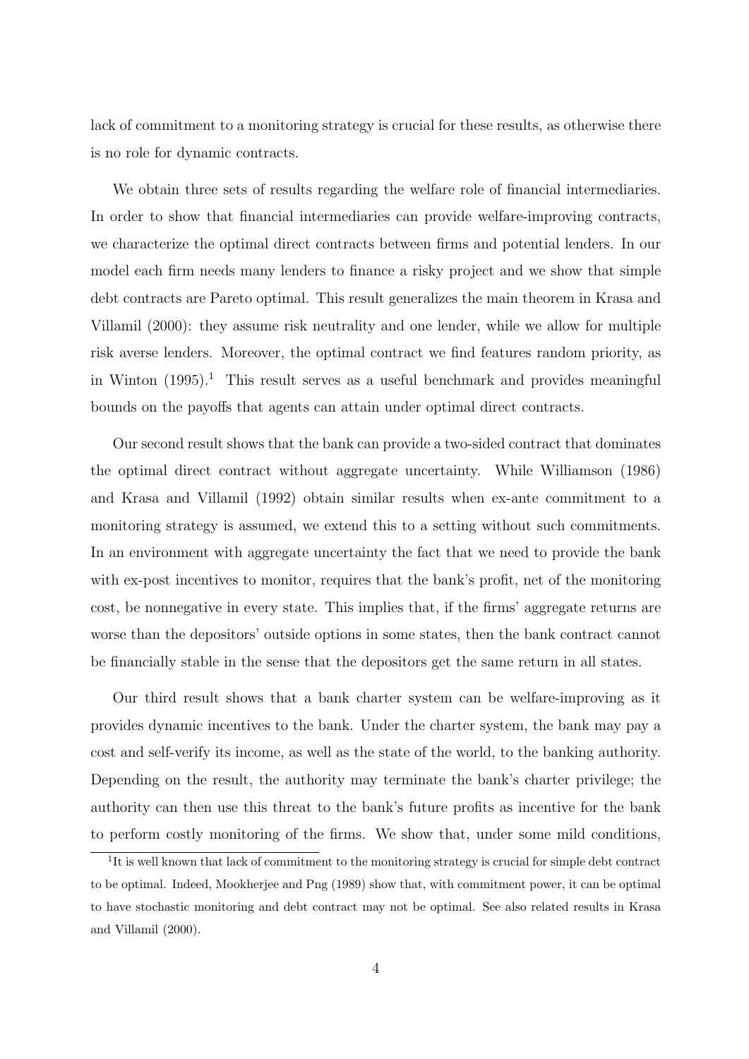lack of commitment to a monitoring strategy is crucial for these results, as otherwise there is no role for dynamic contracts.

We obtain three sets of results regarding the welfare role of financial intermediaries. In order to show that financial intermediaries can provide welfare-improving contracts, we characterize the optimal direct contracts between firms and potential lenders. In our model each firm needs many lenders to finance a risky project and we show that simple debt contracts are Pareto optimal. This result generalizes the main theorem in Krasa and Villamil (2000): they assume risk neutrality and one lender, while we allow for multiple risk averse lenders. Moreover, the optimal contract we find features random priority, as in Winton (1995).[1] This result serves as a useful benchmark and provides meaningful bounds on the payoffs that agents can attain under optimal direct contracts.

Our second result shows that the bank can provide a two-sided contract that dominates the optimal direct contract without aggregate uncertainty. While Williamson (1986) and Krasa and Villamil (1992) obtain similar results when ex-ante commitment to a monitoring strategy is assumed, we extend this to a setting without such commitments. In an environment with aggregate uncertainty the fact that we need to provide the bank with ex-post incentives to monitor, requires that the bank's profit, net of the monitoring cost, be nonnegative in every state. This implies that, if the firms' aggregate returns are worse than the depositors' outside options in some states, then the bank contract cannot be financially stable in the sense that the depositors get the same return in all states.

Our third result shows that a bank charter system can be welfare-improving as it provides dynamic incentives to the bank. Under the charter system, the bank may pay a cost and self-verify its income, as well as the state of the world, to the banking authority. Depending on the result, the authority may terminate the bank's charter privilege; the authority can then use this threat to the bank's future profits as incentive for the bank to perform costly monitoring of the firms. We show that, under some mild conditions,

[1]It is well known that lack of commitment to the monitoring strategy is crucial for simple debt contract to be optimal. Indeed, Mookherjee and Png (1989) show that, with commitment power, it can be optimal to have stochastic monitoring and debt contract may not be optimal. See also related results in Krasa and Villamil (2000).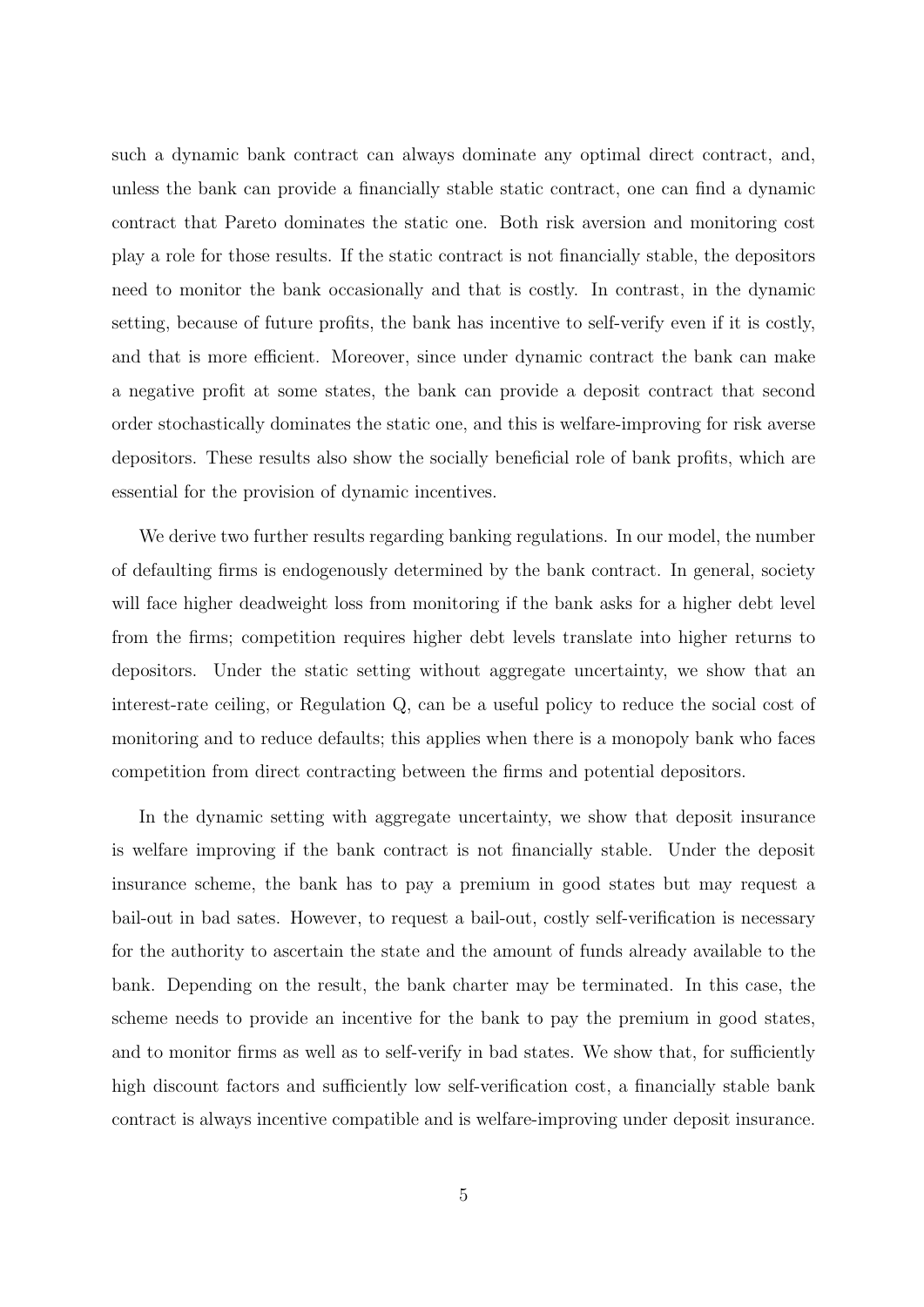such a dynamic bank contract can always dominate any optimal direct contract, and, unless the bank can provide a financially stable static contract, one can find a dynamic contract that Pareto dominates the static one. Both risk aversion and monitoring cost play a role for those results. If the static contract is not financially stable, the depositors need to monitor the bank occasionally and that is costly. In contrast, in the dynamic setting, because of future profits, the bank has incentive to self-verify even if it is costly, and that is more efficient. Moreover, since under dynamic contract the bank can make a negative profit at some states, the bank can provide a deposit contract that second order stochastically dominates the static one, and this is welfare-improving for risk averse depositors. These results also show the socially beneficial role of bank profits, which are essential for the provision of dynamic incentives.

We derive two further results regarding banking regulations. In our model, the number of defaulting firms is endogenously determined by the bank contract. In general, society will face higher deadweight loss from monitoring if the bank asks for a higher debt level from the firms; competition requires higher debt levels translate into higher returns to depositors. Under the static setting without aggregate uncertainty, we show that an interest-rate ceiling, or Regulation Q, can be a useful policy to reduce the social cost of monitoring and to reduce defaults; this applies when there is a monopoly bank who faces competition from direct contracting between the firms and potential depositors.

In the dynamic setting with aggregate uncertainty, we show that deposit insurance is welfare improving if the bank contract is not financially stable. Under the deposit insurance scheme, the bank has to pay a premium in good states but may request a bail-out in bad sates. However, to request a bail-out, costly self-verification is necessary for the authority to ascertain the state and the amount of funds already available to the bank. Depending on the result, the bank charter may be terminated. In this case, the scheme needs to provide an incentive for the bank to pay the premium in good states, and to monitor firms as well as to self-verify in bad states. We show that, for sufficiently high discount factors and sufficiently low self-verification cost, a financially stable bank contract is always incentive compatible and is welfare-improving under deposit insurance.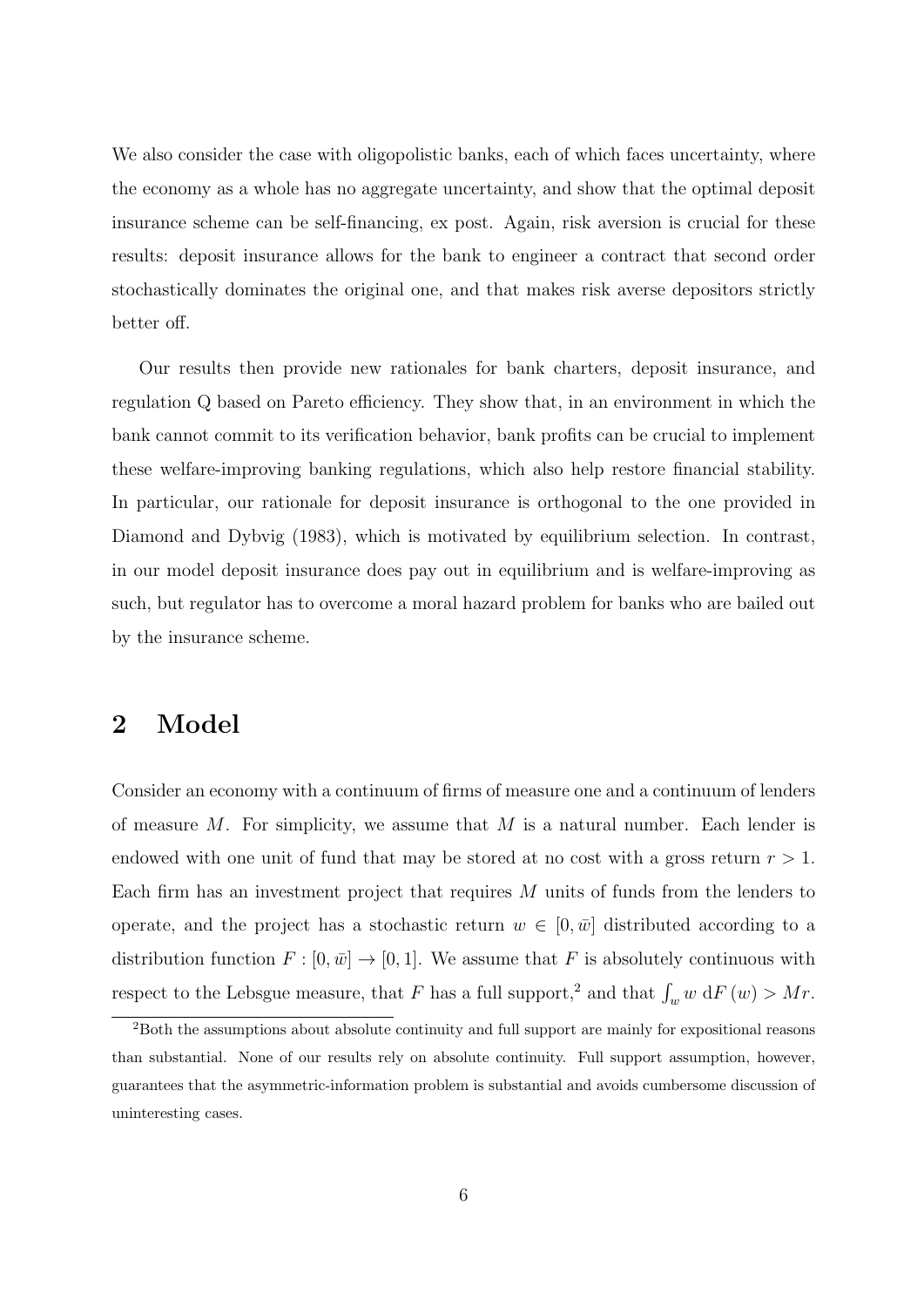We also consider the case with oligopolistic banks, each of which faces uncertainty, where the economy as a whole has no aggregate uncertainty, and show that the optimal deposit insurance scheme can be self-financing, ex post. Again, risk aversion is crucial for these results: deposit insurance allows for the bank to engineer a contract that second order stochastically dominates the original one, and that makes risk averse depositors strictly better off.

Our results then provide new rationales for bank charters, deposit insurance, and regulation Q based on Pareto efficiency. They show that, in an environment in which the bank cannot commit to its verification behavior, bank profits can be crucial to implement these welfare-improving banking regulations, which also help restore financial stability. In particular, our rationale for deposit insurance is orthogonal to the one provided in Diamond and Dybvig (1983), which is motivated by equilibrium selection. In contrast, in our model deposit insurance does pay out in equilibrium and is welfare-improving as such, but regulator has to overcome a moral hazard problem for banks who are bailed out by the insurance scheme.

## 2 Model

Consider an economy with a continuum of firms of measure one and a continuum of lenders of measure $M$. For simplicity, we assume that $M$ is a natural number. Each lender is endowed with one unit of fund that may be stored at no cost with a gross return $r > 1$. Each firm has an investment project that requires $M$ units of funds from the lenders to operate, and the project has a stochastic return $w \in [0, \bar{w}]$ distributed according to a distribution function $F : [0, \bar{w}] \to [0, 1]$. We assume that $F$ is absolutely continuous with respect to the Lebsgue measure, that $F$ has a full support,[2] and that $\int_w w \, \mathrm{d}F(w) > Mr$.

[2] Both the assumptions about absolute continuity and full support are mainly for expositional reasons than substantial. None of our results rely on absolute continuity. Full support assumption, however, guarantees that the asymmetric-information problem is substantial and avoids cumbersome discussion of uninteresting cases.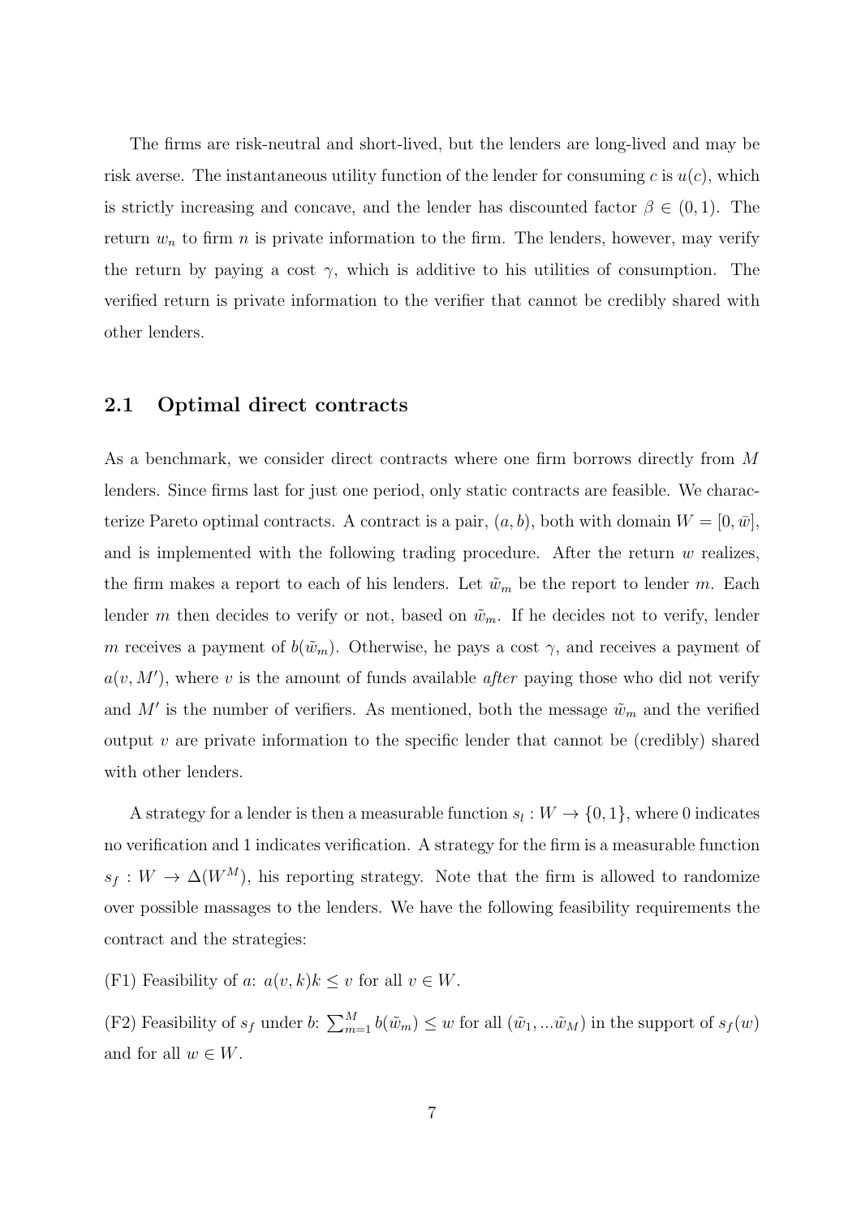The firms are risk-neutral and short-lived, but the lenders are long-lived and may be risk averse. The instantaneous utility function of the lender for consuming $c$ is $u(c)$, which is strictly increasing and concave, and the lender has discounted factor $\beta \in (0, 1)$. The return $w_n$ to firm $n$ is private information to the firm. The lenders, however, may verify the return by paying a cost $\gamma$, which is additive to his utilities of consumption. The verified return is private information to the verifier that cannot be credibly shared with other lenders.

## 2.1 Optimal direct contracts

As a benchmark, we consider direct contracts where one firm borrows directly from $M$ lenders. Since firms last for just one period, only static contracts are feasible. We characterize Pareto optimal contracts. A contract is a pair, $(a, b)$, both with domain $W = [0, \bar{w}]$, and is implemented with the following trading procedure. After the return $w$ realizes, the firm makes a report to each of his lenders. Let $\tilde{w}_m$ be the report to lender $m$. Each lender $m$ then decides to verify or not, based on $\tilde{w}_m$. If he decides not to verify, lender $m$ receives a payment of $b(\tilde{w}_m)$. Otherwise, he pays a cost $\gamma$, and receives a payment of $a(v, M')$, where $v$ is the amount of funds available *after* paying those who did not verify and $M'$ is the number of verifiers. As mentioned, both the message $\tilde{w}_m$ and the verified output $v$ are private information to the specific lender that cannot be (credibly) shared with other lenders.

A strategy for a lender is then a measurable function $s_l : W \to \{0, 1\}$, where 0 indicates no verification and 1 indicates verification. A strategy for the firm is a measurable function $s_f : W \to \Delta(W^M)$, his reporting strategy. Note that the firm is allowed to randomize over possible massages to the lenders. We have the following feasibility requirements the contract and the strategies:

(F1) Feasibility of $a$: $a(v, k)k \leq v$ for all $v \in W$.

(F2) Feasibility of $s_f$ under $b$: $\sum_{m=1}^{M} b(\tilde{w}_m) \leq w$ for all $(\tilde{w}_1, ...\tilde{w}_M)$ in the support of $s_f(w)$ and for all $w \in W$.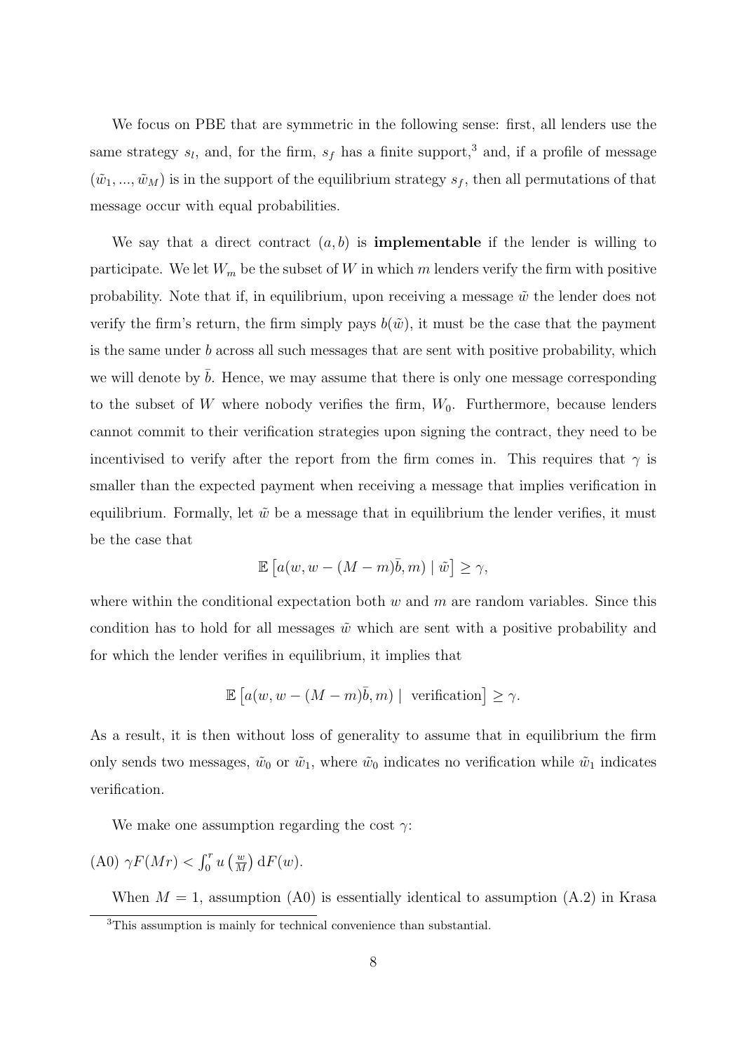We focus on PBE that are symmetric in the following sense: first, all lenders use the same strategy $s_l$, and, for the firm, $s_f$ has a finite support,[3] and, if a profile of message $(\tilde{w}_1, ..., \tilde{w}_M)$ is in the support of the equilibrium strategy $s_f$, then all permutations of that message occur with equal probabilities.

We say that a direct contract $(a, b)$ is **implementable** if the lender is willing to participate. We let $W_m$ be the subset of $W$ in which $m$ lenders verify the firm with positive probability. Note that if, in equilibrium, upon receiving a message $\tilde{w}$ the lender does not verify the firm's return, the firm simply pays $b(\tilde{w})$, it must be the case that the payment is the same under $b$ across all such messages that are sent with positive probability, which we will denote by $\bar{b}$. Hence, we may assume that there is only one message corresponding to the subset of $W$ where nobody verifies the firm, $W_0$. Furthermore, because lenders cannot commit to their verification strategies upon signing the contract, they need to be incentivised to verify after the report from the firm comes in. This requires that $\gamma$ is smaller than the expected payment when receiving a message that implies verification in equilibrium. Formally, let $\tilde{w}$ be a message that in equilibrium the lender verifies, it must be the case that

$$\mathbb{E}\left[a(w, w - (M - m)\bar{b}, m) \mid \tilde{w}\right] \geq \gamma,$$

where within the conditional expectation both $w$ and $m$ are random variables. Since this condition has to hold for all messages $\tilde{w}$ which are sent with a positive probability and for which the lender verifies in equilibrium, it implies that

$$\mathbb{E}\left[a(w, w - (M - m)\bar{b}, m) \mid \text{ verification}\right] \geq \gamma.$$

As a result, it is then without loss of generality to assume that in equilibrium the firm only sends two messages, $\tilde{w}_0$ or $\tilde{w}_1$, where $\tilde{w}_0$ indicates no verification while $\tilde{w}_1$ indicates verification.

We make one assumption regarding the cost $\gamma$:

(A0) $\gamma F(Mr) < \int_0^r u\left(\frac{w}{M}\right) \mathrm{d}F(w)$.

When $M = 1$, assumption (A0) is essentially identical to assumption (A.2) in Krasa

[3] This assumption is mainly for technical convenience than substantial.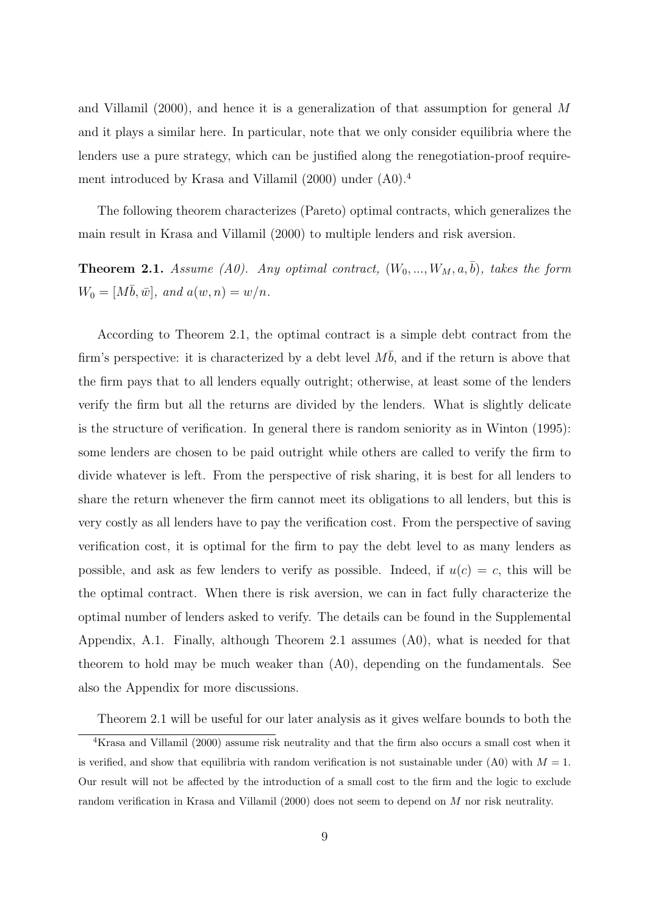and Villamil (2000), and hence it is a generalization of that assumption for general $M$ and it plays a similar here. In particular, note that we only consider equilibria where the lenders use a pure strategy, which can be justified along the renegotiation-proof requirement introduced by Krasa and Villamil (2000) under (A0).[4]

The following theorem characterizes (Pareto) optimal contracts, which generalizes the main result in Krasa and Villamil (2000) to multiple lenders and risk aversion.

**Theorem 2.1.** *Assume (A0). Any optimal contract,* $(W_0, ..., W_M, a, \bar{b})$*, takes the form* $W_0 = [M\bar{b}, \bar{w}]$*, and* $a(w, n) = w/n$*.*

According to Theorem 2.1, the optimal contract is a simple debt contract from the firm's perspective: it is characterized by a debt level $M\bar{b}$, and if the return is above that the firm pays that to all lenders equally outright; otherwise, at least some of the lenders verify the firm but all the returns are divided by the lenders. What is slightly delicate is the structure of verification. In general there is random seniority as in Winton (1995): some lenders are chosen to be paid outright while others are called to verify the firm to divide whatever is left. From the perspective of risk sharing, it is best for all lenders to share the return whenever the firm cannot meet its obligations to all lenders, but this is very costly as all lenders have to pay the verification cost. From the perspective of saving verification cost, it is optimal for the firm to pay the debt level to as many lenders as possible, and ask as few lenders to verify as possible. Indeed, if $u(c) = c$, this will be the optimal contract. When there is risk aversion, we can in fact fully characterize the optimal number of lenders asked to verify. The details can be found in the Supplemental Appendix, A.1. Finally, although Theorem 2.1 assumes (A0), what is needed for that theorem to hold may be much weaker than (A0), depending on the fundamentals. See also the Appendix for more discussions.

Theorem 2.1 will be useful for our later analysis as it gives welfare bounds to both the

[4] Krasa and Villamil (2000) assume risk neutrality and that the firm also occurs a small cost when it is verified, and show that equilibria with random verification is not sustainable under (A0) with $M = 1$. Our result will not be affected by the introduction of a small cost to the firm and the logic to exclude random verification in Krasa and Villamil (2000) does not seem to depend on $M$ nor risk neutrality.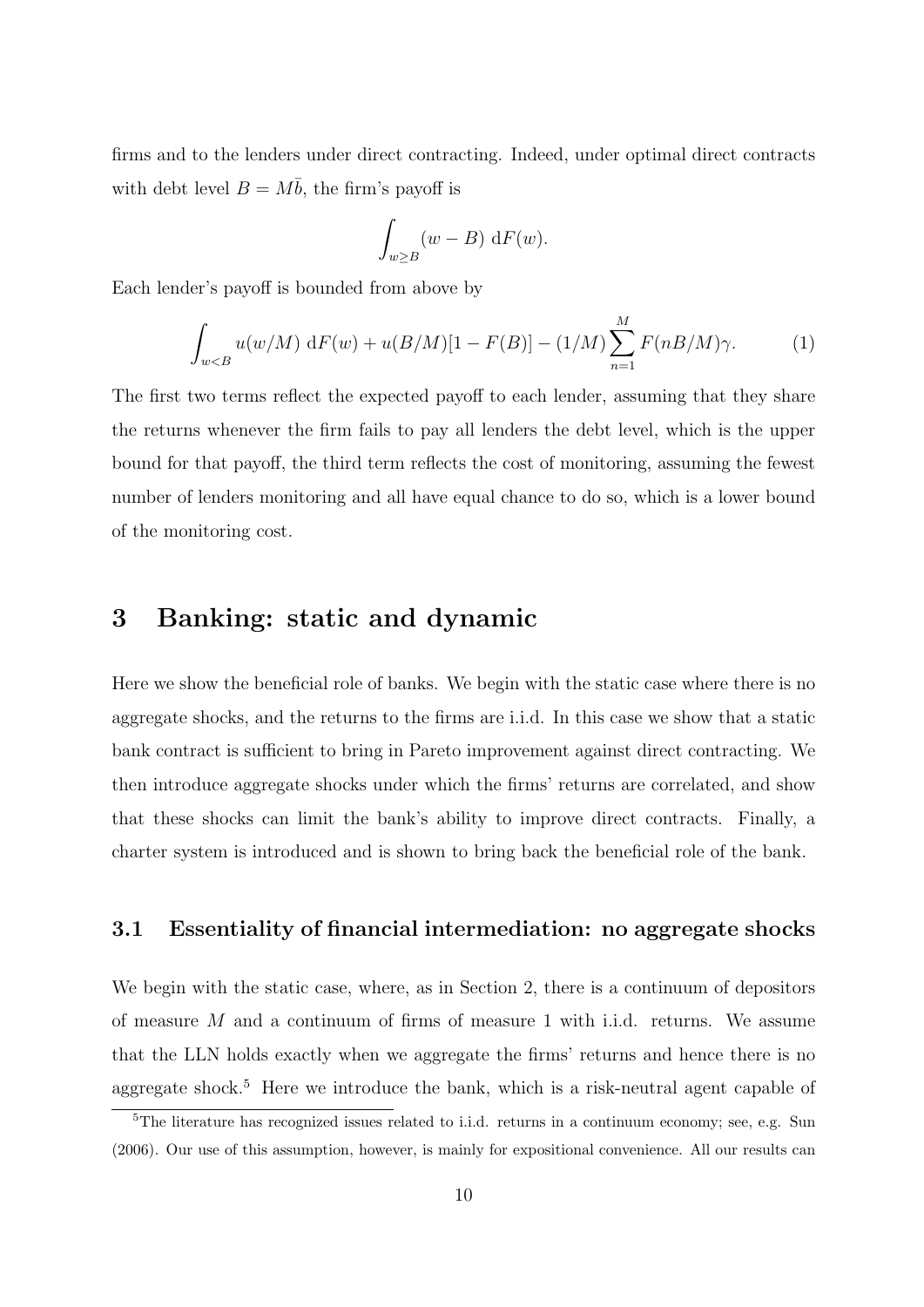firms and to the lenders under direct contracting. Indeed, under optimal direct contracts with debt level $B = M\bar{b}$, the firm's payoff is

$$\int_{w \geq B} (w - B) \, \mathrm{d}F(w).$$

Each lender's payoff is bounded from above by

$$\int_{w < B} u(w/M) \, \mathrm{d}F(w) + u(B/M)[1 - F(B)] - (1/M) \sum_{n=1}^{M} F(nB/M)\gamma. \tag{1}$$

The first two terms reflect the expected payoff to each lender, assuming that they share the returns whenever the firm fails to pay all lenders the debt level, which is the upper bound for that payoff, the third term reflects the cost of monitoring, assuming the fewest number of lenders monitoring and all have equal chance to do so, which is a lower bound of the monitoring cost.

# 3 Banking: static and dynamic

Here we show the beneficial role of banks. We begin with the static case where there is no aggregate shocks, and the returns to the firms are i.i.d. In this case we show that a static bank contract is sufficient to bring in Pareto improvement against direct contracting. We then introduce aggregate shocks under which the firms' returns are correlated, and show that these shocks can limit the bank's ability to improve direct contracts. Finally, a charter system is introduced and is shown to bring back the beneficial role of the bank.

## 3.1 Essentiality of financial intermediation: no aggregate shocks

We begin with the static case, where, as in Section 2, there is a continuum of depositors of measure $M$ and a continuum of firms of measure 1 with i.i.d. returns. We assume that the LLN holds exactly when we aggregate the firms' returns and hence there is no aggregate shock.[5] Here we introduce the bank, which is a risk-neutral agent capable of

[5] The literature has recognized issues related to i.i.d. returns in a continuum economy; see, e.g. Sun (2006). Our use of this assumption, however, is mainly for expositional convenience. All our results can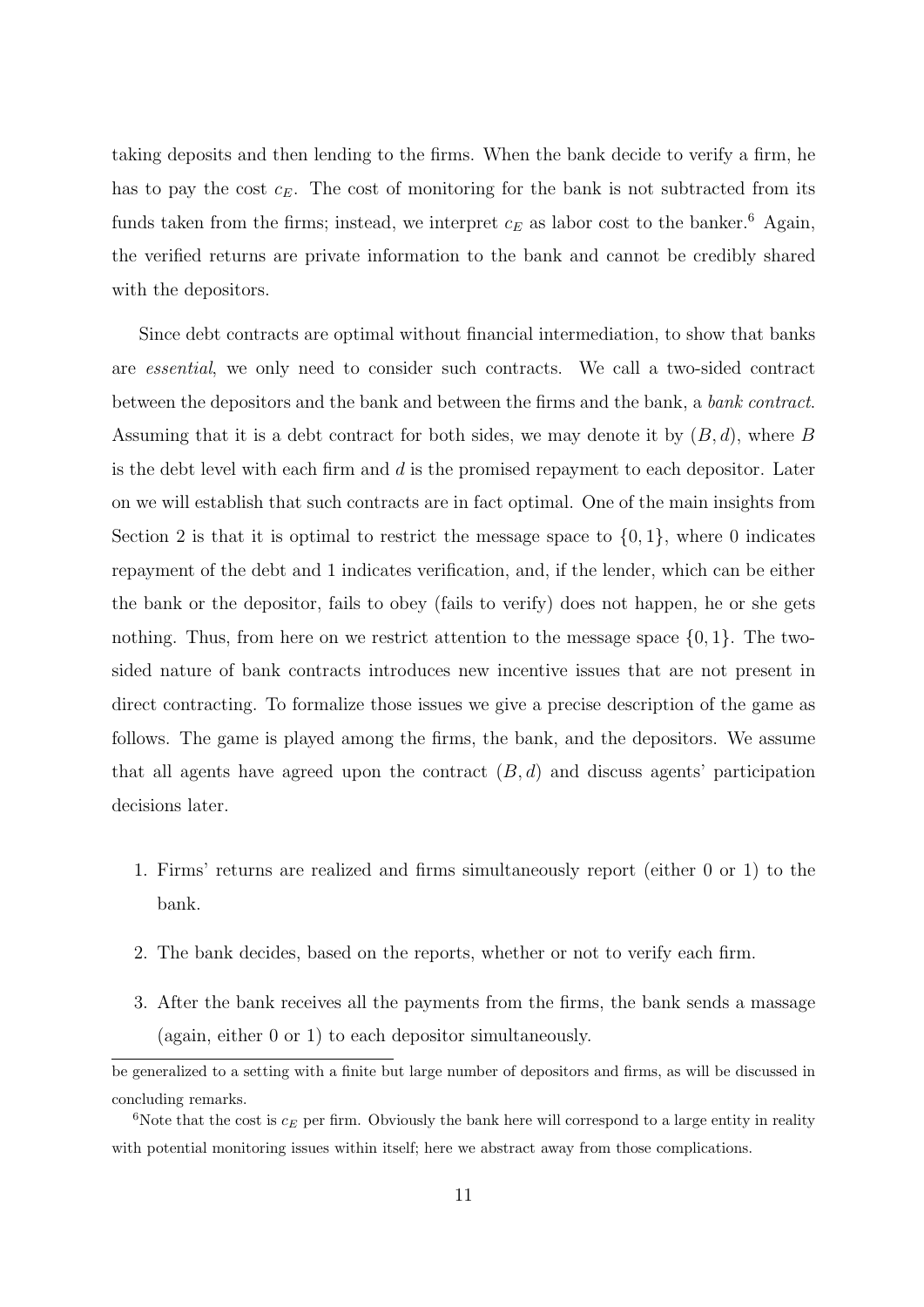taking deposits and then lending to the firms. When the bank decide to verify a firm, he has to pay the cost $c_E$. The cost of monitoring for the bank is not subtracted from its funds taken from the firms; instead, we interpret $c_E$ as labor cost to the banker.[6] Again, the verified returns are private information to the bank and cannot be credibly shared with the depositors.

Since debt contracts are optimal without financial intermediation, to show that banks are *essential*, we only need to consider such contracts. We call a two-sided contract between the depositors and the bank and between the firms and the bank, a *bank contract*. Assuming that it is a debt contract for both sides, we may denote it by $(B, d)$, where $B$ is the debt level with each firm and $d$ is the promised repayment to each depositor. Later on we will establish that such contracts are in fact optimal. One of the main insights from Section 2 is that it is optimal to restrict the message space to $\{0, 1\}$, where 0 indicates repayment of the debt and 1 indicates verification, and, if the lender, which can be either the bank or the depositor, fails to obey (fails to verify) does not happen, he or she gets nothing. Thus, from here on we restrict attention to the message space $\{0, 1\}$. The two-sided nature of bank contracts introduces new incentive issues that are not present in direct contracting. To formalize those issues we give a precise description of the game as follows. The game is played among the firms, the bank, and the depositors. We assume that all agents have agreed upon the contract $(B, d)$ and discuss agents' participation decisions later.

1. Firms' returns are realized and firms simultaneously report (either 0 or 1) to the bank.
2. The bank decides, based on the reports, whether or not to verify each firm.
3. After the bank receives all the payments from the firms, the bank sends a massage (again, either 0 or 1) to each depositor simultaneously.

---

be generalized to a setting with a finite but large number of depositors and firms, as will be discussed in concluding remarks.

[6] Note that the cost is $c_E$ per firm. Obviously the bank here will correspond to a large entity in reality with potential monitoring issues within itself; here we abstract away from those complications.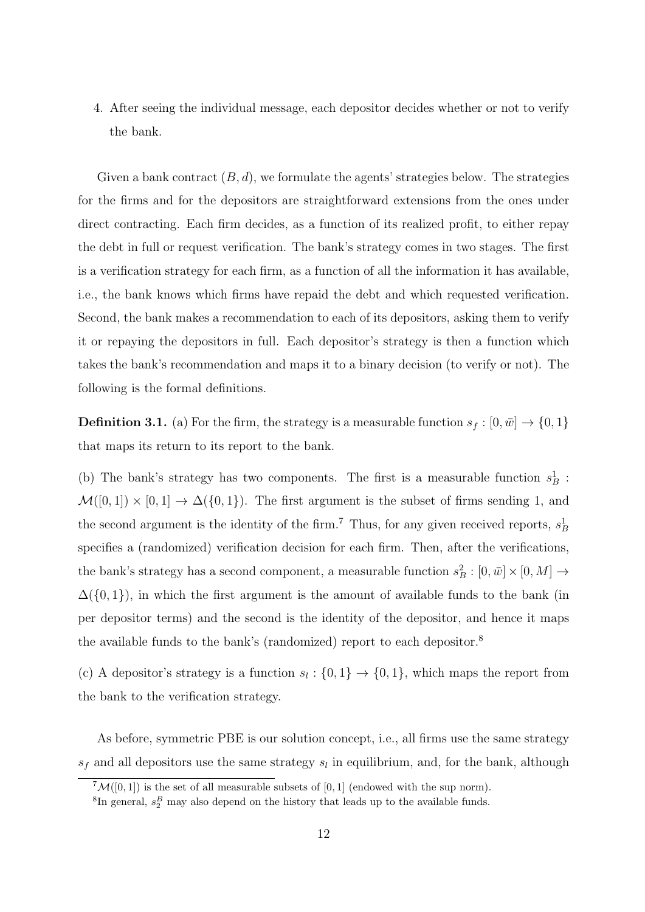4. After seeing the individual message, each depositor decides whether or not to verify the bank.

Given a bank contract $(B, d)$, we formulate the agents' strategies below. The strategies for the firms and for the depositors are straightforward extensions from the ones under direct contracting. Each firm decides, as a function of its realized profit, to either repay the debt in full or request verification. The bank's strategy comes in two stages. The first is a verification strategy for each firm, as a function of all the information it has available, i.e., the bank knows which firms have repaid the debt and which requested verification. Second, the bank makes a recommendation to each of its depositors, asking them to verify it or repaying the depositors in full. Each depositor's strategy is then a function which takes the bank's recommendation and maps it to a binary decision (to verify or not). The following is the formal definitions.

**Definition 3.1.** (a) For the firm, the strategy is a measurable function $s_f : [0, \bar{w}] \to \{0, 1\}$ that maps its return to its report to the bank.

(b) The bank's strategy has two components. The first is a measurable function $s_B^1 : \mathcal{M}([0, 1]) \times [0, 1] \to \Delta(\{0, 1\})$. The first argument is the subset of firms sending 1, and the second argument is the identity of the firm.[7] Thus, for any given received reports, $s_B^1$ specifies a (randomized) verification decision for each firm. Then, after the verifications, the bank's strategy has a second component, a measurable function $s_B^2 : [0, \bar{w}] \times [0, M] \to \Delta(\{0, 1\})$, in which the first argument is the amount of available funds to the bank (in per depositor terms) and the second is the identity of the depositor, and hence it maps the available funds to the bank's (randomized) report to each depositor.[8]

(c) A depositor's strategy is a function $s_l : \{0, 1\} \to \{0, 1\}$, which maps the report from the bank to the verification strategy.

As before, symmetric PBE is our solution concept, i.e., all firms use the same strategy $s_f$ and all depositors use the same strategy $s_l$ in equilibrium, and, for the bank, although

[7] $\mathcal{M}([0, 1])$ is the set of all measurable subsets of $[0, 1]$ (endowed with the sup norm).

[8] In general, $s_2^B$ may also depend on the history that leads up to the available funds.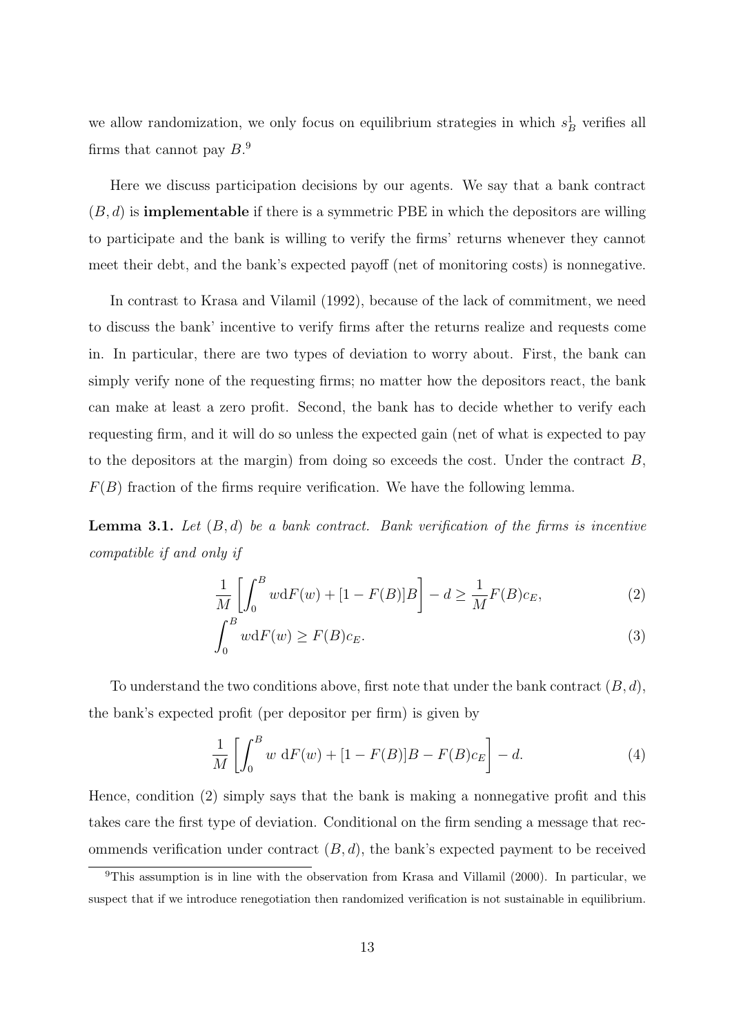we allow randomization, we only focus on equilibrium strategies in which $s_B^1$ verifies all firms that cannot pay $B$.[9]

Here we discuss participation decisions by our agents. We say that a bank contract $(B, d)$ is **implementable** if there is a symmetric PBE in which the depositors are willing to participate and the bank is willing to verify the firms' returns whenever they cannot meet their debt, and the bank's expected payoff (net of monitoring costs) is nonnegative.

In contrast to Krasa and Vilamil (1992), because of the lack of commitment, we need to discuss the bank' incentive to verify firms after the returns realize and requests come in. In particular, there are two types of deviation to worry about. First, the bank can simply verify none of the requesting firms; no matter how the depositors react, the bank can make at least a zero profit. Second, the bank has to decide whether to verify each requesting firm, and it will do so unless the expected gain (net of what is expected to pay to the depositors at the margin) from doing so exceeds the cost. Under the contract $B$, $F(B)$ fraction of the firms require verification. We have the following lemma.

**Lemma 3.1.** *Let $(B, d)$ be a bank contract. Bank verification of the firms is incentive compatible if and only if*

$$\frac{1}{M}\left[\int_0^B w \mathrm{d}F(w) + [1 - F(B)]B\right] - d \geq \frac{1}{M}F(B)c_E, \tag{2}$$

$$\int_0^B w \mathrm{d}F(w) \geq F(B)c_E. \tag{3}$$

To understand the two conditions above, first note that under the bank contract $(B, d)$, the bank's expected profit (per depositor per firm) is given by

$$\frac{1}{M}\left[\int_0^B w \ \mathrm{d}F(w) + [1 - F(B)]B - F(B)c_E\right] - d. \tag{4}$$

Hence, condition (2) simply says that the bank is making a nonnegative profit and this takes care the first type of deviation. Conditional on the firm sending a message that recommends verification under contract $(B, d)$, the bank's expected payment to be received

[9] This assumption is in line with the observation from Krasa and Villamil (2000). In particular, we suspect that if we introduce renegotiation then randomized verification is not sustainable in equilibrium.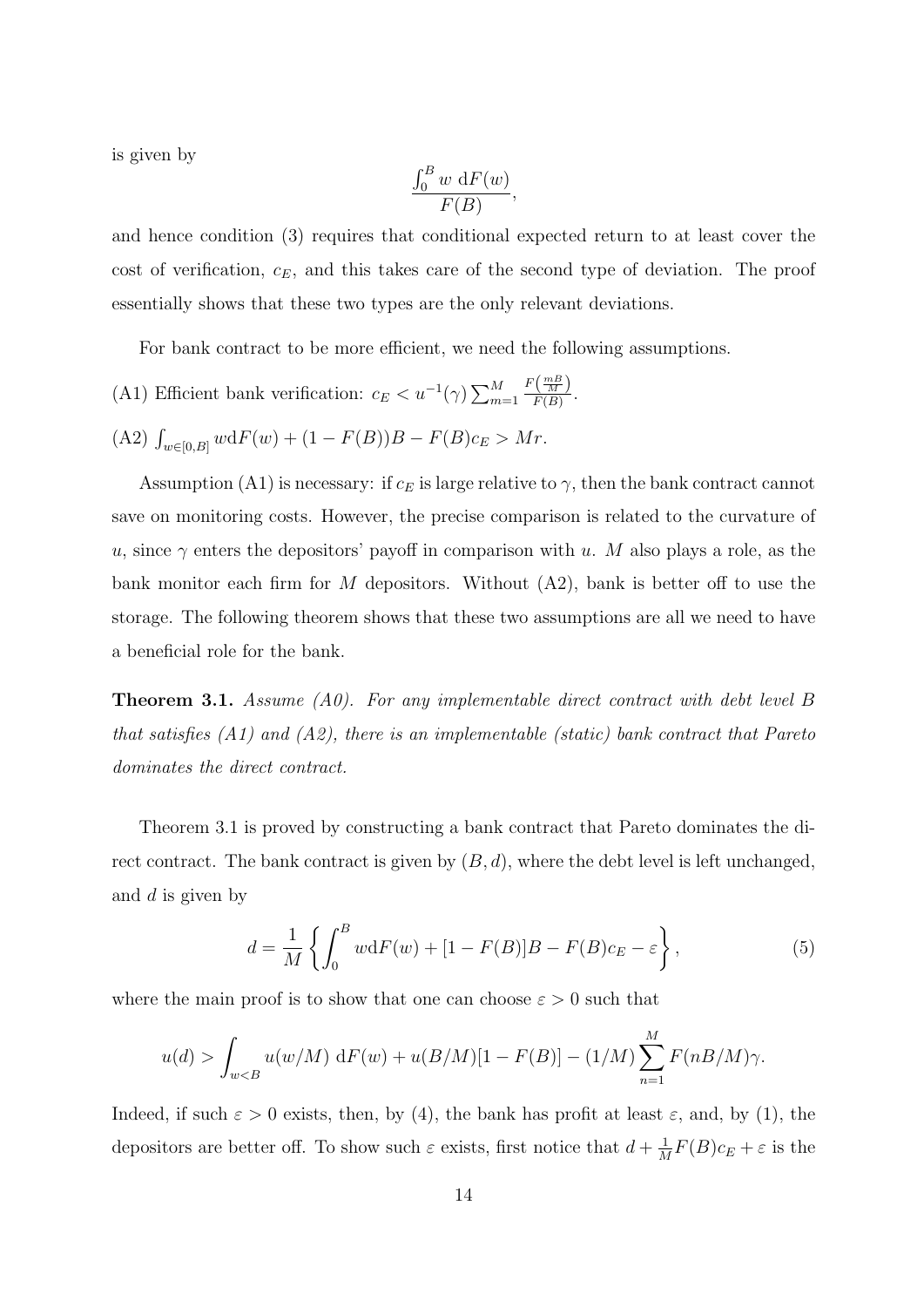is given by

$$\frac{\int_0^B w \, \mathrm{d}F(w)}{F(B)},$$

and hence condition (3) requires that conditional expected return to at least cover the cost of verification, $c_E$, and this takes care of the second type of deviation. The proof essentially shows that these two types are the only relevant deviations.

For bank contract to be more efficient, we need the following assumptions.

(A1) Efficient bank verification: $c_E < u^{-1}(\gamma) \sum_{m=1}^{M} \frac{F\left(\frac{mB}{M}\right)}{F(B)}$.

(A2) $\int_{w \in [0,B]} w \mathrm{d}F(w) + (1 - F(B))B - F(B)c_E > Mr$.

Assumption (A1) is necessary: if $c_E$ is large relative to $\gamma$, then the bank contract cannot save on monitoring costs. However, the precise comparison is related to the curvature of $u$, since $\gamma$ enters the depositors' payoff in comparison with $u$. $M$ also plays a role, as the bank monitor each firm for $M$ depositors. Without (A2), bank is better off to use the storage. The following theorem shows that these two assumptions are all we need to have a beneficial role for the bank.

**Theorem 3.1.** *Assume (A0). For any implementable direct contract with debt level $B$ that satisfies (A1) and (A2), there is an implementable (static) bank contract that Pareto dominates the direct contract.*

Theorem 3.1 is proved by constructing a bank contract that Pareto dominates the direct contract. The bank contract is given by $(B, d)$, where the debt level is left unchanged, and $d$ is given by

$$d = \frac{1}{M} \left\{ \int_0^B w \mathrm{d}F(w) + [1 - F(B)]B - F(B)c_E - \varepsilon \right\}, \tag{5}$$

where the main proof is to show that one can choose $\varepsilon > 0$ such that

$$u(d) > \int_{w<B} u(w/M) \, \mathrm{d}F(w) + u(B/M)[1 - F(B)] - (1/M) \sum_{n=1}^{M} F(nB/M)\gamma.$$

Indeed, if such $\varepsilon > 0$ exists, then, by (4), the bank has profit at least $\varepsilon$, and, by (1), the depositors are better off. To show such $\varepsilon$ exists, first notice that $d + \frac{1}{M}F(B)c_E + \varepsilon$ is the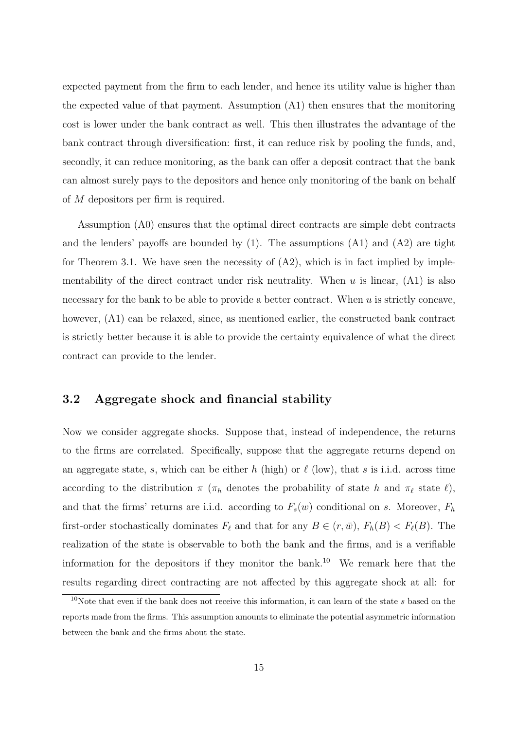expected payment from the firm to each lender, and hence its utility value is higher than the expected value of that payment. Assumption (A1) then ensures that the monitoring cost is lower under the bank contract as well. This then illustrates the advantage of the bank contract through diversification: first, it can reduce risk by pooling the funds, and, secondly, it can reduce monitoring, as the bank can offer a deposit contract that the bank can almost surely pays to the depositors and hence only monitoring of the bank on behalf of $M$ depositors per firm is required.

Assumption (A0) ensures that the optimal direct contracts are simple debt contracts and the lenders' payoffs are bounded by (1). The assumptions (A1) and (A2) are tight for Theorem 3.1. We have seen the necessity of (A2), which is in fact implied by implementability of the direct contract under risk neutrality. When $u$ is linear, (A1) is also necessary for the bank to be able to provide a better contract. When $u$ is strictly concave, however, (A1) can be relaxed, since, as mentioned earlier, the constructed bank contract is strictly better because it is able to provide the certainty equivalence of what the direct contract can provide to the lender.

### 3.2 Aggregate shock and financial stability

Now we consider aggregate shocks. Suppose that, instead of independence, the returns to the firms are correlated. Specifically, suppose that the aggregate returns depend on an aggregate state, $s$, which can be either $h$ (high) or $\ell$ (low), that $s$ is i.i.d. across time according to the distribution $\pi$ ($\pi_h$ denotes the probability of state $h$ and $\pi_\ell$ state $\ell$), and that the firms' returns are i.i.d. according to $F_s(w)$ conditional on $s$. Moreover, $F_h$ first-order stochastically dominates $F_\ell$ and that for any $B \in (r, \bar{w})$, $F_h(B) < F_\ell(B)$. The realization of the state is observable to both the bank and the firms, and is a verifiable information for the depositors if they monitor the bank.[10] We remark here that the results regarding direct contracting are not affected by this aggregate shock at all: for

[10]Note that even if the bank does not receive this information, it can learn of the state $s$ based on the reports made from the firms. This assumption amounts to eliminate the potential asymmetric information between the bank and the firms about the state.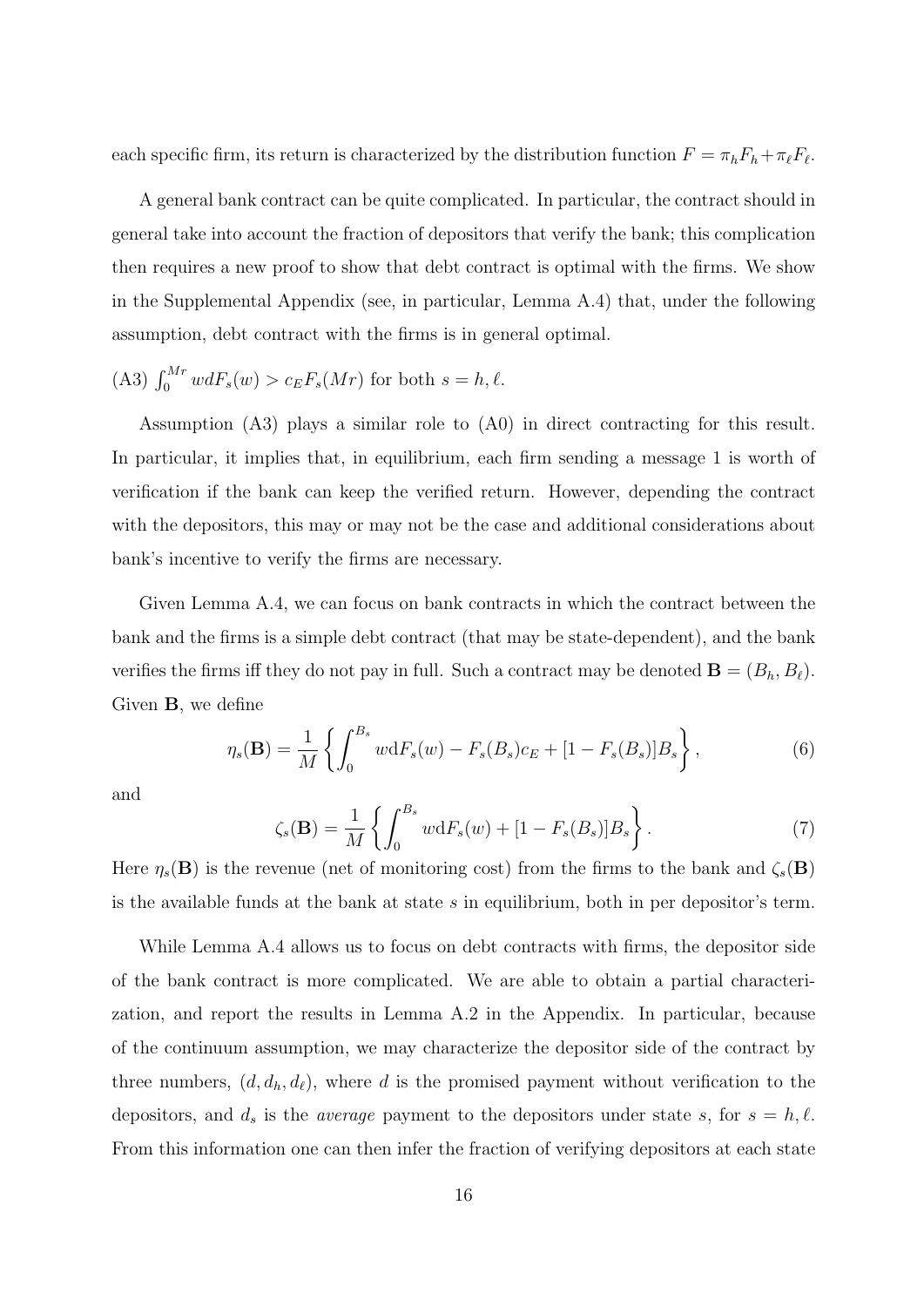each specific firm, its return is characterized by the distribution function $F = \pi_h F_h + \pi_\ell F_\ell$.

A general bank contract can be quite complicated. In particular, the contract should in general take into account the fraction of depositors that verify the bank; this complication then requires a new proof to show that debt contract is optimal with the firms. We show in the Supplemental Appendix (see, in particular, Lemma A.4) that, under the following assumption, debt contract with the firms is in general optimal.

(A3) $\int_0^{Mr} w dF_s(w) > c_E F_s(Mr)$ for both $s = h, \ell$.

Assumption (A3) plays a similar role to (A0) in direct contracting for this result. In particular, it implies that, in equilibrium, each firm sending a message 1 is worth of verification if the bank can keep the verified return. However, depending the contract with the depositors, this may or may not be the case and additional considerations about bank's incentive to verify the firms are necessary.

Given Lemma A.4, we can focus on bank contracts in which the contract between the bank and the firms is a simple debt contract (that may be state-dependent), and the bank verifies the firms iff they do not pay in full. Such a contract may be denoted $\mathbf{B} = (B_h, B_\ell)$. Given $\mathbf{B}$, we define

$$\eta_s(\mathbf{B}) = \frac{1}{M}\left\{\int_0^{B_s} w \mathrm{d}F_s(w) - F_s(B_s)c_E + [1 - F_s(B_s)]B_s\right\}, \tag{6}$$

and

$$\zeta_s(\mathbf{B}) = \frac{1}{M}\left\{\int_0^{B_s} w \mathrm{d}F_s(w) + [1 - F_s(B_s)]B_s\right\}. \tag{7}$$

Here $\eta_s(\mathbf{B})$ is the revenue (net of monitoring cost) from the firms to the bank and $\zeta_s(\mathbf{B})$ is the available funds at the bank at state $s$ in equilibrium, both in per depositor's term.

While Lemma A.4 allows us to focus on debt contracts with firms, the depositor side of the bank contract is more complicated. We are able to obtain a partial characterization, and report the results in Lemma A.2 in the Appendix. In particular, because of the continuum assumption, we may characterize the depositor side of the contract by three numbers, $(d, d_h, d_\ell)$, where $d$ is the promised payment without verification to the depositors, and $d_s$ is the *average* payment to the depositors under state $s$, for $s = h, \ell$. From this information one can then infer the fraction of verifying depositors at each state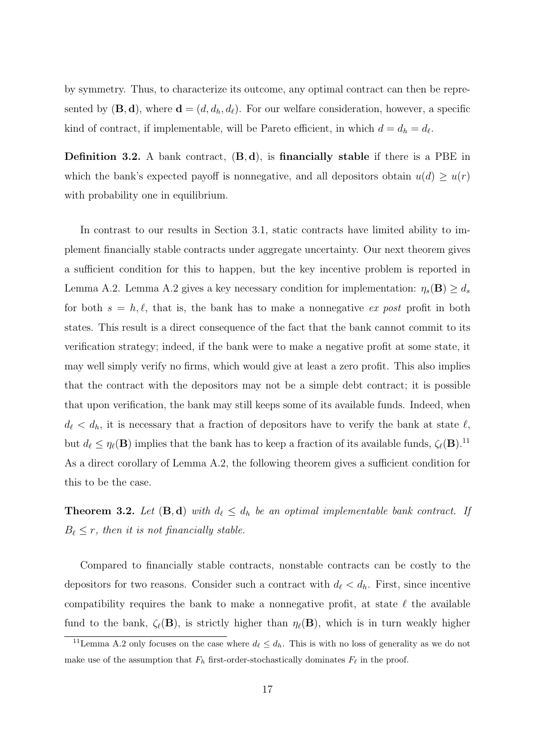by symmetry. Thus, to characterize its outcome, any optimal contract can then be represented by $(\mathbf{B}, \mathbf{d})$, where $\mathbf{d} = (d, d_h, d_\ell)$. For our welfare consideration, however, a specific kind of contract, if implementable, will be Pareto efficient, in which $d = d_h = d_\ell$.

**Definition 3.2.** A bank contract, $(\mathbf{B}, \mathbf{d})$, is **financially stable** if there is a PBE in which the bank's expected payoff is nonnegative, and all depositors obtain $u(d) \geq u(r)$ with probability one in equilibrium.

In contrast to our results in Section 3.1, static contracts have limited ability to implement financially stable contracts under aggregate uncertainty. Our next theorem gives a sufficient condition for this to happen, but the key incentive problem is reported in Lemma A.2. Lemma A.2 gives a key necessary condition for implementation: $\eta_s(\mathbf{B}) \geq d_s$ for both $s = h, \ell$, that is, the bank has to make a nonnegative *ex post* profit in both states. This result is a direct consequence of the fact that the bank cannot commit to its verification strategy; indeed, if the bank were to make a negative profit at some state, it may well simply verify no firms, which would give at least a zero profit. This also implies that the contract with the depositors may not be a simple debt contract; it is possible that upon verification, the bank may still keeps some of its available funds. Indeed, when $d_\ell < d_h$, it is necessary that a fraction of depositors have to verify the bank at state $\ell$, but $d_\ell \leq \eta_\ell(\mathbf{B})$ implies that the bank has to keep a fraction of its available funds, $\zeta_\ell(\mathbf{B})$.[11] As a direct corollary of Lemma A.2, the following theorem gives a sufficient condition for this to be the case.

**Theorem 3.2.** *Let $(\mathbf{B}, \mathbf{d})$ with $d_\ell \leq d_h$ be an optimal implementable bank contract. If $B_\ell \leq r$, then it is not financially stable.*

Compared to financially stable contracts, nonstable contracts can be costly to the depositors for two reasons. Consider such a contract with $d_\ell < d_h$. First, since incentive compatibility requires the bank to make a nonnegative profit, at state $\ell$ the available fund to the bank, $\zeta_\ell(\mathbf{B})$, is strictly higher than $\eta_\ell(\mathbf{B})$, which is in turn weakly higher

[11] Lemma A.2 only focuses on the case where $d_\ell \leq d_h$. This is with no loss of generality as we do not make use of the assumption that $F_h$ first-order-stochastically dominates $F_\ell$ in the proof.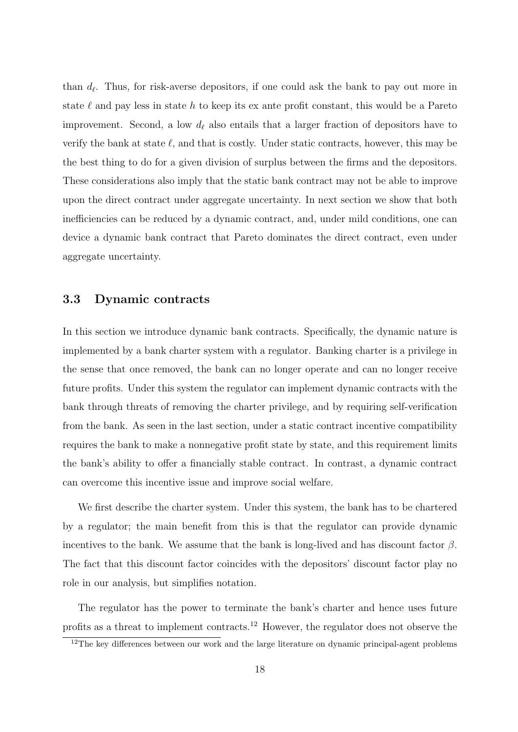than $d_\ell$. Thus, for risk-averse depositors, if one could ask the bank to pay out more in state $\ell$ and pay less in state $h$ to keep its ex ante profit constant, this would be a Pareto improvement. Second, a low $d_\ell$ also entails that a larger fraction of depositors have to verify the bank at state $\ell$, and that is costly. Under static contracts, however, this may be the best thing to do for a given division of surplus between the firms and the depositors. These considerations also imply that the static bank contract may not be able to improve upon the direct contract under aggregate uncertainty. In next section we show that both inefficiencies can be reduced by a dynamic contract, and, under mild conditions, one can device a dynamic bank contract that Pareto dominates the direct contract, even under aggregate uncertainty.

### 3.3 Dynamic contracts

In this section we introduce dynamic bank contracts. Specifically, the dynamic nature is implemented by a bank charter system with a regulator. Banking charter is a privilege in the sense that once removed, the bank can no longer operate and can no longer receive future profits. Under this system the regulator can implement dynamic contracts with the bank through threats of removing the charter privilege, and by requiring self-verification from the bank. As seen in the last section, under a static contract incentive compatibility requires the bank to make a nonnegative profit state by state, and this requirement limits the bank's ability to offer a financially stable contract. In contrast, a dynamic contract can overcome this incentive issue and improve social welfare.

We first describe the charter system. Under this system, the bank has to be chartered by a regulator; the main benefit from this is that the regulator can provide dynamic incentives to the bank. We assume that the bank is long-lived and has discount factor $\beta$. The fact that this discount factor coincides with the depositors' discount factor play no role in our analysis, but simplifies notation.

The regulator has the power to terminate the bank's charter and hence uses future profits as a threat to implement contracts.[12] However, the regulator does not observe the

[12]The key differences between our work and the large literature on dynamic principal-agent problems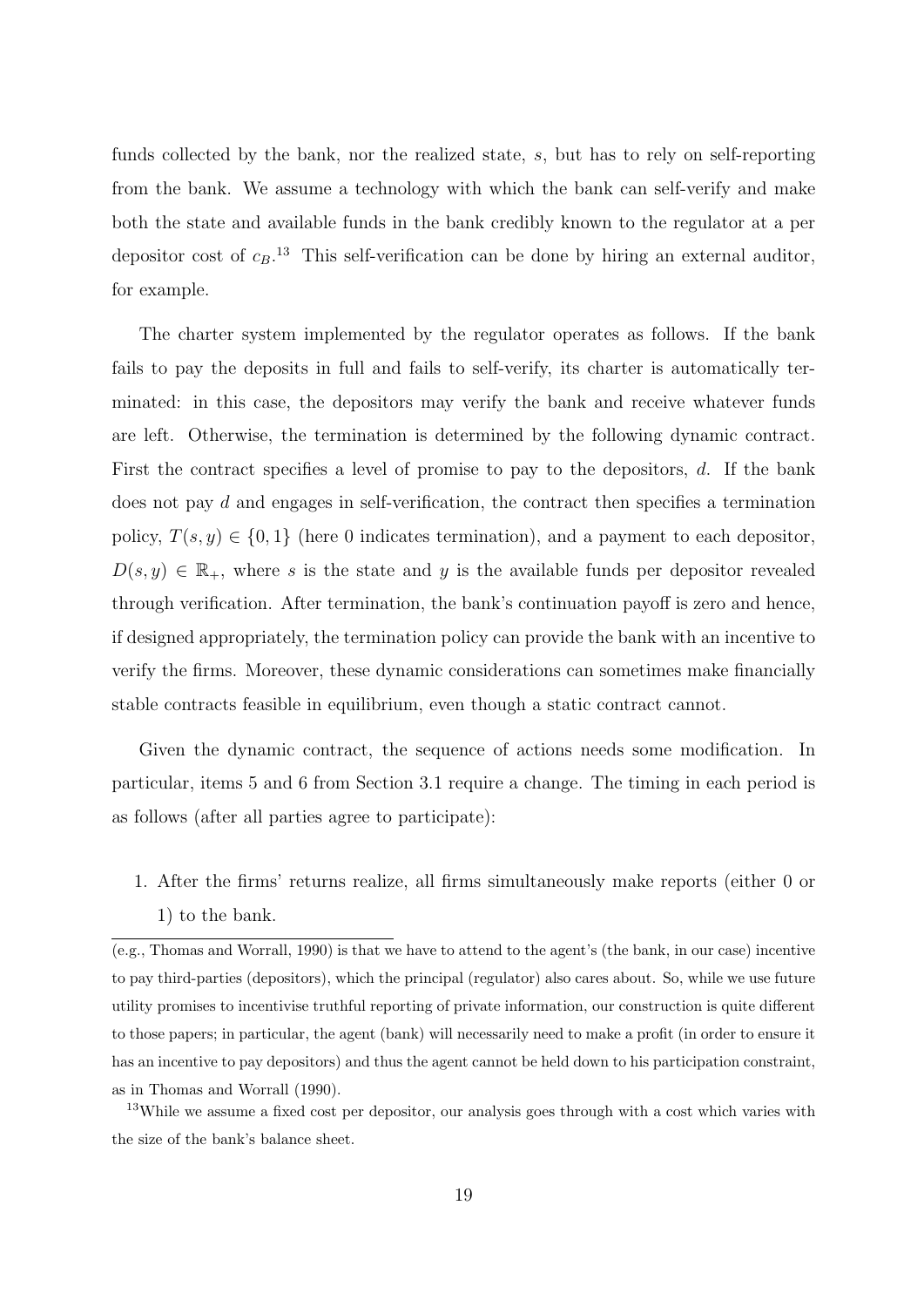funds collected by the bank, nor the realized state, $s$, but has to rely on self-reporting from the bank. We assume a technology with which the bank can self-verify and make both the state and available funds in the bank credibly known to the regulator at a per depositor cost of $c_B$.[13] This self-verification can be done by hiring an external auditor, for example.

The charter system implemented by the regulator operates as follows. If the bank fails to pay the deposits in full and fails to self-verify, its charter is automatically terminated: in this case, the depositors may verify the bank and receive whatever funds are left. Otherwise, the termination is determined by the following dynamic contract. First the contract specifies a level of promise to pay to the depositors, $d$. If the bank does not pay $d$ and engages in self-verification, the contract then specifies a termination policy, $T(s, y) \in \{0, 1\}$ (here 0 indicates termination), and a payment to each depositor, $D(s, y) \in \mathbb{R}_+$, where $s$ is the state and $y$ is the available funds per depositor revealed through verification. After termination, the bank's continuation payoff is zero and hence, if designed appropriately, the termination policy can provide the bank with an incentive to verify the firms. Moreover, these dynamic considerations can sometimes make financially stable contracts feasible in equilibrium, even though a static contract cannot.

Given the dynamic contract, the sequence of actions needs some modification. In particular, items 5 and 6 from Section 3.1 require a change. The timing in each period is as follows (after all parties agree to participate):

1. After the firms' returns realize, all firms simultaneously make reports (either 0 or 1) to the bank.

(e.g., Thomas and Worrall, 1990) is that we have to attend to the agent's (the bank, in our case) incentive to pay third-parties (depositors), which the principal (regulator) also cares about. So, while we use future utility promises to incentivise truthful reporting of private information, our construction is quite different to those papers; in particular, the agent (bank) will necessarily need to make a profit (in order to ensure it has an incentive to pay depositors) and thus the agent cannot be held down to his participation constraint, as in Thomas and Worrall (1990).

[13] While we assume a fixed cost per depositor, our analysis goes through with a cost which varies with the size of the bank's balance sheet.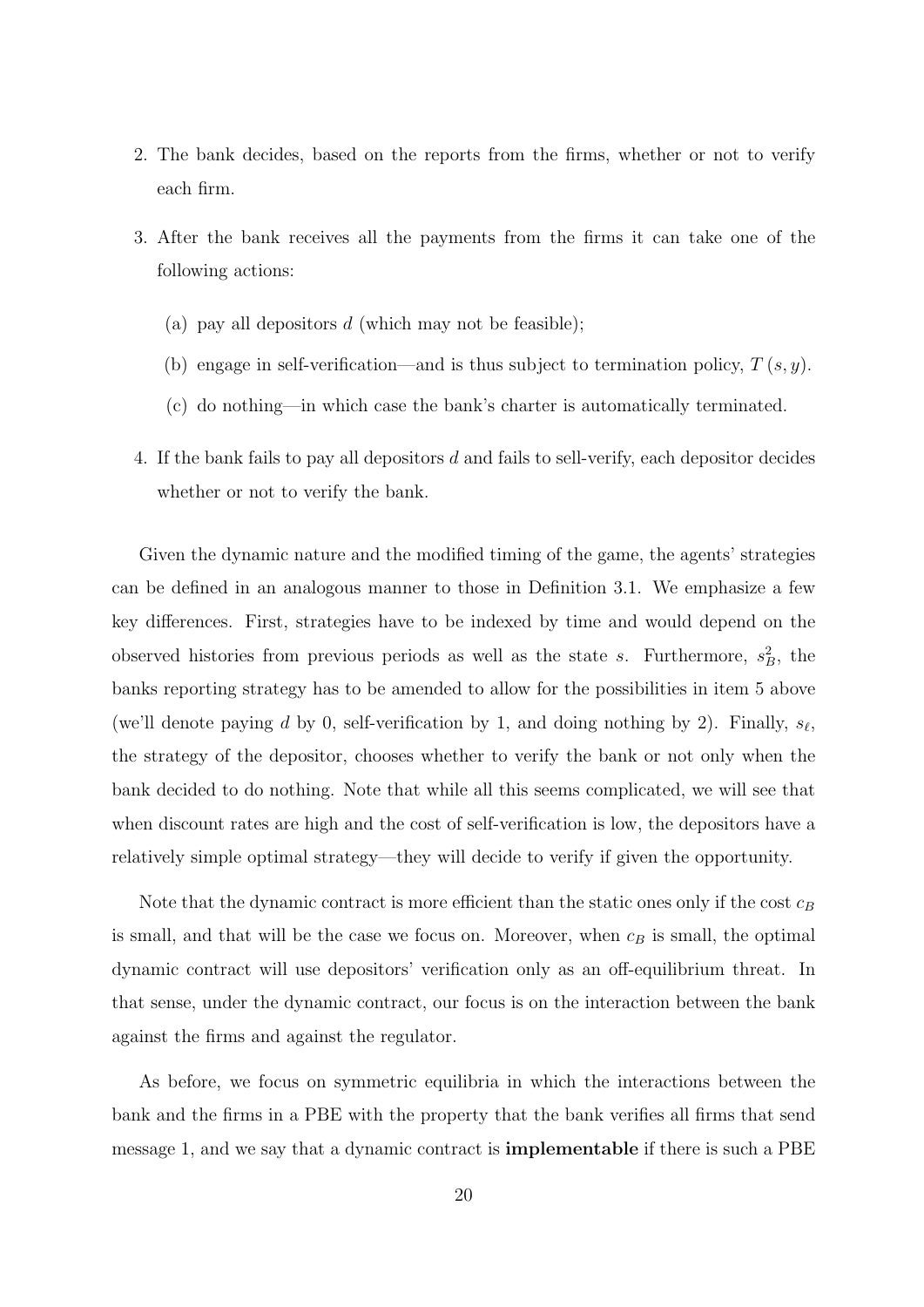2. The bank decides, based on the reports from the firms, whether or not to verify each firm.
3. After the bank receives all the payments from the firms it can take one of the following actions:
   (a) pay all depositors $d$ (which may not be feasible);
   (b) engage in self-verification—and is thus subject to termination policy, $T(s, y)$.
   (c) do nothing—in which case the bank's charter is automatically terminated.
4. If the bank fails to pay all depositors $d$ and fails to sell-verify, each depositor decides whether or not to verify the bank.

Given the dynamic nature and the modified timing of the game, the agents' strategies can be defined in an analogous manner to those in Definition 3.1. We emphasize a few key differences. First, strategies have to be indexed by time and would depend on the observed histories from previous periods as well as the state $s$. Furthermore, $s_B^2$, the banks reporting strategy has to be amended to allow for the possibilities in item 5 above (we'll denote paying $d$ by 0, self-verification by 1, and doing nothing by 2). Finally, $s_\ell$, the strategy of the depositor, chooses whether to verify the bank or not only when the bank decided to do nothing. Note that while all this seems complicated, we will see that when discount rates are high and the cost of self-verification is low, the depositors have a relatively simple optimal strategy—they will decide to verify if given the opportunity.

Note that the dynamic contract is more efficient than the static ones only if the cost $c_B$ is small, and that will be the case we focus on. Moreover, when $c_B$ is small, the optimal dynamic contract will use depositors' verification only as an off-equilibrium threat. In that sense, under the dynamic contract, our focus is on the interaction between the bank against the firms and against the regulator.

As before, we focus on symmetric equilibria in which the interactions between the bank and the firms in a PBE with the property that the bank verifies all firms that send message 1, and we say that a dynamic contract is **implementable** if there is such a PBE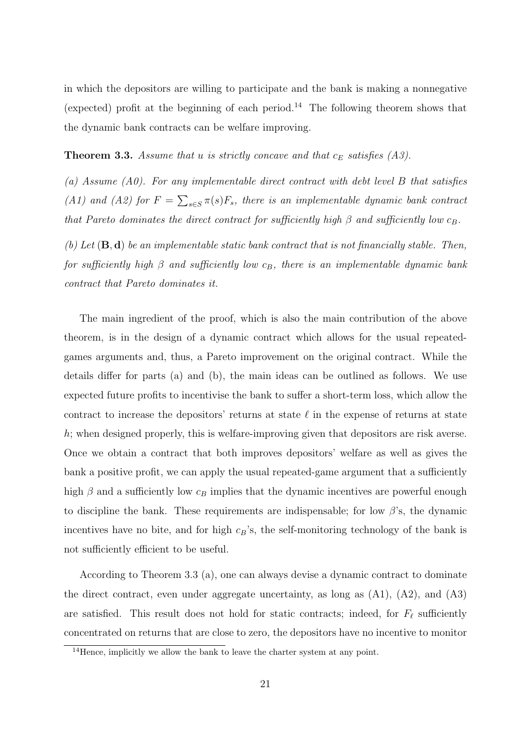in which the depositors are willing to participate and the bank is making a nonnegative (expected) profit at the beginning of each period.[14] The following theorem shows that the dynamic bank contracts can be welfare improving.

**Theorem 3.3.** *Assume that $u$ is strictly concave and that $c_E$ satisfies (A3).*

*(a) Assume (A0). For any implementable direct contract with debt level $B$ that satisfies (A1) and (A2) for $F = \sum_{s \in S} \pi(s) F_s$, there is an implementable dynamic bank contract that Pareto dominates the direct contract for sufficiently high $\beta$ and sufficiently low $c_B$.*

*(b) Let $(\mathbf{B}, \mathbf{d})$ be an implementable static bank contract that is not financially stable. Then, for sufficiently high $\beta$ and sufficiently low $c_B$, there is an implementable dynamic bank contract that Pareto dominates it.*

The main ingredient of the proof, which is also the main contribution of the above theorem, is in the design of a dynamic contract which allows for the usual repeated-games arguments and, thus, a Pareto improvement on the original contract. While the details differ for parts (a) and (b), the main ideas can be outlined as follows. We use expected future profits to incentivise the bank to suffer a short-term loss, which allow the contract to increase the depositors' returns at state $\ell$ in the expense of returns at state $h$; when designed properly, this is welfare-improving given that depositors are risk averse. Once we obtain a contract that both improves depositors' welfare as well as gives the bank a positive profit, we can apply the usual repeated-game argument that a sufficiently high $\beta$ and a sufficiently low $c_B$ implies that the dynamic incentives are powerful enough to discipline the bank. These requirements are indispensable; for low $\beta$'s, the dynamic incentives have no bite, and for high $c_B$'s, the self-monitoring technology of the bank is not sufficiently efficient to be useful.

According to Theorem 3.3 (a), one can always devise a dynamic contract to dominate the direct contract, even under aggregate uncertainty, as long as (A1), (A2), and (A3) are satisfied. This result does not hold for static contracts; indeed, for $F_\ell$ sufficiently concentrated on returns that are close to zero, the depositors have no incentive to monitor

[14] Hence, implicitly we allow the bank to leave the charter system at any point.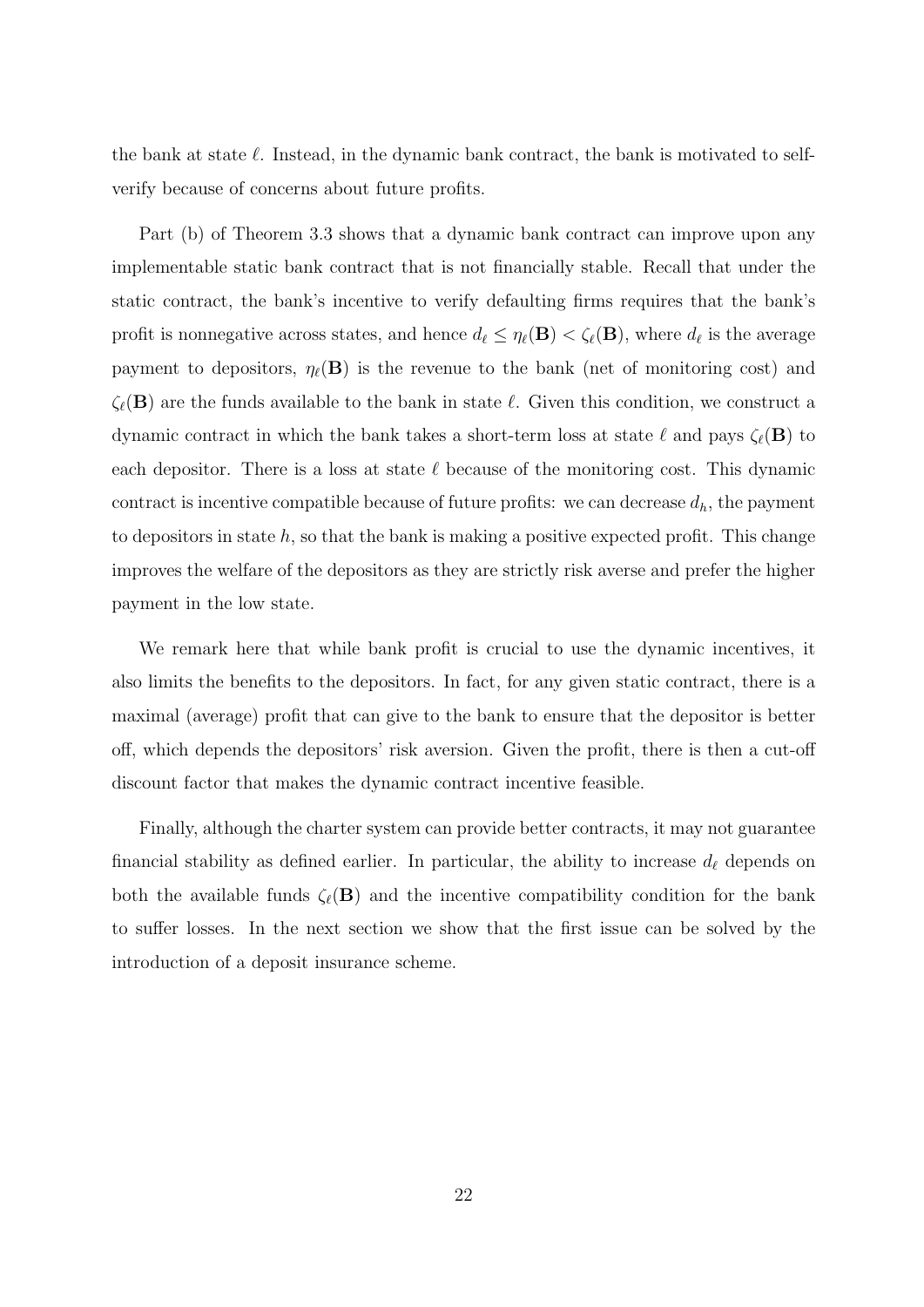the bank at state $\ell$. Instead, in the dynamic bank contract, the bank is motivated to self-verify because of concerns about future profits.

Part (b) of Theorem 3.3 shows that a dynamic bank contract can improve upon any implementable static bank contract that is not financially stable. Recall that under the static contract, the bank's incentive to verify defaulting firms requires that the bank's profit is nonnegative across states, and hence $d_\ell \leq \eta_\ell(\mathbf{B}) < \zeta_\ell(\mathbf{B})$, where $d_\ell$ is the average payment to depositors, $\eta_\ell(\mathbf{B})$ is the revenue to the bank (net of monitoring cost) and $\zeta_\ell(\mathbf{B})$ are the funds available to the bank in state $\ell$. Given this condition, we construct a dynamic contract in which the bank takes a short-term loss at state $\ell$ and pays $\zeta_\ell(\mathbf{B})$ to each depositor. There is a loss at state $\ell$ because of the monitoring cost. This dynamic contract is incentive compatible because of future profits: we can decrease $d_h$, the payment to depositors in state $h$, so that the bank is making a positive expected profit. This change improves the welfare of the depositors as they are strictly risk averse and prefer the higher payment in the low state.

We remark here that while bank profit is crucial to use the dynamic incentives, it also limits the benefits to the depositors. In fact, for any given static contract, there is a maximal (average) profit that can give to the bank to ensure that the depositor is better off, which depends the depositors' risk aversion. Given the profit, there is then a cut-off discount factor that makes the dynamic contract incentive feasible.

Finally, although the charter system can provide better contracts, it may not guarantee financial stability as defined earlier. In particular, the ability to increase $d_\ell$ depends on both the available funds $\zeta_\ell(\mathbf{B})$ and the incentive compatibility condition for the bank to suffer losses. In the next section we show that the first issue can be solved by the introduction of a deposit insurance scheme.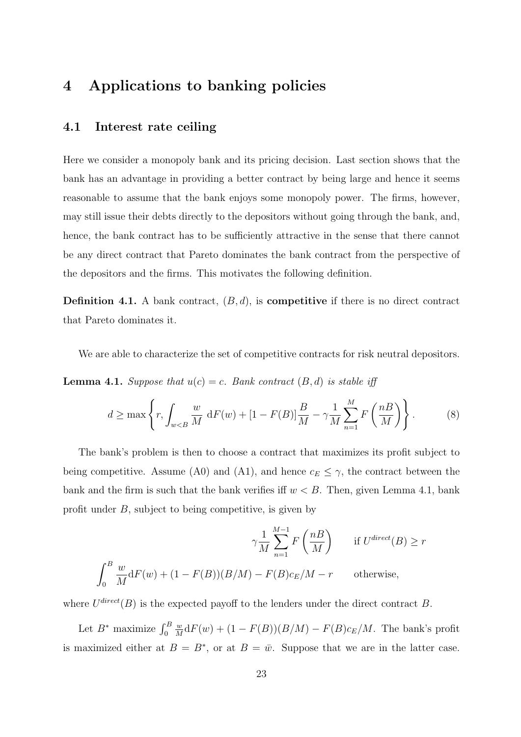## 4 Applications to banking policies

### 4.1 Interest rate ceiling

Here we consider a monopoly bank and its pricing decision. Last section shows that the bank has an advantage in providing a better contract by being large and hence it seems reasonable to assume that the bank enjoys some monopoly power. The firms, however, may still issue their debts directly to the depositors without going through the bank, and, hence, the bank contract has to be sufficiently attractive in the sense that there cannot be any direct contract that Pareto dominates the bank contract from the perspective of the depositors and the firms. This motivates the following definition.

**Definition 4.1.** A bank contract, $(B, d)$, is **competitive** if there is no direct contract that Pareto dominates it.

We are able to characterize the set of competitive contracts for risk neutral depositors.

**Lemma 4.1.** *Suppose that $u(c) = c$. Bank contract $(B, d)$ is stable iff*

$$d \geq \max\left\{ r, \int_{w<B} \frac{w}{M} \, \mathrm{d}F(w) + [1 - F(B)]\frac{B}{M} - \gamma \frac{1}{M} \sum_{n=1}^{M} F\left(\frac{nB}{M}\right) \right\}. \tag{8}$$

The bank's problem is then to choose a contract that maximizes its profit subject to being competitive. Assume (A0) and (A1), and hence $c_E \leq \gamma$, the contract between the bank and the firm is such that the bank verifies iff $w < B$. Then, given Lemma 4.1, bank profit under $B$, subject to being competitive, is given by

$$\begin{cases} \gamma \dfrac{1}{M} \displaystyle\sum_{n=1}^{M-1} F\left(\frac{nB}{M}\right) & \text{if } U^{direct}(B) \geq r \\ \displaystyle\int_0^B \frac{w}{M} \mathrm{d}F(w) + (1 - F(B))(B/M) - F(B)c_E/M - r & \text{otherwise,} \end{cases}$$

where $U^{direct}(B)$ is the expected payoff to the lenders under the direct contract $B$.

Let $B^*$ maximize $\int_0^B \frac{w}{M} \mathrm{d}F(w) + (1 - F(B))(B/M) - F(B)c_E/M$. The bank's profit is maximized either at $B = B^*$, or at $B = \bar{w}$. Suppose that we are in the latter case.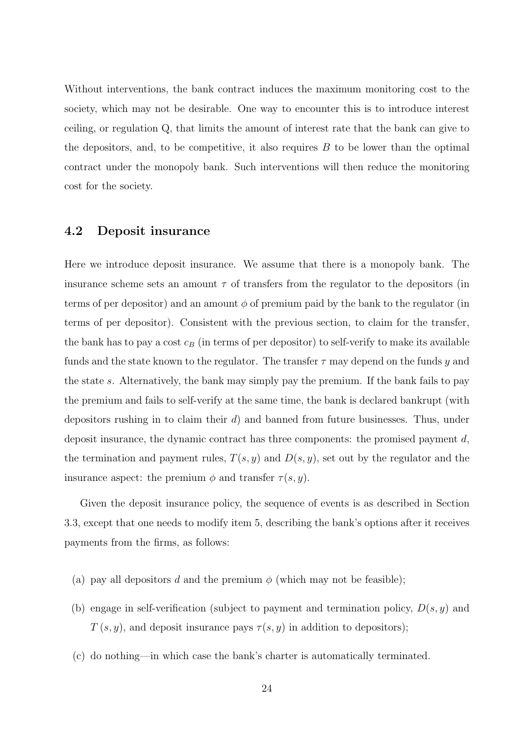Without interventions, the bank contract induces the maximum monitoring cost to the society, which may not be desirable. One way to encounter this is to introduce interest ceiling, or regulation Q, that limits the amount of interest rate that the bank can give to the depositors, and, to be competitive, it also requires $B$ to be lower than the optimal contract under the monopoly bank. Such interventions will then reduce the monitoring cost for the society.

## 4.2 Deposit insurance

Here we introduce deposit insurance. We assume that there is a monopoly bank. The insurance scheme sets an amount $\tau$ of transfers from the regulator to the depositors (in terms of per depositor) and an amount $\phi$ of premium paid by the bank to the regulator (in terms of per depositor). Consistent with the previous section, to claim for the transfer, the bank has to pay a cost $c_B$ (in terms of per depositor) to self-verify to make its available funds and the state known to the regulator. The transfer $\tau$ may depend on the funds $y$ and the state $s$. Alternatively, the bank may simply pay the premium. If the bank fails to pay the premium and fails to self-verify at the same time, the bank is declared bankrupt (with depositors rushing in to claim their $d$) and banned from future businesses. Thus, under deposit insurance, the dynamic contract has three components: the promised payment $d$, the termination and payment rules, $T(s, y)$ and $D(s, y)$, set out by the regulator and the insurance aspect: the premium $\phi$ and transfer $\tau(s, y)$.

Given the deposit insurance policy, the sequence of events is as described in Section 3.3, except that one needs to modify item 5, describing the bank's options after it receives payments from the firms, as follows:

(a) pay all depositors $d$ and the premium $\phi$ (which may not be feasible);

(b) engage in self-verification (subject to payment and termination policy, $D(s, y)$ and $T(s, y)$, and deposit insurance pays $\tau(s, y)$ in addition to depositors);

(c) do nothing—in which case the bank's charter is automatically terminated.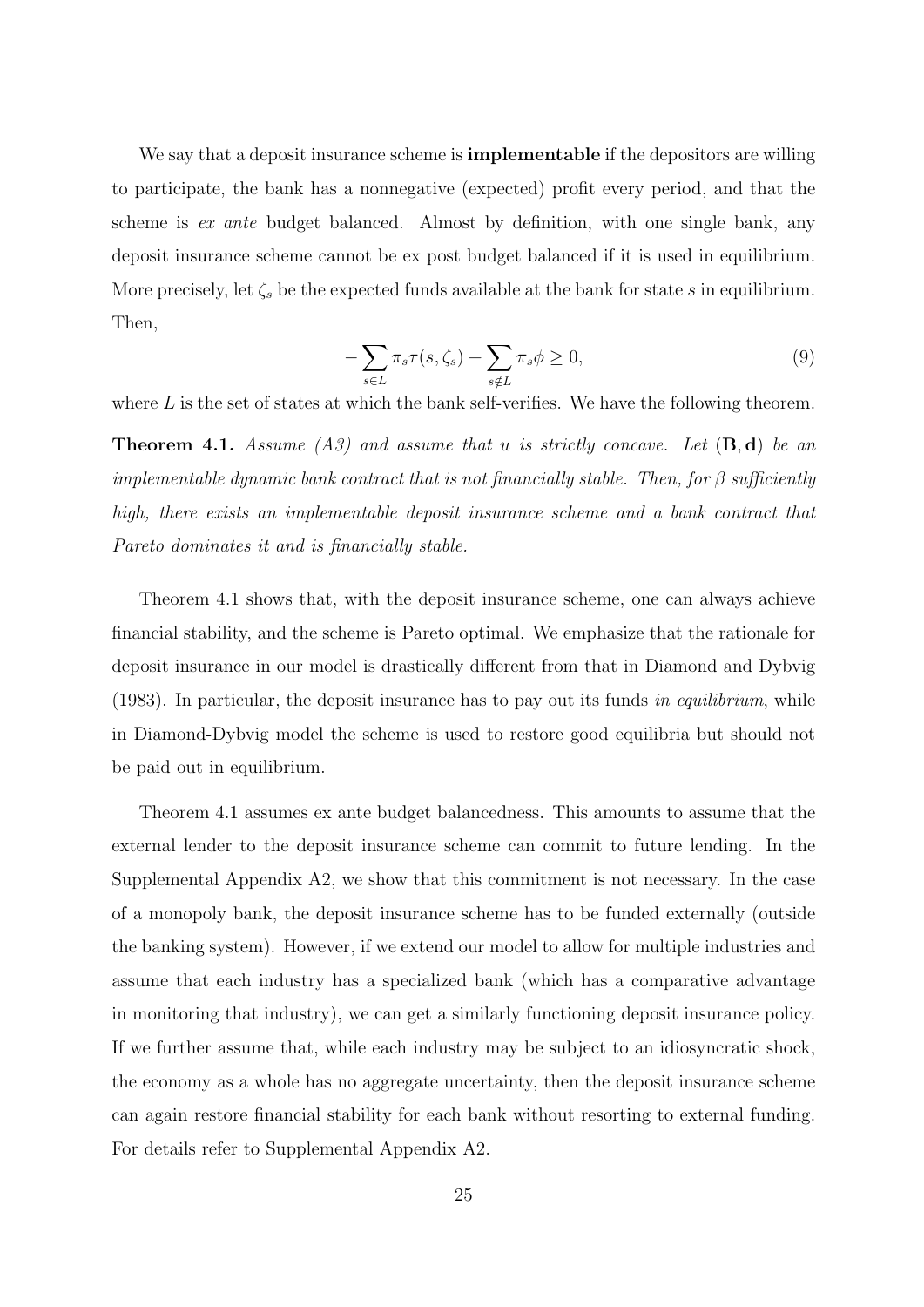We say that a deposit insurance scheme is **implementable** if the depositors are willing to participate, the bank has a nonnegative (expected) profit every period, and that the scheme is *ex ante* budget balanced. Almost by definition, with one single bank, any deposit insurance scheme cannot be ex post budget balanced if it is used in equilibrium. More precisely, let $\zeta_s$ be the expected funds available at the bank for state $s$ in equilibrium. Then,

$$-\sum_{s\in L}\pi_s\tau(s,\zeta_s)+\sum_{s\notin L}\pi_s\phi\geq 0, \tag{9}$$

where $L$ is the set of states at which the bank self-verifies. We have the following theorem.

**Theorem 4.1.** *Assume (A3) and assume that $u$ is strictly concave. Let $(\mathbf{B},\mathbf{d})$ be an implementable dynamic bank contract that is not financially stable. Then, for $\beta$ sufficiently high, there exists an implementable deposit insurance scheme and a bank contract that Pareto dominates it and is financially stable.*

Theorem 4.1 shows that, with the deposit insurance scheme, one can always achieve financial stability, and the scheme is Pareto optimal. We emphasize that the rationale for deposit insurance in our model is drastically different from that in Diamond and Dybvig (1983). In particular, the deposit insurance has to pay out its funds *in equilibrium*, while in Diamond-Dybvig model the scheme is used to restore good equilibria but should not be paid out in equilibrium.

Theorem 4.1 assumes ex ante budget balancedness. This amounts to assume that the external lender to the deposit insurance scheme can commit to future lending. In the Supplemental Appendix A2, we show that this commitment is not necessary. In the case of a monopoly bank, the deposit insurance scheme has to be funded externally (outside the banking system). However, if we extend our model to allow for multiple industries and assume that each industry has a specialized bank (which has a comparative advantage in monitoring that industry), we can get a similarly functioning deposit insurance policy. If we further assume that, while each industry may be subject to an idiosyncratic shock, the economy as a whole has no aggregate uncertainty, then the deposit insurance scheme can again restore financial stability for each bank without resorting to external funding. For details refer to Supplemental Appendix A2.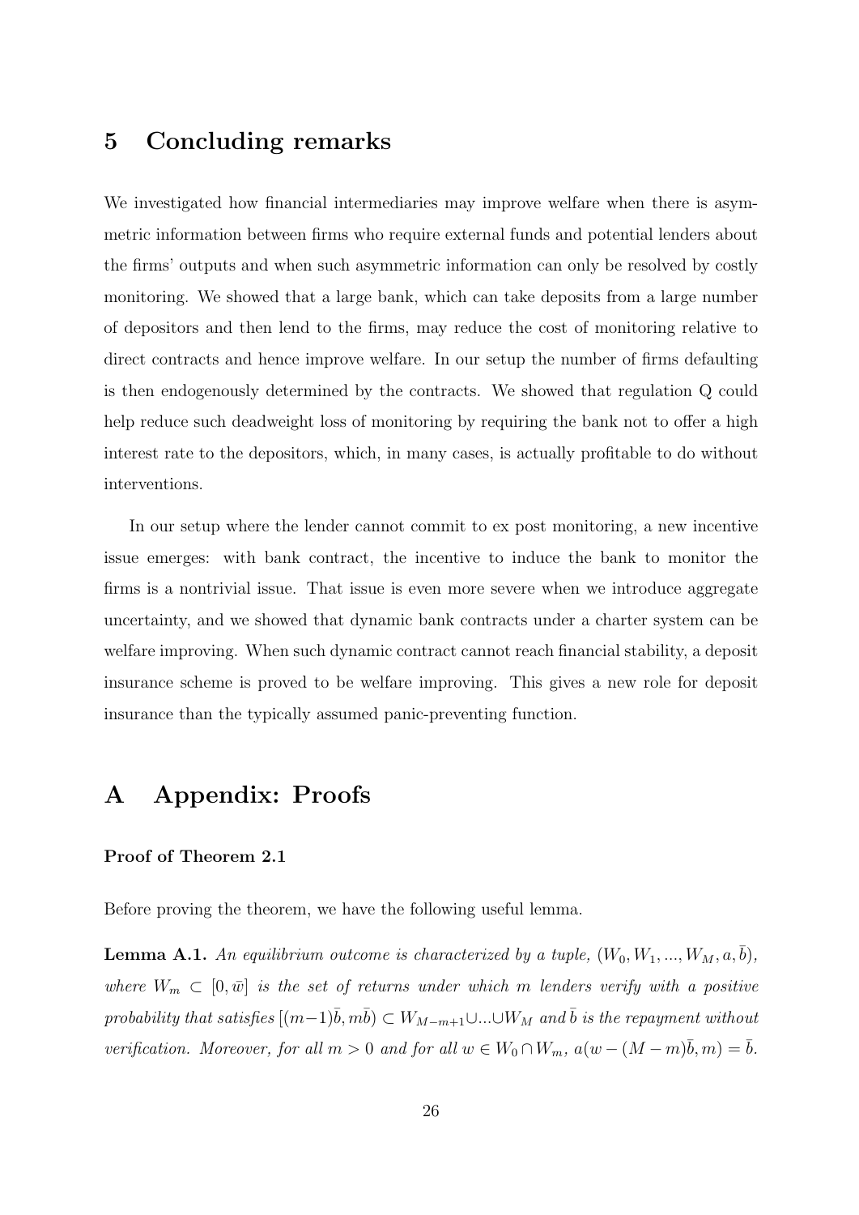## 5 Concluding remarks

We investigated how financial intermediaries may improve welfare when there is asymmetric information between firms who require external funds and potential lenders about the firms' outputs and when such asymmetric information can only be resolved by costly monitoring. We showed that a large bank, which can take deposits from a large number of depositors and then lend to the firms, may reduce the cost of monitoring relative to direct contracts and hence improve welfare. In our setup the number of firms defaulting is then endogenously determined by the contracts. We showed that regulation Q could help reduce such deadweight loss of monitoring by requiring the bank not to offer a high interest rate to the depositors, which, in many cases, is actually profitable to do without interventions.

In our setup where the lender cannot commit to ex post monitoring, a new incentive issue emerges: with bank contract, the incentive to induce the bank to monitor the firms is a nontrivial issue. That issue is even more severe when we introduce aggregate uncertainty, and we showed that dynamic bank contracts under a charter system can be welfare improving. When such dynamic contract cannot reach financial stability, a deposit insurance scheme is proved to be welfare improving. This gives a new role for deposit insurance than the typically assumed panic-preventing function.

## A Appendix: Proofs

#### Proof of Theorem 2.1

Before proving the theorem, we have the following useful lemma.

**Lemma A.1.** *An equilibrium outcome is characterized by a tuple,* $(W_0, W_1, ..., W_M, a, \bar{b})$*, where* $W_m \subset [0, \bar{w}]$ *is the set of returns under which* $m$ *lenders verify with a positive probability that satisfies* $[(m-1)\bar{b}, m\bar{b}) \subset W_{M-m+1} \cup ... \cup W_M$ *and* $\bar{b}$ *is the repayment without verification. Moreover, for all* $m > 0$ *and for all* $w \in W_0 \cap W_m$*,* $a(w - (M-m)\bar{b}, m) = \bar{b}$*.*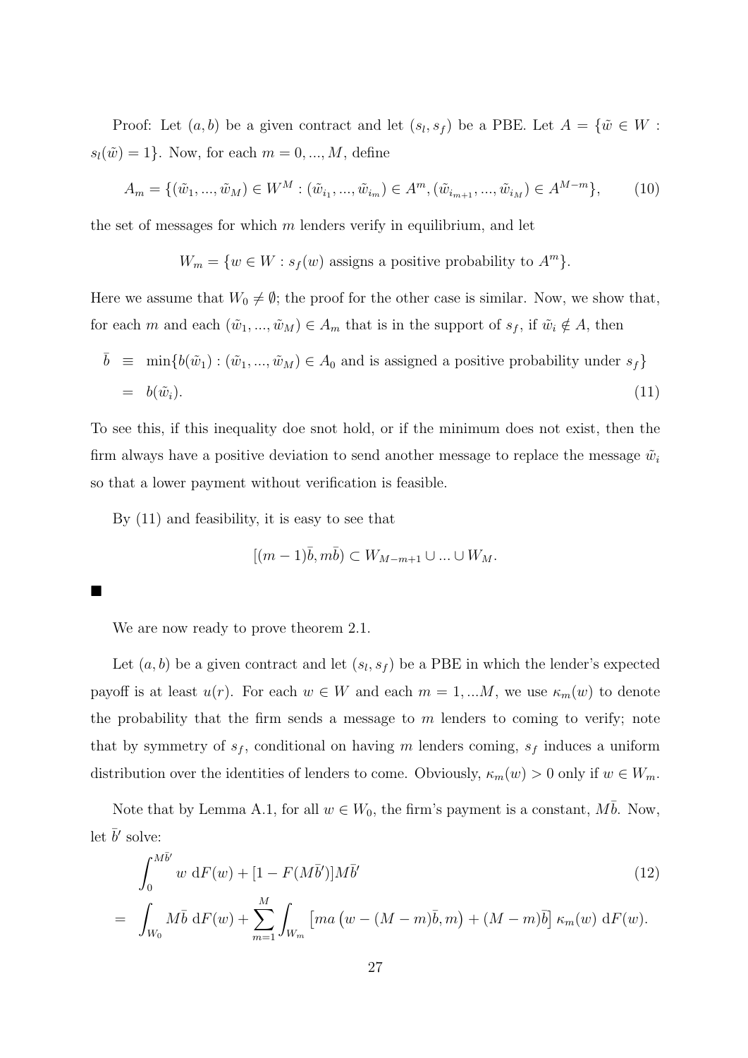Proof: Let $(a, b)$ be a given contract and let $(s_l, s_f)$ be a PBE. Let $A = \{\tilde{w} \in W : s_l(\tilde{w}) = 1\}$. Now, for each $m = 0, ..., M$, define

$$A_m = \{(\tilde{w}_1, ..., \tilde{w}_M) \in W^M : (\tilde{w}_{i_1}, ..., \tilde{w}_{i_m}) \in A^m, (\tilde{w}_{i_{m+1}}, ..., \tilde{w}_{i_M}) \in A^{M-m}\}, \tag{10}$$

the set of messages for which $m$ lenders verify in equilibrium, and let

$$W_m = \{w \in W : s_f(w) \text{ assigns a positive probability to } A^m\}.$$

Here we assume that $W_0 \neq \emptyset$; the proof for the other case is similar. Now, we show that, for each $m$ and each $(\tilde{w}_1, ..., \tilde{w}_M) \in A_m$ that is in the support of $s_f$, if $\tilde{w}_i \notin A$, then

$$\begin{aligned} \bar{b} &\equiv \min\{b(\tilde{w}_1) : (\tilde{w}_1, ..., \tilde{w}_M) \in A_0 \text{ and is assigned a positive probability under } s_f\} \\ &= b(\tilde{w}_i). \end{aligned} \tag{11}$$

To see this, if this inequality doe snot hold, or if the minimum does not exist, then the firm always have a positive deviation to send another message to replace the message $\tilde{w}_i$ so that a lower payment without verification is feasible.

By (11) and feasibility, it is easy to see that

$$[(m-1)\bar{b}, m\bar{b}) \subset W_{M-m+1} \cup ... \cup W_M.$$

■

We are now ready to prove theorem 2.1.

Let $(a, b)$ be a given contract and let $(s_l, s_f)$ be a PBE in which the lender's expected payoff is at least $u(r)$. For each $w \in W$ and each $m = 1, ...M$, we use $\kappa_m(w)$ to denote the probability that the firm sends a message to $m$ lenders to coming to verify; note that by symmetry of $s_f$, conditional on having $m$ lenders coming, $s_f$ induces a uniform distribution over the identities of lenders to come. Obviously, $\kappa_m(w) > 0$ only if $w \in W_m$.

Note that by Lemma A.1, for all $w \in W_0$, the firm's payment is a constant, $M\bar{b}$. Now, let $\bar{b}'$ solve:

$$\begin{aligned} &\int_0^{M\bar{b}'} w \, \mathrm{d}F(w) + [1 - F(M\bar{b}')]M\bar{b}' \\ = \quad &\int_{W_0} M\bar{b} \, \mathrm{d}F(w) + \sum_{m=1}^{M} \int_{W_m} \left[ma\left(w - (M-m)\bar{b}, m\right) + (M-m)\bar{b}\right] \kappa_m(w) \, \mathrm{d}F(w). \end{aligned} \tag{12}$$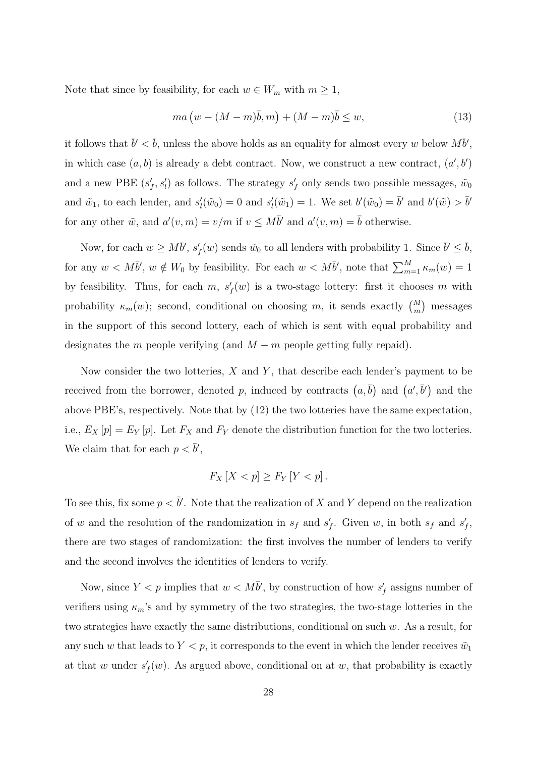Note that since by feasibility, for each $w \in W_m$ with $m \geq 1$,

$$ma\left(w - (M-m)\bar{b}, m\right) + (M-m)\bar{b} \leq w, \tag{13}$$

it follows that $\bar{b}' < \bar{b}$, unless the above holds as an equality for almost every $w$ below $M\bar{b}'$, in which case $(a, b)$ is already a debt contract. Now, we construct a new contract, $(a', b')$ and a new PBE $(s_f', s_l')$ as follows. The strategy $s_f'$ only sends two possible messages, $\tilde{w}_0$ and $\tilde{w}_1$, to each lender, and $s_l'(\tilde{w}_0) = 0$ and $s_l'(\tilde{w}_1) = 1$. We set $b'(\tilde{w}_0) = \bar{b}'$ and $b'(\tilde{w}) > \bar{b}'$ for any other $\tilde{w}$, and $a'(v, m) = v/m$ if $v \leq M\bar{b}'$ and $a'(v, m) = \bar{b}$ otherwise.

Now, for each $w \geq M\bar{b}'$, $s_f'(w)$ sends $\tilde{w}_0$ to all lenders with probability 1. Since $\bar{b}' \leq \bar{b}$, for any $w < M\bar{b}'$, $w \notin W_0$ by feasibility. For each $w < M\bar{b}'$, note that $\sum_{m=1}^{M} \kappa_m(w) = 1$ by feasibility. Thus, for each $m$, $s_f'(w)$ is a two-stage lottery: first it chooses $m$ with probability $\kappa_m(w)$; second, conditional on choosing $m$, it sends exactly $\binom{M}{m}$ messages in the support of this second lottery, each of which is sent with equal probability and designates the $m$ people verifying (and $M - m$ people getting fully repaid).

Now consider the two lotteries, $X$ and $Y$, that describe each lender's payment to be received from the borrower, denoted $p$, induced by contracts $\left(a, \bar{b}\right)$ and $\left(a', \bar{b}'\right)$ and the above PBE's, respectively. Note that by (12) the two lotteries have the same expectation, i.e., $E_X\left[p\right] = E_Y\left[p\right]$. Let $F_X$ and $F_Y$ denote the distribution function for the two lotteries. We claim that for each $p < \bar{b}'$,

$$F_X\left[X < p\right] \geq F_Y\left[Y < p\right].$$

To see this, fix some $p < \bar{b}'$. Note that the realization of $X$ and $Y$ depend on the realization of $w$ and the resolution of the randomization in $s_f$ and $s_f'$. Given $w$, in both $s_f$ and $s_f'$, there are two stages of randomization: the first involves the number of lenders to verify and the second involves the identities of lenders to verify.

Now, since $Y < p$ implies that $w < M\bar{b}'$, by construction of how $s_f'$ assigns number of verifiers using $\kappa_m$'s and by symmetry of the two strategies, the two-stage lotteries in the two strategies have exactly the same distributions, conditional on such $w$. As a result, for any such $w$ that leads to $Y < p$, it corresponds to the event in which the lender receives $\tilde{w}_1$ at that $w$ under $s_f'(w)$. As argued above, conditional on at $w$, that probability is exactly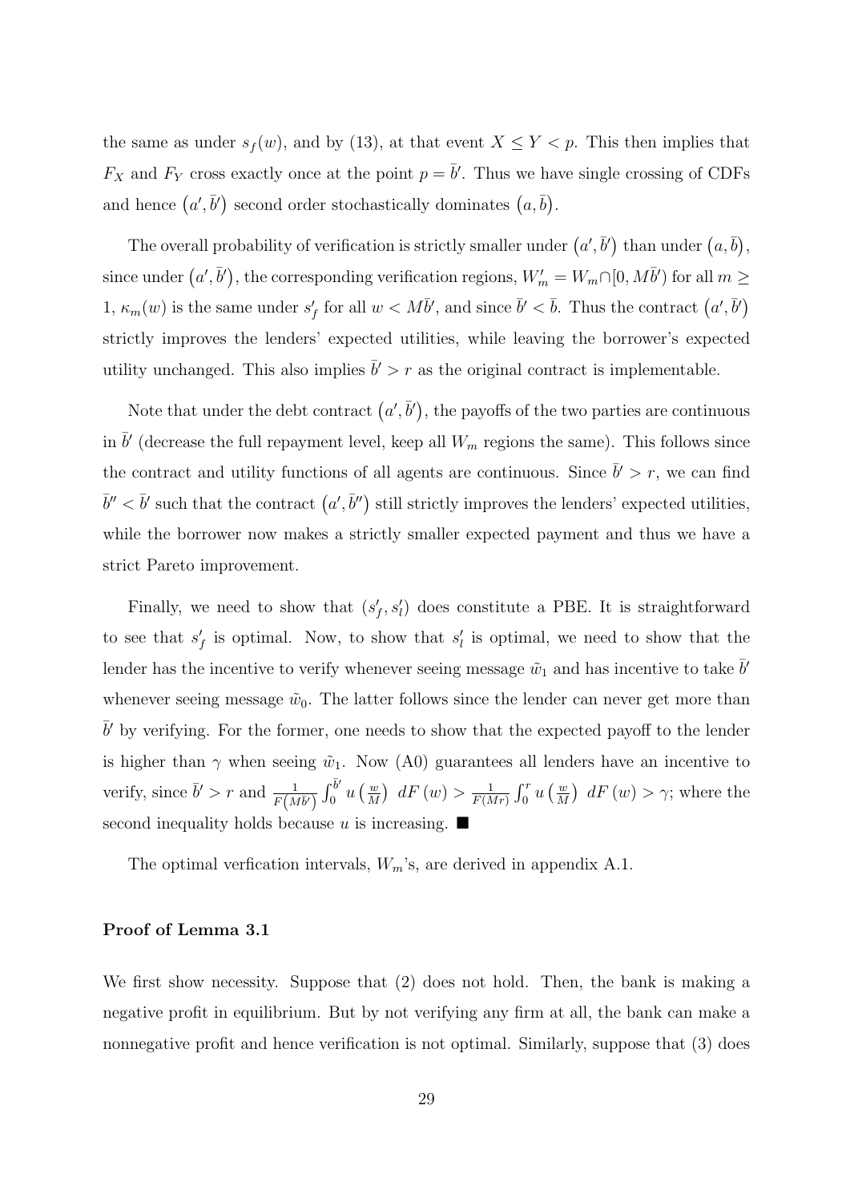the same as under $s_f(w)$, and by (13), at that event $X \leq Y < p$. This then implies that $F_X$ and $F_Y$ cross exactly once at the point $p = \bar{b}'$. Thus we have single crossing of CDFs and hence $(a', \bar{b}')$ second order stochastically dominates $(a, \bar{b})$.

The overall probability of verification is strictly smaller under $(a', \bar{b}')$ than under $(a, \bar{b})$, since under $(a', \bar{b}')$, the corresponding verification regions, $W'_m = W_m \cap [0, M\bar{b}')$ for all $m \geq 1$, $\kappa_m(w)$ is the same under $s'_f$ for all $w < M\bar{b}'$, and since $\bar{b}' < \bar{b}$. Thus the contract $(a', \bar{b}')$ strictly improves the lenders' expected utilities, while leaving the borrower's expected utility unchanged. This also implies $\bar{b}' > r$ as the original contract is implementable.

Note that under the debt contract $(a', \bar{b}')$, the payoffs of the two parties are continuous in $\bar{b}'$ (decrease the full repayment level, keep all $W_m$ regions the same). This follows since the contract and utility functions of all agents are continuous. Since $\bar{b}' > r$, we can find $\bar{b}'' < \bar{b}'$ such that the contract $(a', \bar{b}'')$ still strictly improves the lenders' expected utilities, while the borrower now makes a strictly smaller expected payment and thus we have a strict Pareto improvement.

Finally, we need to show that $(s'_f, s'_l)$ does constitute a PBE. It is straightforward to see that $s'_f$ is optimal. Now, to show that $s'_l$ is optimal, we need to show that the lender has the incentive to verify whenever seeing message $\tilde{w}_1$ and has incentive to take $\bar{b}'$ whenever seeing message $\tilde{w}_0$. The latter follows since the lender can never get more than $\bar{b}'$ by verifying. For the former, one needs to show that the expected payoff to the lender is higher than $\gamma$ when seeing $\tilde{w}_1$. Now (A0) guarantees all lenders have an incentive to verify, since $\bar{b}' > r$ and $\frac{1}{F(M\bar{b}')} \int_0^{\bar{b}'} u\left(\frac{w}{M}\right) \, dF(w) > \frac{1}{F(Mr)} \int_0^r u\left(\frac{w}{M}\right) \, dF(w) > \gamma$; where the second inequality holds because $u$ is increasing. ■

The optimal verfication intervals, $W_m$'s, are derived in appendix A.1.

**Proof of Lemma 3.1**

We first show necessity. Suppose that (2) does not hold. Then, the bank is making a negative profit in equilibrium. But by not verifying any firm at all, the bank can make a nonnegative profit and hence verification is not optimal. Similarly, suppose that (3) does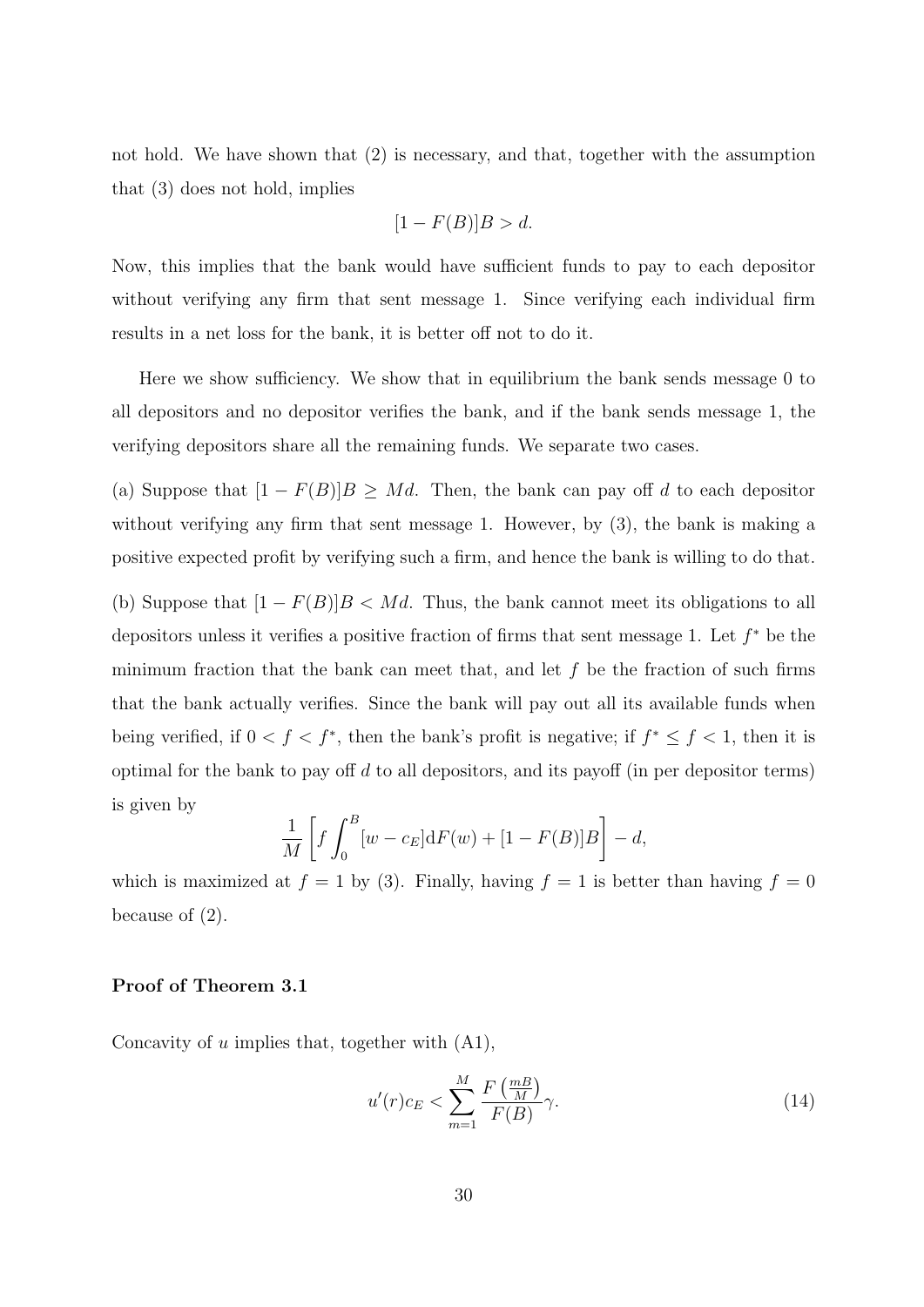not hold. We have shown that (2) is necessary, and that, together with the assumption that (3) does not hold, implies

$$[1 - F(B)]B > d.$$

Now, this implies that the bank would have sufficient funds to pay to each depositor without verifying any firm that sent message 1. Since verifying each individual firm results in a net loss for the bank, it is better off not to do it.

Here we show sufficiency. We show that in equilibrium the bank sends message 0 to all depositors and no depositor verifies the bank, and if the bank sends message 1, the verifying depositors share all the remaining funds. We separate two cases.

(a) Suppose that $[1 - F(B)]B \geq Md$. Then, the bank can pay off $d$ to each depositor without verifying any firm that sent message 1. However, by (3), the bank is making a positive expected profit by verifying such a firm, and hence the bank is willing to do that.

(b) Suppose that $[1 - F(B)]B < Md$. Thus, the bank cannot meet its obligations to all depositors unless it verifies a positive fraction of firms that sent message 1. Let $f^*$ be the minimum fraction that the bank can meet that, and let $f$ be the fraction of such firms that the bank actually verifies. Since the bank will pay out all its available funds when being verified, if $0 < f < f^*$, then the bank's profit is negative; if $f^* \leq f < 1$, then it is optimal for the bank to pay off $d$ to all depositors, and its payoff (in per depositor terms) is given by

$$\frac{1}{M}\left[f\int_0^B [w - c_E]\mathrm{d}F(w) + [1 - F(B)]B\right] - d,$$

which is maximized at $f = 1$ by (3). Finally, having $f = 1$ is better than having $f = 0$ because of (2).

### Proof of Theorem 3.1

Concavity of $u$ implies that, together with (A1),

$$u'(r)c_E < \sum_{m=1}^{M} \frac{F\left(\frac{mB}{M}\right)}{F(B)}\gamma. \tag{14}$$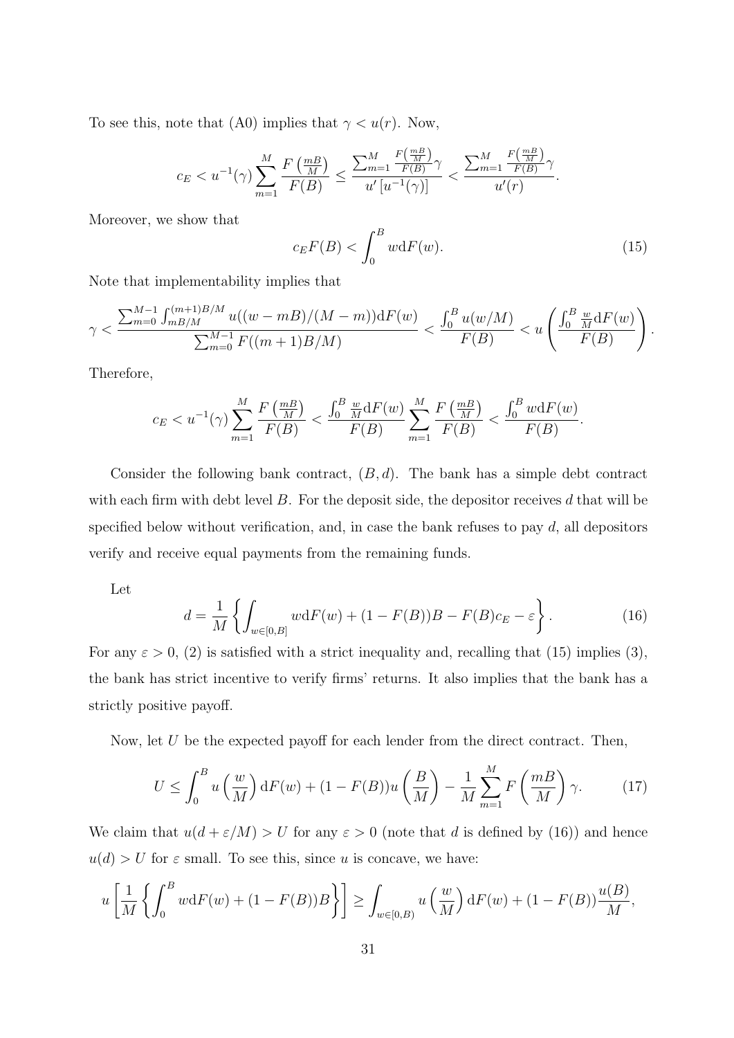To see this, note that (A0) implies that $\gamma < u(r)$. Now,

$$c_E < u^{-1}(\gamma) \sum_{m=1}^{M} \frac{F\left(\frac{mB}{M}\right)}{F(B)} \le \frac{\sum_{m=1}^{M} \frac{F\left(\frac{mB}{M}\right)}{F(B)} \gamma}{u'\left[u^{-1}(\gamma)\right]} < \frac{\sum_{m=1}^{M} \frac{F\left(\frac{mB}{M}\right)}{F(B)} \gamma}{u'(r)}.$$

Moreover, we show that

$$c_E F(B) < \int_0^B w \mathrm{d}F(w). \tag{15}$$

Note that implementability implies that

$$\gamma < \frac{\sum_{m=0}^{M-1} \int_{mB/M}^{(m+1)B/M} u((w-mB)/(M-m)) \mathrm{d}F(w)}{\sum_{m=0}^{M-1} F((m+1)B/M)} < \frac{\int_0^B u(w/M)}{F(B)} < u\left(\frac{\int_0^B \frac{w}{M} \mathrm{d}F(w)}{F(B)}\right).$$

Therefore,

$$c_E < u^{-1}(\gamma) \sum_{m=1}^{M} \frac{F\left(\frac{mB}{M}\right)}{F(B)} < \frac{\int_0^B \frac{w}{M} \mathrm{d}F(w)}{F(B)} \sum_{m=1}^{M} \frac{F\left(\frac{mB}{M}\right)}{F(B)} < \frac{\int_0^B w \mathrm{d}F(w)}{F(B)}.$$

Consider the following bank contract, $(B, d)$. The bank has a simple debt contract with each firm with debt level $B$. For the deposit side, the depositor receives $d$ that will be specified below without verification, and, in case the bank refuses to pay $d$, all depositors verify and receive equal payments from the remaining funds.

Let

$$d = \frac{1}{M}\left\{\int_{w \in [0,B]} w \mathrm{d}F(w) + (1-F(B))B - F(B)c_E - \varepsilon\right\}. \tag{16}$$

For any $\varepsilon > 0$, (2) is satisfied with a strict inequality and, recalling that (15) implies (3), the bank has strict incentive to verify firms' returns. It also implies that the bank has a strictly positive payoff.

Now, let $U$ be the expected payoff for each lender from the direct contract. Then,

$$U \le \int_0^B u\left(\frac{w}{M}\right) \mathrm{d}F(w) + (1-F(B))u\left(\frac{B}{M}\right) - \frac{1}{M}\sum_{m=1}^{M} F\left(\frac{mB}{M}\right)\gamma. \tag{17}$$

We claim that $u(d + \varepsilon/M) > U$ for any $\varepsilon > 0$ (note that $d$ is defined by (16)) and hence $u(d) > U$ for $\varepsilon$ small. To see this, since $u$ is concave, we have:

$$u\left[\frac{1}{M}\left\{\int_0^B w \mathrm{d}F(w) + (1-F(B))B\right\}\right] \ge \int_{w \in [0,B)} u\left(\frac{w}{M}\right) \mathrm{d}F(w) + (1-F(B))\frac{u(B)}{M},$$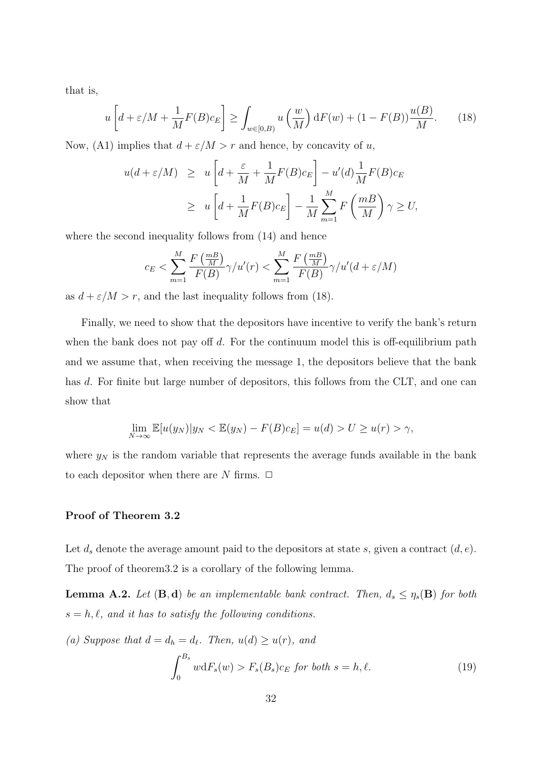that is,

$$u\left[d + \varepsilon/M + \frac{1}{M}F(B)c_E\right] \geq \int_{w\in[0,B)} u\left(\frac{w}{M}\right)\mathrm{d}F(w) + (1-F(B))\frac{u(B)}{M}. \tag{18}$$

Now, (A1) implies that $d + \varepsilon/M > r$ and hence, by concavity of $u$,

$$\begin{aligned} u(d+\varepsilon/M) &\geq u\left[d + \frac{\varepsilon}{M} + \frac{1}{M}F(B)c_E\right] - u'(d)\frac{1}{M}F(B)c_E \\ &\geq u\left[d + \frac{1}{M}F(B)c_E\right] - \frac{1}{M}\sum_{m=1}^{M} F\left(\frac{mB}{M}\right)\gamma \geq U, \end{aligned}$$

where the second inequality follows from (14) and hence

$$c_E < \sum_{m=1}^{M} \frac{F\left(\frac{mB}{M}\right)}{F(B)}\gamma/u'(r) < \sum_{m=1}^{M} \frac{F\left(\frac{mB}{M}\right)}{F(B)}\gamma/u'(d+\varepsilon/M)$$

as $d + \varepsilon/M > r$, and the last inequality follows from (18).

Finally, we need to show that the depositors have incentive to verify the bank's return when the bank does not pay off $d$. For the continuum model this is off-equilibrium path and we assume that, when receiving the message 1, the depositors believe that the bank has $d$. For finite but large number of depositors, this follows from the CLT, and one can show that

$$\lim_{N\to\infty} \mathbb{E}[u(y_N)|y_N < \mathbb{E}(y_N) - F(B)c_E] = u(d) > U \geq u(r) > \gamma,$$

where $y_N$ is the random variable that represents the average funds available in the bank to each depositor when there are $N$ firms. □

### Proof of Theorem 3.2

Let $d_s$ denote the average amount paid to the depositors at state $s$, given a contract $(d, e)$. The proof of theorem3.2 is a corollary of the following lemma.

**Lemma A.2.** *Let* $(\mathbf{B}, \mathbf{d})$ *be an implementable bank contract. Then,* $d_s \leq \eta_s(\mathbf{B})$ *for both* $s = h, \ell$*, and it has to satisfy the following conditions.*

*(a) Suppose that* $d = d_h = d_\ell$*. Then,* $u(d) \geq u(r)$*, and*

$$\int_0^{B_s} w\mathrm{d}F_s(w) > F_s(B_s)c_E \text{ for both } s = h, \ell. \tag{19}$$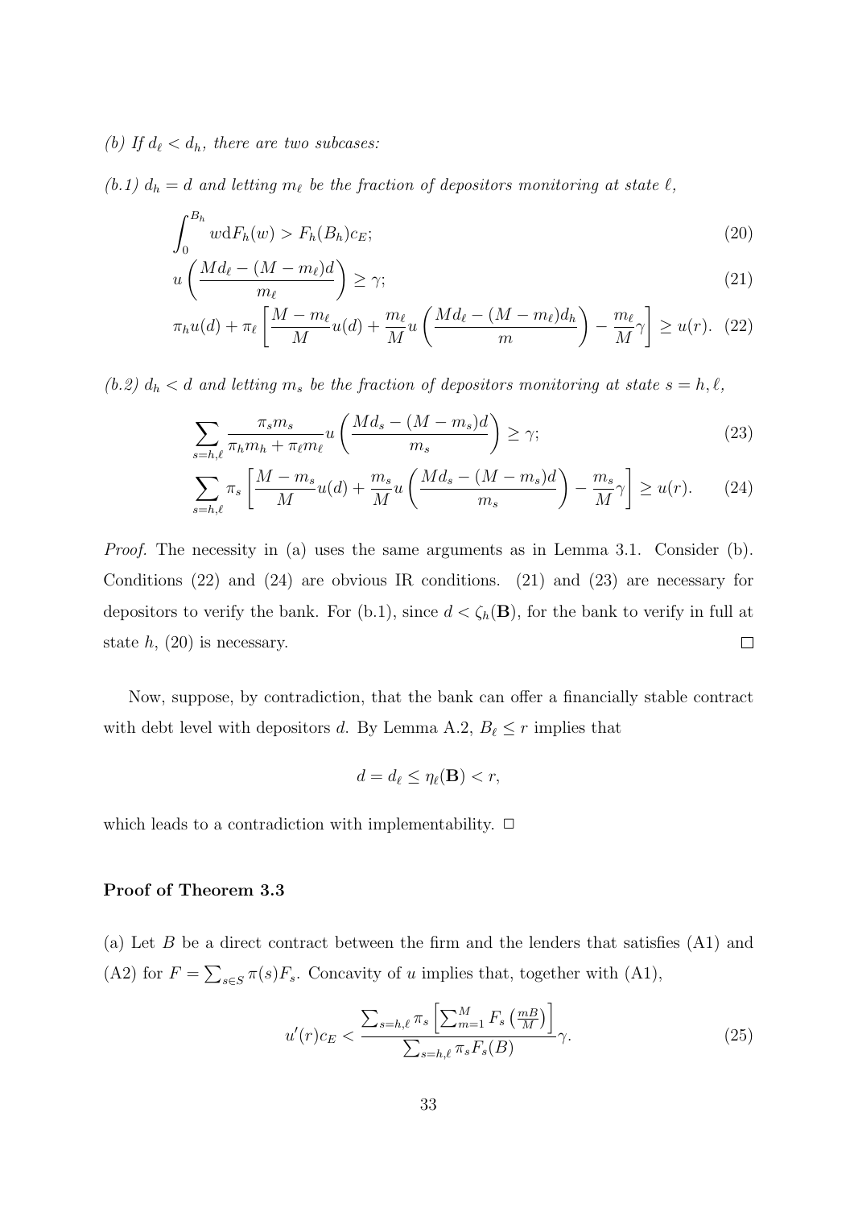*(b) If $d_\ell < d_h$, there are two subcases:*

*(b.1) $d_h = d$ and letting $m_\ell$ be the fraction of depositors monitoring at state $\ell$,*

$$\int_0^{B_h} w \mathrm{d}F_h(w) > F_h(B_h)c_E; \tag{20}$$

$$u\left(\frac{Md_\ell - (M - m_\ell)d}{m_\ell}\right) \geq \gamma; \tag{21}$$

$$\pi_h u(d) + \pi_\ell \left[\frac{M - m_\ell}{M}u(d) + \frac{m_\ell}{M}u\left(\frac{Md_\ell - (M - m_\ell)d_h}{m}\right) - \frac{m_\ell}{M}\gamma\right] \geq u(r). \tag{22}$$

*(b.2) $d_h < d$ and letting $m_s$ be the fraction of depositors monitoring at state $s = h, \ell$,*

$$\sum_{s=h,\ell} \frac{\pi_s m_s}{\pi_h m_h + \pi_\ell m_\ell} u\left(\frac{Md_s - (M - m_s)d}{m_s}\right) \geq \gamma; \tag{23}$$

$$\sum_{s=h,\ell} \pi_s \left[\frac{M - m_s}{M}u(d) + \frac{m_s}{M}u\left(\frac{Md_s - (M - m_s)d}{m_s}\right) - \frac{m_s}{M}\gamma\right] \geq u(r). \tag{24}$$

*Proof.* The necessity in (a) uses the same arguments as in Lemma 3.1. Consider (b). Conditions (22) and (24) are obvious IR conditions. (21) and (23) are necessary for depositors to verify the bank. For (b.1), since $d < \zeta_h(\mathbf{B})$, for the bank to verify in full at state $h$, (20) is necessary. $\square$

Now, suppose, by contradiction, that the bank can offer a financially stable contract with debt level with depositors $d$. By Lemma A.2, $B_\ell \leq r$ implies that

$$d = d_\ell \leq \eta_\ell(\mathbf{B}) < r,$$

which leads to a contradiction with implementability. $\square$

### Proof of Theorem 3.3

(a) Let $B$ be a direct contract between the firm and the lenders that satisfies (A1) and (A2) for $F = \sum_{s \in S} \pi(s)F_s$. Concavity of $u$ implies that, together with (A1),

$$u'(r)c_E < \frac{\sum_{s=h,\ell} \pi_s \left[\sum_{m=1}^{M} F_s\left(\frac{mB}{M}\right)\right]}{\sum_{s=h,\ell} \pi_s F_s(B)}\gamma. \tag{25}$$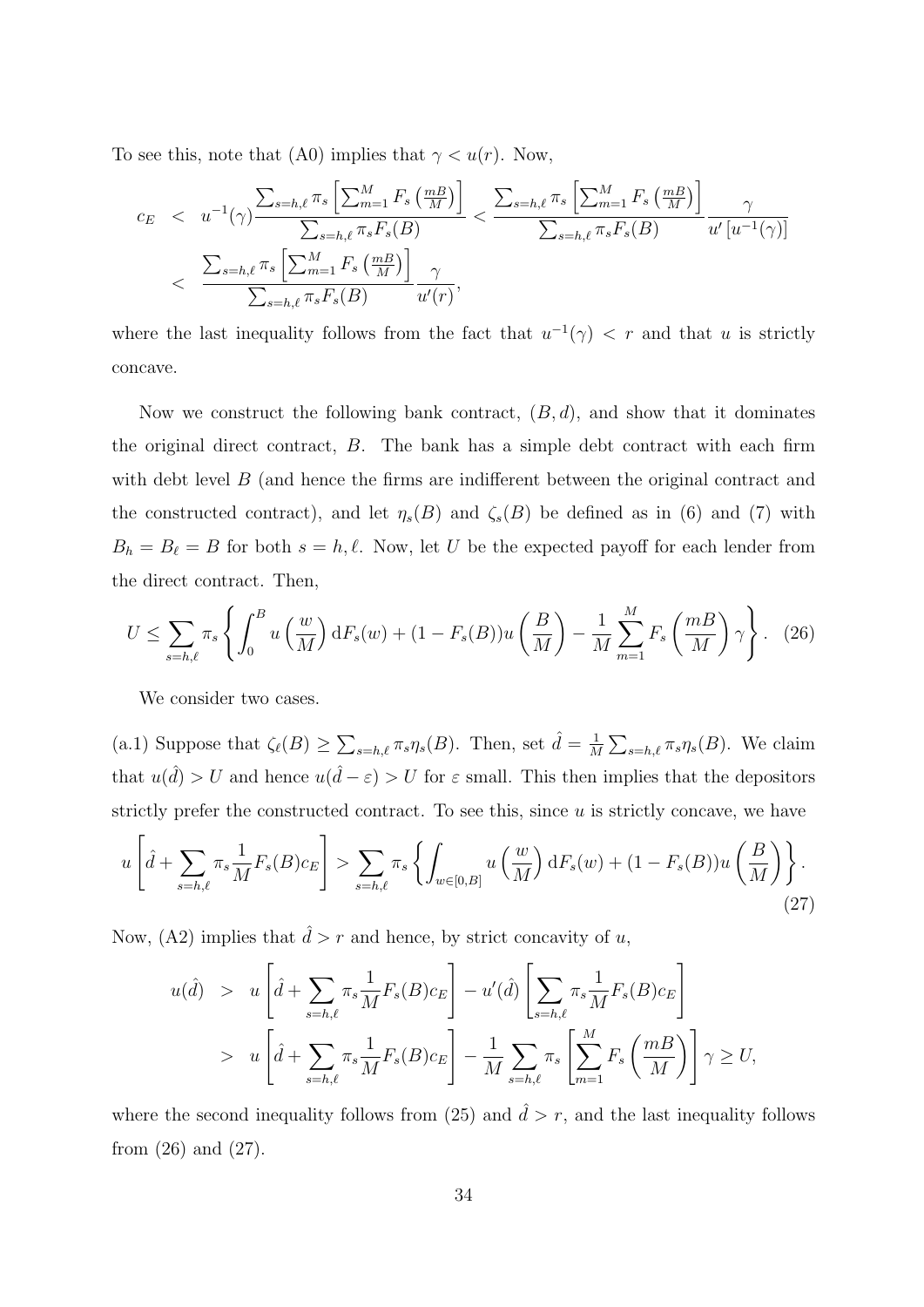To see this, note that (A0) implies that $\gamma < u(r)$. Now,

$$
\begin{aligned}
c_E &< u^{-1}(\gamma)\frac{\sum_{s=h,\ell}\pi_s\left[\sum_{m=1}^{M}F_s\left(\frac{mB}{M}\right)\right]}{\sum_{s=h,\ell}\pi_s F_s(B)} < \frac{\sum_{s=h,\ell}\pi_s\left[\sum_{m=1}^{M}F_s\left(\frac{mB}{M}\right)\right]}{\sum_{s=h,\ell}\pi_s F_s(B)}\frac{\gamma}{u'\left[u^{-1}(\gamma)\right]} \\
&< \frac{\sum_{s=h,\ell}\pi_s\left[\sum_{m=1}^{M}F_s\left(\frac{mB}{M}\right)\right]}{\sum_{s=h,\ell}\pi_s F_s(B)}\frac{\gamma}{u'(r)},
\end{aligned}
$$

where the last inequality follows from the fact that $u^{-1}(\gamma) < r$ and that $u$ is strictly concave.

Now we construct the following bank contract, $(B, d)$, and show that it dominates the original direct contract, $B$. The bank has a simple debt contract with each firm with debt level $B$ (and hence the firms are indifferent between the original contract and the constructed contract), and let $\eta_s(B)$ and $\zeta_s(B)$ be defined as in (6) and (7) with $B_h = B_\ell = B$ for both $s = h, \ell$. Now, let $U$ be the expected payoff for each lender from the direct contract. Then,

$$
U \leq \sum_{s=h,\ell}\pi_s\left\{\int_0^B u\left(\frac{w}{M}\right)\mathrm{d}F_s(w) + (1-F_s(B))u\left(\frac{B}{M}\right) - \frac{1}{M}\sum_{m=1}^{M}F_s\left(\frac{mB}{M}\right)\gamma\right\}. \quad (26)
$$

We consider two cases.

(a.1) Suppose that $\zeta_\ell(B) \geq \sum_{s=h,\ell}\pi_s\eta_s(B)$. Then, set $\hat{d} = \frac{1}{M}\sum_{s=h,\ell}\pi_s\eta_s(B)$. We claim that $u(\hat{d}) > U$ and hence $u(\hat{d}-\varepsilon) > U$ for $\varepsilon$ small. This then implies that the depositors strictly prefer the constructed contract. To see this, since $u$ is strictly concave, we have

$$
u\left[\hat{d} + \sum_{s=h,\ell}\pi_s\frac{1}{M}F_s(B)c_E\right] > \sum_{s=h,\ell}\pi_s\left\{\int_{w\in[0,B]}u\left(\frac{w}{M}\right)\mathrm{d}F_s(w) + (1-F_s(B))u\left(\frac{B}{M}\right)\right\}. \quad (27)
$$

Now, (A2) implies that $\hat{d} > r$ and hence, by strict concavity of $u$,

$$
\begin{aligned}
u(\hat{d}) &> u\left[\hat{d} + \sum_{s=h,\ell}\pi_s\frac{1}{M}F_s(B)c_E\right] - u'(\hat{d})\left[\sum_{s=h,\ell}\pi_s\frac{1}{M}F_s(B)c_E\right] \\
&> u\left[\hat{d} + \sum_{s=h,\ell}\pi_s\frac{1}{M}F_s(B)c_E\right] - \frac{1}{M}\sum_{s=h,\ell}\pi_s\left[\sum_{m=1}^{M}F_s\left(\frac{mB}{M}\right)\right]\gamma \geq U,
\end{aligned}
$$

where the second inequality follows from (25) and $\hat{d} > r$, and the last inequality follows from (26) and (27).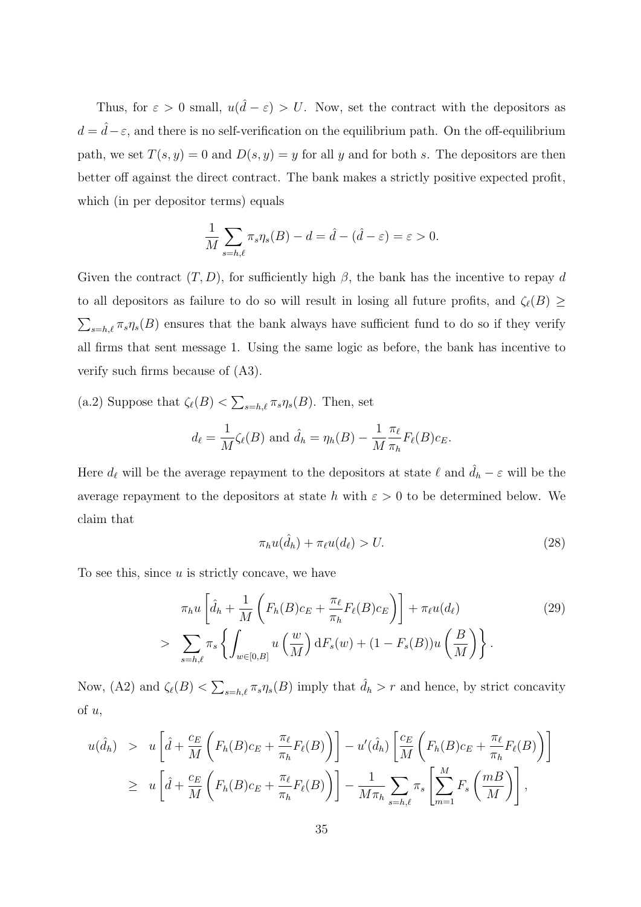Thus, for $\varepsilon > 0$ small, $u(\hat{d} - \varepsilon) > U$. Now, set the contract with the depositors as $d = \hat{d} - \varepsilon$, and there is no self-verification on the equilibrium path. On the off-equilibrium path, we set $T(s, y) = 0$ and $D(s, y) = y$ for all $y$ and for both $s$. The depositors are then better off against the direct contract. The bank makes a strictly positive expected profit, which (in per depositor terms) equals

$$\frac{1}{M} \sum_{s=h,\ell} \pi_s \eta_s(B) - d = \hat{d} - (\hat{d} - \varepsilon) = \varepsilon > 0.$$

Given the contract $(T, D)$, for sufficiently high $\beta$, the bank has the incentive to repay $d$ to all depositors as failure to do so will result in losing all future profits, and $\zeta_\ell(B) \geq \sum_{s=h,\ell} \pi_s \eta_s(B)$ ensures that the bank always have sufficient fund to do so if they verify all firms that sent message 1. Using the same logic as before, the bank has incentive to verify such firms because of (A3).

(a.2) Suppose that $\zeta_\ell(B) < \sum_{s=h,\ell} \pi_s \eta_s(B)$. Then, set

$$d_\ell = \frac{1}{M} \zeta_\ell(B) \text{ and } \hat{d}_h = \eta_h(B) - \frac{1}{M} \frac{\pi_\ell}{\pi_h} F_\ell(B) c_E.$$

Here $d_\ell$ will be the average repayment to the depositors at state $\ell$ and $\hat{d}_h - \varepsilon$ will be the average repayment to the depositors at state $h$ with $\varepsilon > 0$ to be determined below. We claim that

$$\pi_h u(\hat{d}_h) + \pi_\ell u(d_\ell) > U. \tag{28}$$

To see this, since $u$ is strictly concave, we have

$$\begin{aligned} & \pi_h u\left[\hat{d}_h + \frac{1}{M}\left(F_h(B) c_E + \frac{\pi_\ell}{\pi_h} F_\ell(B) c_E\right)\right] + \pi_\ell u(d_\ell) \\ > & \sum_{s=h,\ell} \pi_s \left\{ \int_{w \in [0,B]} u\left(\frac{w}{M}\right) \mathrm{d}F_s(w) + (1 - F_s(B)) u\left(\frac{B}{M}\right) \right\}. \end{aligned} \tag{29}$$

Now, (A2) and $\zeta_\ell(B) < \sum_{s=h,\ell} \pi_s \eta_s(B)$ imply that $\hat{d}_h > r$ and hence, by strict concavity of $u$,

$$\begin{aligned} u(\hat{d}_h) & > u\left[\hat{d} + \frac{c_E}{M}\left(F_h(B) c_E + \frac{\pi_\ell}{\pi_h} F_\ell(B)\right)\right] - u'(\hat{d}_h)\left[\frac{c_E}{M}\left(F_h(B) c_E + \frac{\pi_\ell}{\pi_h} F_\ell(B)\right)\right] \\ & \geq u\left[\hat{d} + \frac{c_E}{M}\left(F_h(B) c_E + \frac{\pi_\ell}{\pi_h} F_\ell(B)\right)\right] - \frac{1}{M \pi_h} \sum_{s=h,\ell} \pi_s \left[\sum_{m=1}^{M} F_s\left(\frac{mB}{M}\right)\right], \end{aligned}$$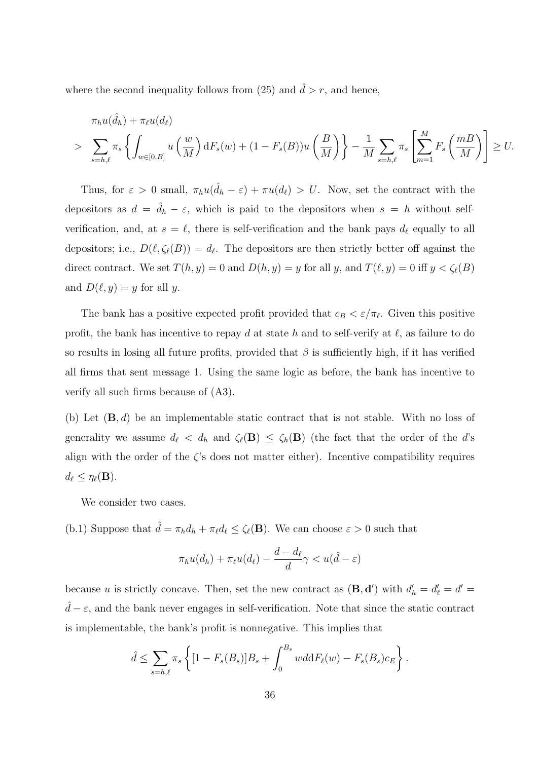where the second inequality follows from (25) and $\hat{d} > r$, and hence,

$$
\begin{aligned}
&\pi_h u(\hat{d}_h) + \pi_\ell u(d_\ell) \\
> \; &\sum_{s=h,\ell} \pi_s \left\{ \int_{w \in [0,B]} u\left(\frac{w}{M}\right) \mathrm{d}F_s(w) + (1 - F_s(B)) u\left(\frac{B}{M}\right) \right\} - \frac{1}{M} \sum_{s=h,\ell} \pi_s \left[ \sum_{m=1}^{M} F_s\left(\frac{mB}{M}\right) \right] \geq U.
\end{aligned}
$$

Thus, for $\varepsilon > 0$ small, $\pi_h u(\hat{d}_h - \varepsilon) + \pi u(d_\ell) > U$. Now, set the contract with the depositors as $d = \hat{d}_h - \varepsilon$, which is paid to the depositors when $s = h$ without self-verification, and, at $s = \ell$, there is self-verification and the bank pays $d_\ell$ equally to all depositors; i.e., $D(\ell, \zeta_\ell(B)) = d_\ell$. The depositors are then strictly better off against the direct contract. We set $T(h, y) = 0$ and $D(h, y) = y$ for all $y$, and $T(\ell, y) = 0$ iff $y < \zeta_\ell(B)$ and $D(\ell, y) = y$ for all $y$.

The bank has a positive expected profit provided that $c_B < \varepsilon / \pi_\ell$. Given this positive profit, the bank has incentive to repay $d$ at state $h$ and to self-verify at $\ell$, as failure to do so results in losing all future profits, provided that $\beta$ is sufficiently high, if it has verified all firms that sent message 1. Using the same logic as before, the bank has incentive to verify all such firms because of (A3).

(b) Let $(\mathbf{B}, d)$ be an implementable static contract that is not stable. With no loss of generality we assume $d_\ell < d_h$ and $\zeta_\ell(\mathbf{B}) \leq \zeta_h(\mathbf{B})$ (the fact that the order of the $d$'s align with the order of the $\zeta$'s does not matter either). Incentive compatibility requires $d_\ell \leq \eta_\ell(\mathbf{B})$.

We consider two cases.

(b.1) Suppose that $\hat{d} = \pi_h d_h + \pi_\ell d_\ell \leq \zeta_\ell(\mathbf{B})$. We can choose $\varepsilon > 0$ such that

$$
\pi_h u(d_h) + \pi_\ell u(d_\ell) - \frac{d - d_\ell}{d} \gamma < u(\hat{d} - \varepsilon)
$$

because $u$ is strictly concave. Then, set the new contract as $(\mathbf{B}, \mathbf{d}')$ with $d'_h = d'_\ell = d' = \hat{d} - \varepsilon$, and the bank never engages in self-verification. Note that since the static contract is implementable, the bank's profit is nonnegative. This implies that

$$
\hat{d} \leq \sum_{s=h,\ell} \pi_s \left\{ [1 - F_s(B_s)] B_s + \int_0^{B_s} w d\mathrm{d}F_\ell(w) - F_s(B_s) c_E \right\}.
$$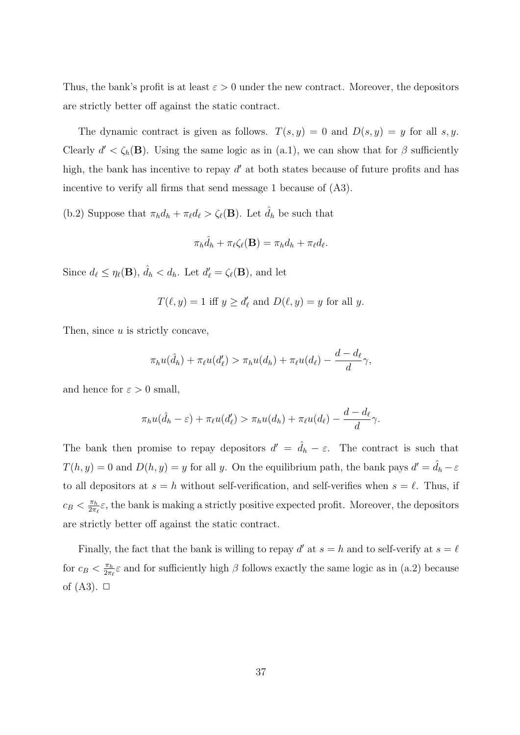Thus, the bank's profit is at least $\varepsilon > 0$ under the new contract. Moreover, the depositors are strictly better off against the static contract.

The dynamic contract is given as follows. $T(s,y) = 0$ and $D(s,y) = y$ for all $s, y$. Clearly $d' < \zeta_h(\mathbf{B})$. Using the same logic as in (a.1), we can show that for $\beta$ sufficiently high, the bank has incentive to repay $d'$ at both states because of future profits and has incentive to verify all firms that send message 1 because of (A3).

(b.2) Suppose that $\pi_h d_h + \pi_\ell d_\ell > \zeta_\ell(\mathbf{B})$. Let $\hat{d}_h$ be such that

$$\pi_h \hat{d}_h + \pi_\ell \zeta_\ell(\mathbf{B}) = \pi_h d_h + \pi_\ell d_\ell.$$

Since $d_\ell \le \eta_\ell(\mathbf{B})$, $\hat{d}_h < d_h$. Let $d'_\ell = \zeta_\ell(\mathbf{B})$, and let

$$T(\ell, y) = 1 \text{ iff } y \ge d'_\ell \text{ and } D(\ell, y) = y \text{ for all } y.$$

Then, since $u$ is strictly concave,

$$\pi_h u(\hat{d}_h) + \pi_\ell u(d'_\ell) > \pi_h u(d_h) + \pi_\ell u(d_\ell) - \frac{d - d_\ell}{d}\gamma,$$

and hence for $\varepsilon > 0$ small,

$$\pi_h u(\hat{d}_h - \varepsilon) + \pi_\ell u(d'_\ell) > \pi_h u(d_h) + \pi_\ell u(d_\ell) - \frac{d - d_\ell}{d}\gamma.$$

The bank then promise to repay depositors $d' = \hat{d}_h - \varepsilon$. The contract is such that $T(h, y) = 0$ and $D(h, y) = y$ for all $y$. On the equilibrium path, the bank pays $d' = \hat{d}_h - \varepsilon$ to all depositors at $s = h$ without self-verification, and self-verifies when $s = \ell$. Thus, if $c_B < \frac{\pi_h}{2\pi_\ell}\varepsilon$, the bank is making a strictly positive expected profit. Moreover, the depositors are strictly better off against the static contract.

Finally, the fact that the bank is willing to repay $d'$ at $s = h$ and to self-verify at $s = \ell$ for $c_B < \frac{\pi_h}{2\pi_\ell}\varepsilon$ and for sufficiently high $\beta$ follows exactly the same logic as in (a.2) because of (A3). □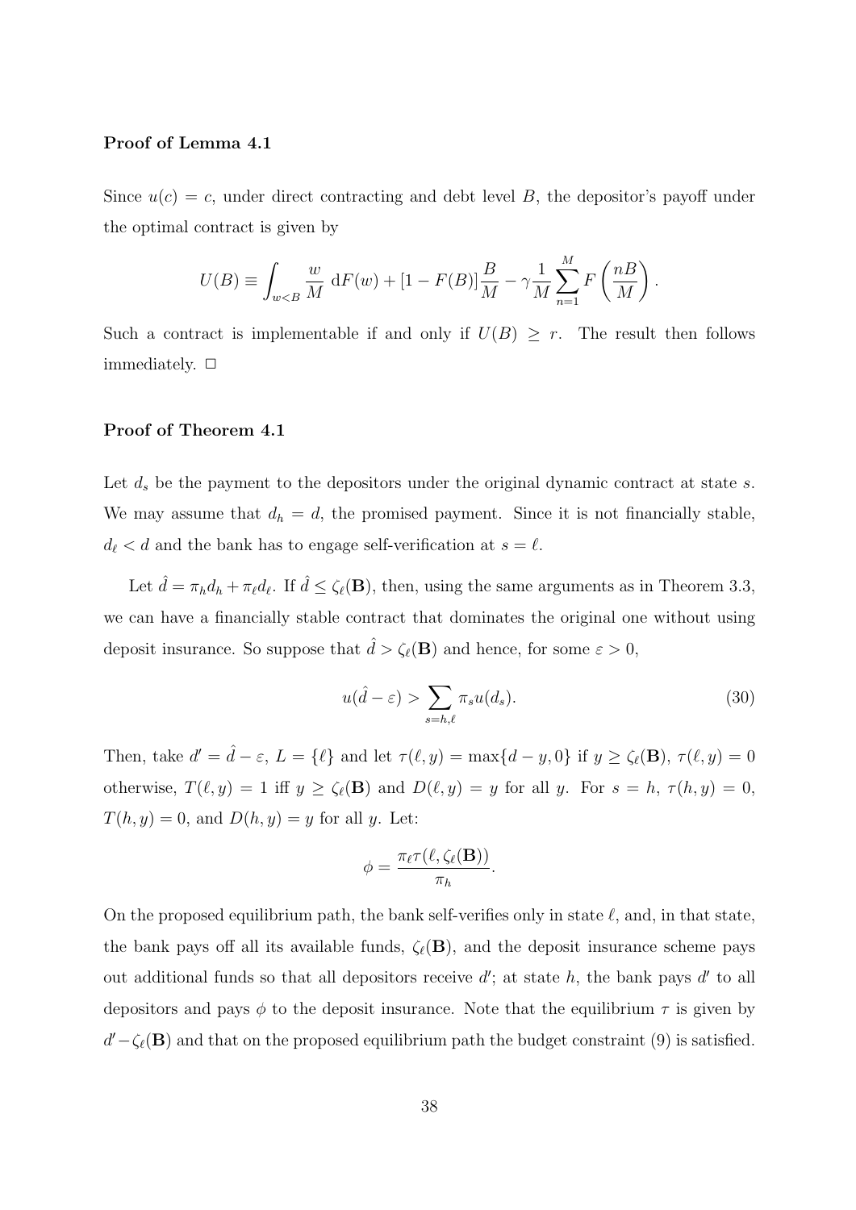**Proof of Lemma 4.1**

Since $u(c) = c$, under direct contracting and debt level $B$, the depositor's payoff under the optimal contract is given by

$$U(B) \equiv \int_{w<B} \frac{w}{M} \, \mathrm{d}F(w) + [1 - F(B)]\frac{B}{M} - \gamma \frac{1}{M} \sum_{n=1}^{M} F\left(\frac{nB}{M}\right).$$

Such a contract is implementable if and only if $U(B) \geq r$. The result then follows immediately. $\square$

**Proof of Theorem 4.1**

Let $d_s$ be the payment to the depositors under the original dynamic contract at state $s$. We may assume that $d_h = d$, the promised payment. Since it is not financially stable, $d_\ell < d$ and the bank has to engage self-verification at $s = \ell$.

Let $\hat{d} = \pi_h d_h + \pi_\ell d_\ell$. If $\hat{d} \leq \zeta_\ell(\mathbf{B})$, then, using the same arguments as in Theorem 3.3, we can have a financially stable contract that dominates the original one without using deposit insurance. So suppose that $\hat{d} > \zeta_\ell(\mathbf{B})$ and hence, for some $\varepsilon > 0$,

$$u(\hat{d} - \varepsilon) > \sum_{s=h,\ell} \pi_s u(d_s). \tag{30}$$

Then, take $d' = \hat{d} - \varepsilon$, $L = \{\ell\}$ and let $\tau(\ell, y) = \max\{d - y, 0\}$ if $y \geq \zeta_\ell(\mathbf{B})$, $\tau(\ell, y) = 0$ otherwise, $T(\ell, y) = 1$ iff $y \geq \zeta_\ell(\mathbf{B})$ and $D(\ell, y) = y$ for all $y$. For $s = h$, $\tau(h, y) = 0$, $T(h, y) = 0$, and $D(h, y) = y$ for all $y$. Let:

$$\phi = \frac{\pi_\ell \tau(\ell, \zeta_\ell(\mathbf{B}))}{\pi_h}.$$

On the proposed equilibrium path, the bank self-verifies only in state $\ell$, and, in that state, the bank pays off all its available funds, $\zeta_\ell(\mathbf{B})$, and the deposit insurance scheme pays out additional funds so that all depositors receive $d'$; at state $h$, the bank pays $d'$ to all depositors and pays $\phi$ to the deposit insurance. Note that the equilibrium $\tau$ is given by $d' - \zeta_\ell(\mathbf{B})$ and that on the proposed equilibrium path the budget constraint (9) is satisfied.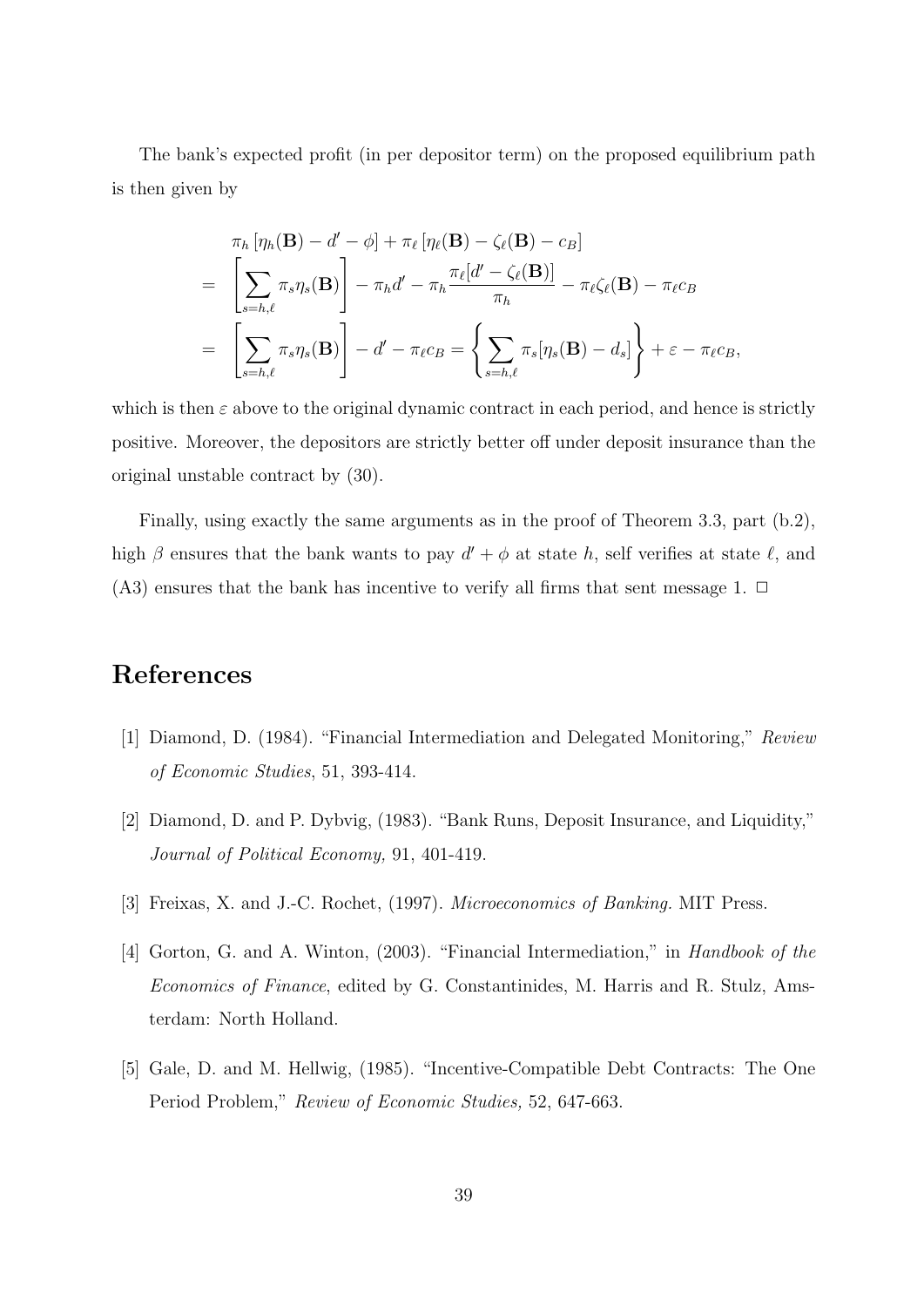The bank's expected profit (in per depositor term) on the proposed equilibrium path is then given by

$$
\begin{aligned}
& \pi_h \left[\eta_h(\mathbf{B}) - d' - \phi\right] + \pi_\ell \left[\eta_\ell(\mathbf{B}) - \zeta_\ell(\mathbf{B}) - c_B\right] \\
= & \left[\sum_{s=h,\ell} \pi_s \eta_s(\mathbf{B})\right] - \pi_h d' - \pi_h \frac{\pi_\ell [d' - \zeta_\ell(\mathbf{B})]}{\pi_h} - \pi_\ell \zeta_\ell(\mathbf{B}) - \pi_\ell c_B \\
= & \left[\sum_{s=h,\ell} \pi_s \eta_s(\mathbf{B})\right] - d' - \pi_\ell c_B = \left\{\sum_{s=h,\ell} \pi_s [\eta_s(\mathbf{B}) - d_s]\right\} + \varepsilon - \pi_\ell c_B,
\end{aligned}
$$

which is then $\varepsilon$ above to the original dynamic contract in each period, and hence is strictly positive. Moreover, the depositors are strictly better off under deposit insurance than the original unstable contract by (30).

Finally, using exactly the same arguments as in the proof of Theorem 3.3, part (b.2), high $\beta$ ensures that the bank wants to pay $d' + \phi$ at state $h$, self verifies at state $\ell$, and (A3) ensures that the bank has incentive to verify all firms that sent message 1. $\square$

# References

[1] Diamond, D. (1984). "Financial Intermediation and Delegated Monitoring," *Review of Economic Studies*, 51, 393-414.

[2] Diamond, D. and P. Dybvig, (1983). "Bank Runs, Deposit Insurance, and Liquidity," *Journal of Political Economy,* 91, 401-419.

[3] Freixas, X. and J.-C. Rochet, (1997). *Microeconomics of Banking.* MIT Press.

[4] Gorton, G. and A. Winton, (2003). "Financial Intermediation," in *Handbook of the Economics of Finance*, edited by G. Constantinides, M. Harris and R. Stulz, Amsterdam: North Holland.

[5] Gale, D. and M. Hellwig, (1985). "Incentive-Compatible Debt Contracts: The One Period Problem," *Review of Economic Studies,* 52, 647-663.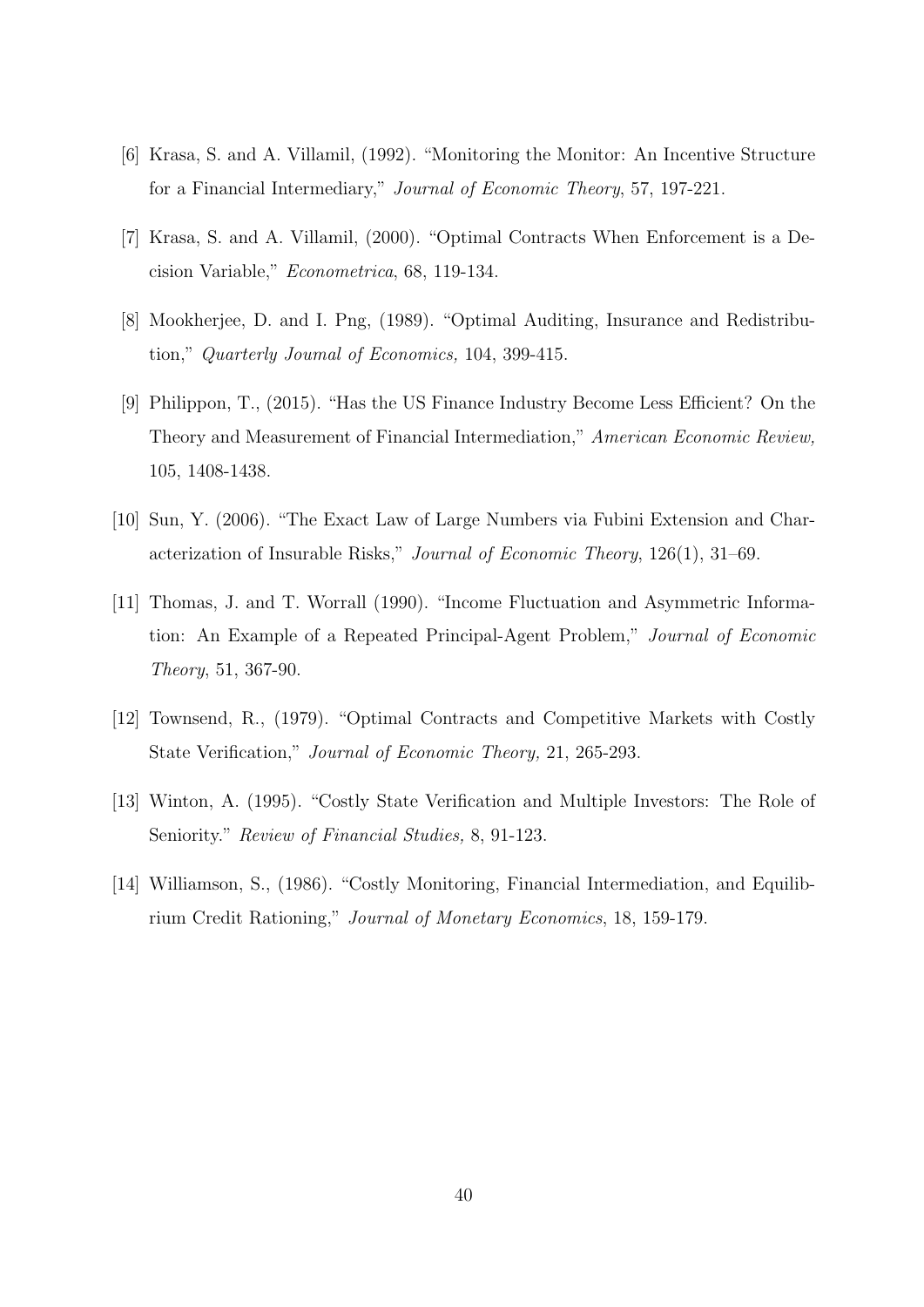[6] Krasa, S. and A. Villamil, (1992). "Monitoring the Monitor: An Incentive Structure for a Financial Intermediary," *Journal of Economic Theory*, 57, 197-221.

[7] Krasa, S. and A. Villamil, (2000). "Optimal Contracts When Enforcement is a Decision Variable," *Econometrica*, 68, 119-134.

[8] Mookherjee, D. and I. Png, (1989). "Optimal Auditing, Insurance and Redistribution," *Quarterly Joumal of Economics,* 104, 399-415.

[9] Philippon, T., (2015). "Has the US Finance Industry Become Less Efficient? On the Theory and Measurement of Financial Intermediation," *American Economic Review,* 105, 1408-1438.

[10] Sun, Y. (2006). "The Exact Law of Large Numbers via Fubini Extension and Characterization of Insurable Risks," *Journal of Economic Theory*, 126(1), 31–69.

[11] Thomas, J. and T. Worrall (1990). "Income Fluctuation and Asymmetric Information: An Example of a Repeated Principal-Agent Problem," *Journal of Economic Theory*, 51, 367-90.

[12] Townsend, R., (1979). "Optimal Contracts and Competitive Markets with Costly State Verification," *Journal of Economic Theory,* 21, 265-293.

[13] Winton, A. (1995). "Costly State Verification and Multiple Investors: The Role of Seniority." *Review of Financial Studies,* 8, 91-123.

[14] Williamson, S., (1986). "Costly Monitoring, Financial Intermediation, and Equilibrium Credit Rationing," *Journal of Monetary Economics*, 18, 159-179.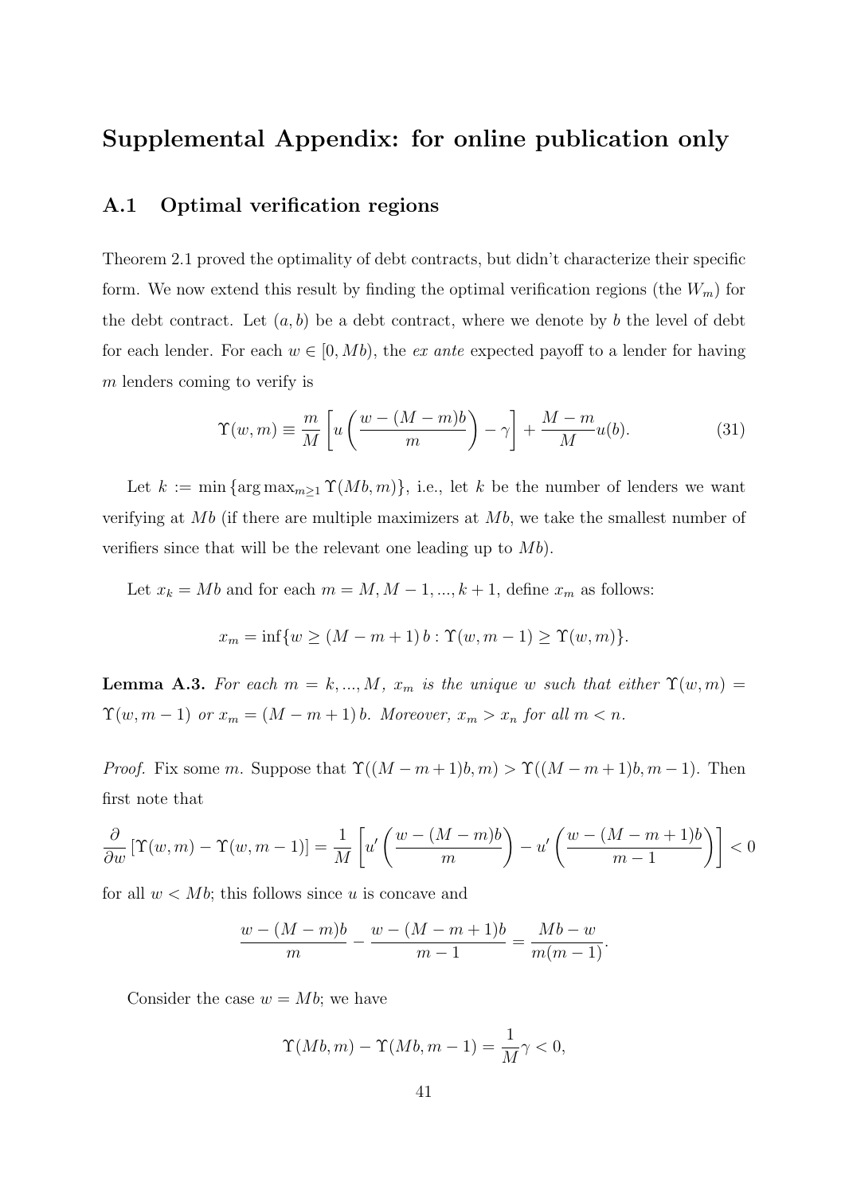# Supplemental Appendix: for online publication only

## A.1 Optimal verification regions

Theorem 2.1 proved the optimality of debt contracts, but didn't characterize their specific form. We now extend this result by finding the optimal verification regions (the $W_m$) for the debt contract. Let $(a, b)$ be a debt contract, where we denote by $b$ the level of debt for each lender. For each $w \in [0, Mb)$, the *ex ante* expected payoff to a lender for having $m$ lenders coming to verify is

$$\Upsilon(w, m) \equiv \frac{m}{M}\left[u\left(\frac{w-(M-m)b}{m}\right)-\gamma\right]+\frac{M-m}{M}u(b). \tag{31}$$

Let $k := \min\{\arg\max_{m\geq 1} \Upsilon(Mb, m)\}$, i.e., let $k$ be the number of lenders we want verifying at $Mb$ (if there are multiple maximizers at $Mb$, we take the smallest number of verifiers since that will be the relevant one leading up to $Mb$).

Let $x_k = Mb$ and for each $m = M, M-1, ..., k+1$, define $x_m$ as follows:

$$x_m = \inf\{w \geq (M-m+1)\,b : \Upsilon(w, m-1) \geq \Upsilon(w, m)\}.$$

**Lemma A.3.** *For each $m = k, ..., M$, $x_m$ is the unique $w$ such that either $\Upsilon(w, m) = \Upsilon(w, m-1)$ or $x_m = (M-m+1)\,b$. Moreover, $x_m > x_n$ for all $m < n$.*

*Proof.* Fix some $m$. Suppose that $\Upsilon((M-m+1)b, m) > \Upsilon((M-m+1)b, m-1)$. Then first note that

$$\frac{\partial}{\partial w}\left[\Upsilon(w,m)-\Upsilon(w,m-1)\right]=\frac{1}{M}\left[u'\left(\frac{w-(M-m)b}{m}\right)-u'\left(\frac{w-(M-m+1)b}{m-1}\right)\right]<0$$

for all $w < Mb$; this follows since $u$ is concave and

$$\frac{w-(M-m)b}{m}-\frac{w-(M-m+1)b}{m-1}=\frac{Mb-w}{m(m-1)}.$$

Consider the case $w = Mb$; we have

$$\Upsilon(Mb, m) - \Upsilon(Mb, m-1) = \frac{1}{M}\gamma < 0,$$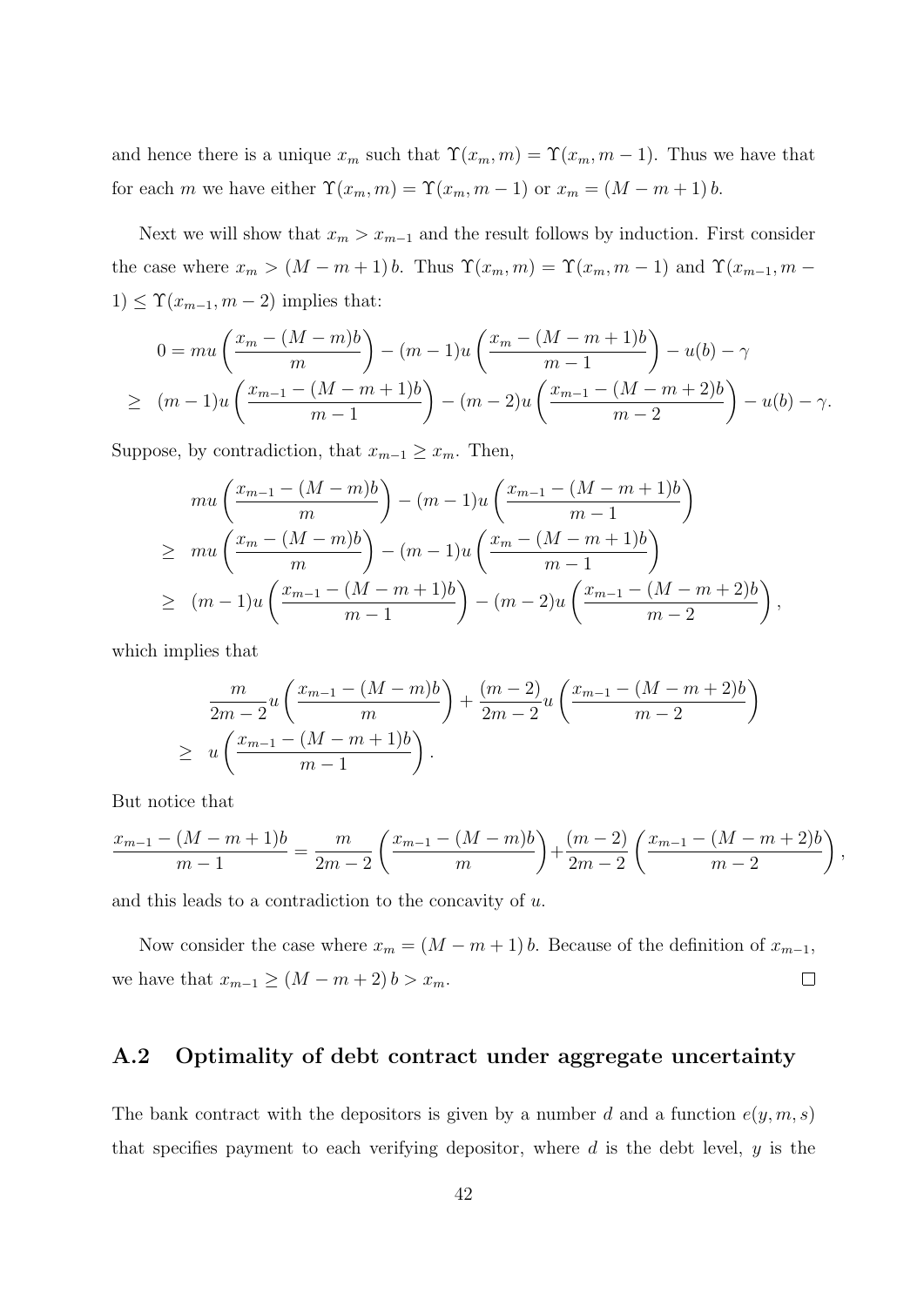and hence there is a unique $x_m$ such that $\Upsilon(x_m, m) = \Upsilon(x_m, m-1)$. Thus we have that for each $m$ we have either $\Upsilon(x_m, m) = \Upsilon(x_m, m-1)$ or $x_m = (M - m + 1)\,b$.

Next we will show that $x_m > x_{m-1}$ and the result follows by induction. First consider the case where $x_m > (M - m + 1)\,b$. Thus $\Upsilon(x_m, m) = \Upsilon(x_m, m-1)$ and $\Upsilon(x_{m-1}, m-1) \leq \Upsilon(x_{m-1}, m-2)$ implies that:

$$
\begin{aligned}
0 &= mu\left(\frac{x_m - (M-m)b}{m}\right) - (m-1)u\left(\frac{x_m - (M-m+1)b}{m-1}\right) - u(b) - \gamma \\
&\geq \;\; (m-1)u\left(\frac{x_{m-1} - (M-m+1)b}{m-1}\right) - (m-2)u\left(\frac{x_{m-1} - (M-m+2)b}{m-2}\right) - u(b) - \gamma.
\end{aligned}
$$

Suppose, by contradiction, that $x_{m-1} \geq x_m$. Then,

$$
\begin{aligned}
& mu\left(\frac{x_{m-1} - (M-m)b}{m}\right) - (m-1)u\left(\frac{x_{m-1} - (M-m+1)b}{m-1}\right) \\
\geq \;\; & mu\left(\frac{x_m - (M-m)b}{m}\right) - (m-1)u\left(\frac{x_m - (M-m+1)b}{m-1}\right) \\
\geq \;\; & (m-1)u\left(\frac{x_{m-1} - (M-m+1)b}{m-1}\right) - (m-2)u\left(\frac{x_{m-1} - (M-m+2)b}{m-2}\right),
\end{aligned}
$$

which implies that

$$
\begin{aligned}
& \frac{m}{2m-2}u\left(\frac{x_{m-1} - (M-m)b}{m}\right) + \frac{(m-2)}{2m-2}u\left(\frac{x_{m-1} - (M-m+2)b}{m-2}\right) \\
\geq \;\; & u\left(\frac{x_{m-1} - (M-m+1)b}{m-1}\right).
\end{aligned}
$$

But notice that

$$
\frac{x_{m-1} - (M-m+1)b}{m-1} = \frac{m}{2m-2}\left(\frac{x_{m-1} - (M-m)b}{m}\right) + \frac{(m-2)}{2m-2}\left(\frac{x_{m-1} - (M-m+2)b}{m-2}\right),
$$

and this leads to a contradiction to the concavity of $u$.

Now consider the case where $x_m = (M - m + 1)\,b$. Because of the definition of $x_{m-1}$, we have that $x_{m-1} \geq (M - m + 2)\,b > x_m$. $\square$

## A.2 Optimality of debt contract under aggregate uncertainty

The bank contract with the depositors is given by a number $d$ and a function $e(y, m, s)$ that specifies payment to each verifying depositor, where $d$ is the debt level, $y$ is the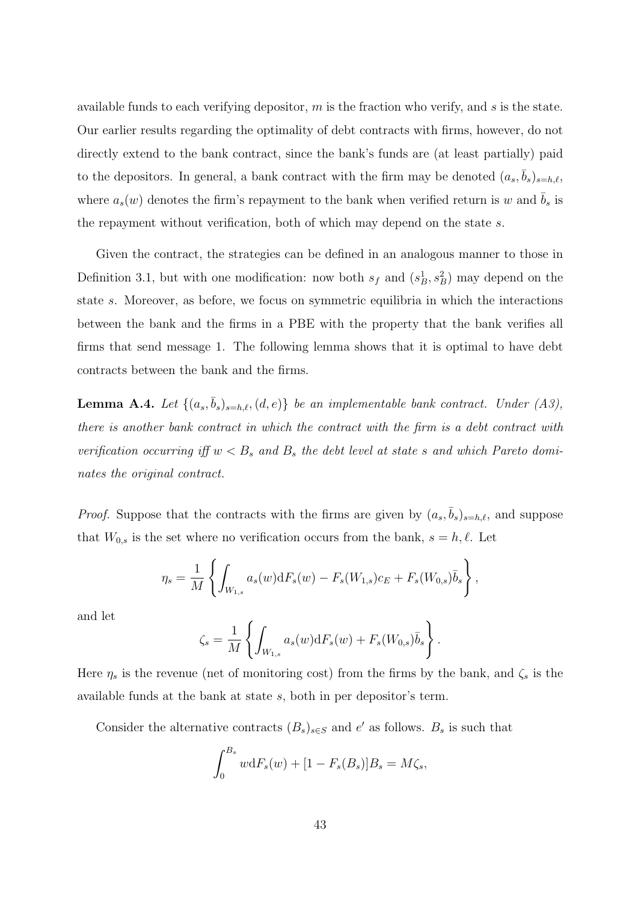available funds to each verifying depositor, $m$ is the fraction who verify, and $s$ is the state. Our earlier results regarding the optimality of debt contracts with firms, however, do not directly extend to the bank contract, since the bank's funds are (at least partially) paid to the depositors. In general, a bank contract with the firm may be denoted $(a_s, \bar{b}_s)_{s=h,\ell}$, where $a_s(w)$ denotes the firm's repayment to the bank when verified return is $w$ and $\bar{b}_s$ is the repayment without verification, both of which may depend on the state $s$.

Given the contract, the strategies can be defined in an analogous manner to those in Definition 3.1, but with one modification: now both $s_f$ and $(s_B^1, s_B^2)$ may depend on the state $s$. Moreover, as before, we focus on symmetric equilibria in which the interactions between the bank and the firms in a PBE with the property that the bank verifies all firms that send message 1. The following lemma shows that it is optimal to have debt contracts between the bank and the firms.

**Lemma A.4.** *Let $\{(a_s, \bar{b}_s)_{s=h,\ell}, (d, e)\}$ be an implementable bank contract. Under (A3), there is another bank contract in which the contract with the firm is a debt contract with verification occurring iff $w < B_s$ and $B_s$ the debt level at state $s$ and which Pareto dominates the original contract.*

*Proof.* Suppose that the contracts with the firms are given by $(a_s, \bar{b}_s)_{s=h,\ell}$, and suppose that $W_{0,s}$ is the set where no verification occurs from the bank, $s = h, \ell$. Let

$$\eta_s = \frac{1}{M}\left\{\int_{W_{1,s}} a_s(w)\mathrm{d}F_s(w) - F_s(W_{1,s})c_E + F_s(W_{0,s})\bar{b}_s\right\},$$

and let

$$\zeta_s = \frac{1}{M}\left\{\int_{W_{1,s}} a_s(w)\mathrm{d}F_s(w) + F_s(W_{0,s})\bar{b}_s\right\}.$$

Here $\eta_s$ is the revenue (net of monitoring cost) from the firms by the bank, and $\zeta_s$ is the available funds at the bank at state $s$, both in per depositor's term.

Consider the alternative contracts $(B_s)_{s\in S}$ and $e'$ as follows. $B_s$ is such that

$$\int_0^{B_s} w\mathrm{d}F_s(w) + [1 - F_s(B_s)]B_s = M\zeta_s,$$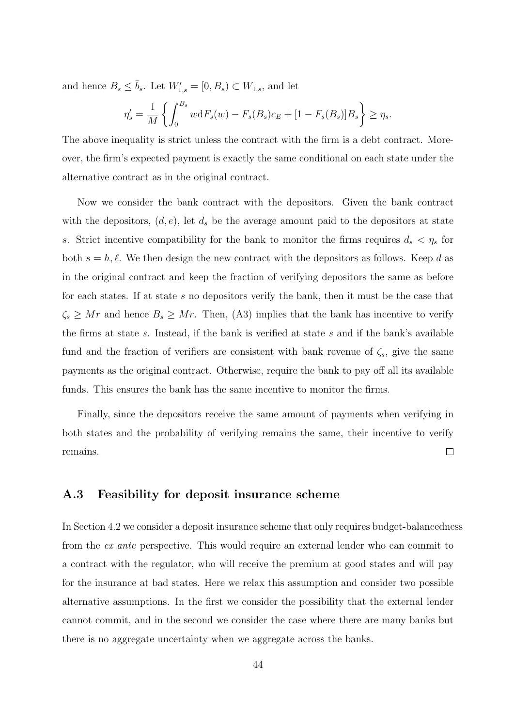and hence $B_s \leq \bar{b}_s$. Let $W'_{1,s} = [0, B_s) \subset W_{1,s}$, and let

$$\eta'_s = \frac{1}{M} \left\{ \int_0^{B_s} w \mathrm{d}F_s(w) - F_s(B_s)c_E + [1 - F_s(B_s)]B_s \right\} \geq \eta_s.$$

The above inequality is strict unless the contract with the firm is a debt contract. Moreover, the firm's expected payment is exactly the same conditional on each state under the alternative contract as in the original contract.

Now we consider the bank contract with the depositors. Given the bank contract with the depositors, $(d, e)$, let $d_s$ be the average amount paid to the depositors at state $s$. Strict incentive compatibility for the bank to monitor the firms requires $d_s < \eta_s$ for both $s = h, \ell$. We then design the new contract with the depositors as follows. Keep $d$ as in the original contract and keep the fraction of verifying depositors the same as before for each states. If at state $s$ no depositors verify the bank, then it must be the case that $\zeta_s \geq Mr$ and hence $B_s \geq Mr$. Then, (A3) implies that the bank has incentive to verify the firms at state $s$. Instead, if the bank is verified at state $s$ and if the bank's available fund and the fraction of verifiers are consistent with bank revenue of $\zeta_s$, give the same payments as the original contract. Otherwise, require the bank to pay off all its available funds. This ensures the bank has the same incentive to monitor the firms.

Finally, since the depositors receive the same amount of payments when verifying in both states and the probability of verifying remains the same, their incentive to verify remains. $\square$

### A.3 Feasibility for deposit insurance scheme

In Section 4.2 we consider a deposit insurance scheme that only requires budget-balancedness from the *ex ante* perspective. This would require an external lender who can commit to a contract with the regulator, who will receive the premium at good states and will pay for the insurance at bad states. Here we relax this assumption and consider two possible alternative assumptions. In the first we consider the possibility that the external lender cannot commit, and in the second we consider the case where there are many banks but there is no aggregate uncertainty when we aggregate across the banks.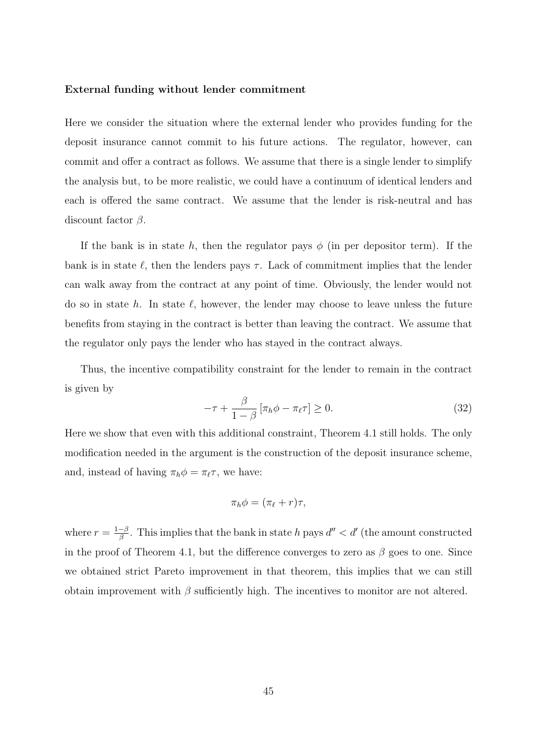**External funding without lender commitment**

Here we consider the situation where the external lender who provides funding for the deposit insurance cannot commit to his future actions. The regulator, however, can commit and offer a contract as follows. We assume that there is a single lender to simplify the analysis but, to be more realistic, we could have a continuum of identical lenders and each is offered the same contract. We assume that the lender is risk-neutral and has discount factor $\beta$.

If the bank is in state $h$, then the regulator pays $\phi$ (in per depositor term). If the bank is in state $\ell$, then the lenders pays $\tau$. Lack of commitment implies that the lender can walk away from the contract at any point of time. Obviously, the lender would not do so in state $h$. In state $\ell$, however, the lender may choose to leave unless the future benefits from staying in the contract is better than leaving the contract. We assume that the regulator only pays the lender who has stayed in the contract always.

Thus, the incentive compatibility constraint for the lender to remain in the contract is given by

$$-\tau + \frac{\beta}{1-\beta}\left[\pi_h \phi - \pi_\ell \tau\right] \geq 0. \tag{32}$$

Here we show that even with this additional constraint, Theorem 4.1 still holds. The only modification needed in the argument is the construction of the deposit insurance scheme, and, instead of having $\pi_h \phi = \pi_\ell \tau$, we have:

$$\pi_h \phi = (\pi_\ell + r)\tau,$$

where $r = \frac{1-\beta}{\beta}$. This implies that the bank in state $h$ pays $d'' < d'$ (the amount constructed in the proof of Theorem 4.1, but the difference converges to zero as $\beta$ goes to one. Since we obtained strict Pareto improvement in that theorem, this implies that we can still obtain improvement with $\beta$ sufficiently high. The incentives to monitor are not altered.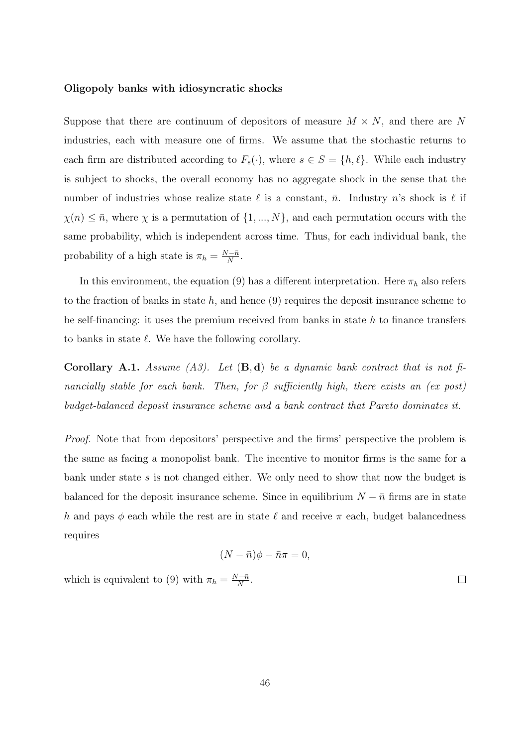**Oligopoly banks with idiosyncratic shocks**

Suppose that there are continuum of depositors of measure $M \times N$, and there are $N$ industries, each with measure one of firms. We assume that the stochastic returns to each firm are distributed according to $F_s(\cdot)$, where $s \in S = \{h, \ell\}$. While each industry is subject to shocks, the overall economy has no aggregate shock in the sense that the number of industries whose realize state $\ell$ is a constant, $\bar{n}$. Industry $n$'s shock is $\ell$ if $\chi(n) \leq \bar{n}$, where $\chi$ is a permutation of $\{1, ..., N\}$, and each permutation occurs with the same probability, which is independent across time. Thus, for each individual bank, the probability of a high state is $\pi_h = \frac{N-\bar{n}}{N}$.

In this environment, the equation (9) has a different interpretation. Here $\pi_h$ also refers to the fraction of banks in state $h$, and hence (9) requires the deposit insurance scheme to be self-financing: it uses the premium received from banks in state $h$ to finance transfers to banks in state $\ell$. We have the following corollary.

**Corollary A.1.** *Assume (A3). Let* $(\mathbf{B}, \mathbf{d})$ *be a dynamic bank contract that is not financially stable for each bank. Then, for* $\beta$ *sufficiently high, there exists an (ex post) budget-balanced deposit insurance scheme and a bank contract that Pareto dominates it.*

*Proof.* Note that from depositors' perspective and the firms' perspective the problem is the same as facing a monopolist bank. The incentive to monitor firms is the same for a bank under state $s$ is not changed either. We only need to show that now the budget is balanced for the deposit insurance scheme. Since in equilibrium $N - \bar{n}$ firms are in state $h$ and pays $\phi$ each while the rest are in state $\ell$ and receive $\pi$ each, budget balancedness requires

$$(N - \bar{n})\phi - \bar{n}\pi = 0,$$

which is equivalent to (9) with $\pi_h = \frac{N-\bar{n}}{N}$. $\square$